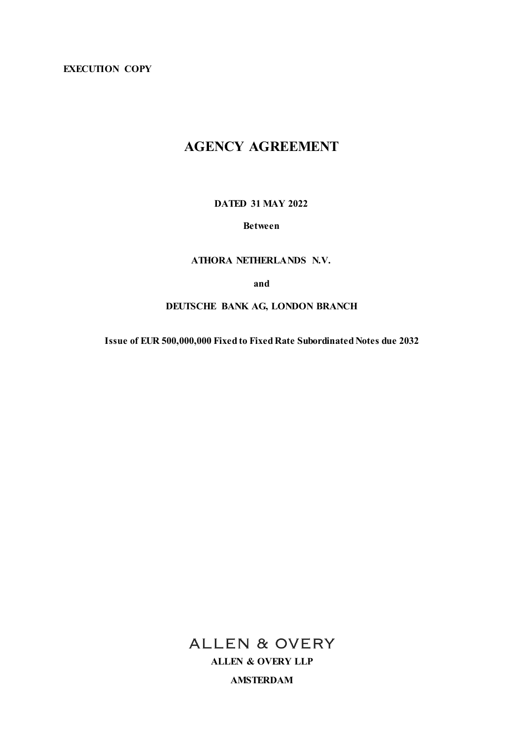**EXECUTION COPY**

# AGENCY AGREEMENT

**DATED 31 MAY 2022**

**Between**

**ATHORA NETHERLANDS N.V.**

**and**

**DEUTSCHE BANK AG, LONDON BRANCH**

**Issue of EUR 500,000,000 Fixed to Fixed Rate Subordinated Notes due 2032**

ALLEN & OVERY

**ALLEN & OVERY LLP**

**AMSTERDAM**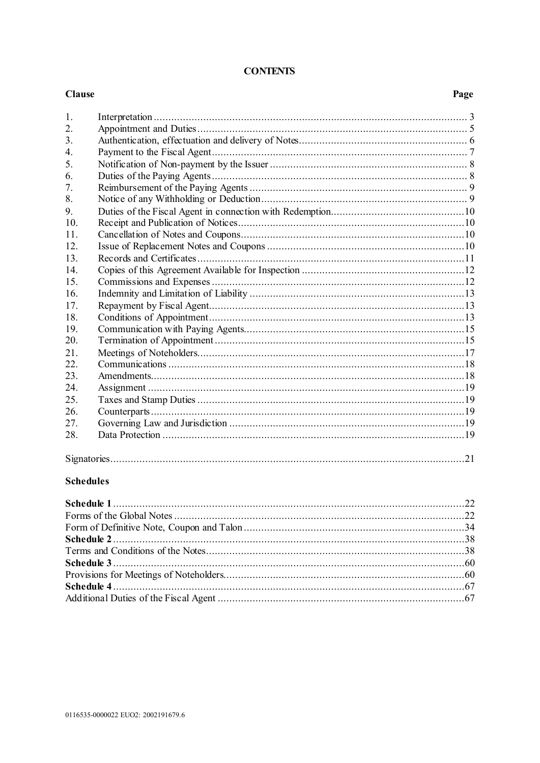# CONTENTS

| Clause | | Page |
|---|---|---|
| 1. | Interpretation | 3 |
| 2. | Appointment and Duties | 5 |
| 3. | Authentication, effectuation and delivery of Notes | 6 |
| 4. | Payment to the Fiscal Agent | 7 |
| 5. | Notification of Non-payment by the Issuer | 8 |
| 6. | Duties of the Paying Agents | 8 |
| 7. | Reimbursement of the Paying Agents | 9 |
| 8. | Notice of any Withholding or Deduction | 9 |
| 9. | Duties of the Fiscal Agent in connection with Redemption | 10 |
| 10. | Receipt and Publication of Notices | 10 |
| 11. | Cancellation of Notes and Coupons | 10 |
| 12. | Issue of Replacement Notes and Coupons | 10 |
| 13. | Records and Certificates | 11 |
| 14. | Copies of this Agreement Available for Inspection | 12 |
| 15. | Commissions and Expenses | 12 |
| 16. | Indemnity and Limitation of Liability | 13 |
| 17. | Repayment by Fiscal Agent | 13 |
| 18. | Conditions of Appointment | 13 |
| 19. | Communication with Paying Agents | 15 |
| 20. | Termination of Appointment | 15 |
| 21. | Meetings of Noteholders | 17 |
| 22. | Communications | 18 |
| 23. | Amendments | 18 |
| 24. | Assignment | 19 |
| 25. | Taxes and Stamp Duties | 19 |
| 26. | Counterparts | 19 |
| 27. | Governing Law and Jurisdiction | 19 |
| 28. | Data Protection | 19 |

Signatories ........ 21

**Schedules**

| | Page |
|---|---|
| **Schedule 1** | 22 |
| Forms of the Global Notes | 22 |
| Form of Definitive Note, Coupon and Talon | 34 |
| **Schedule 2** | 38 |
| Terms and Conditions of the Notes | 38 |
| **Schedule 3** | 60 |
| Provisions for Meetings of Noteholders | 60 |
| **Schedule 4** | 67 |
| Additional Duties of the Fiscal Agent | 67 |

0116535-0000022 EUO2: 2002191679.6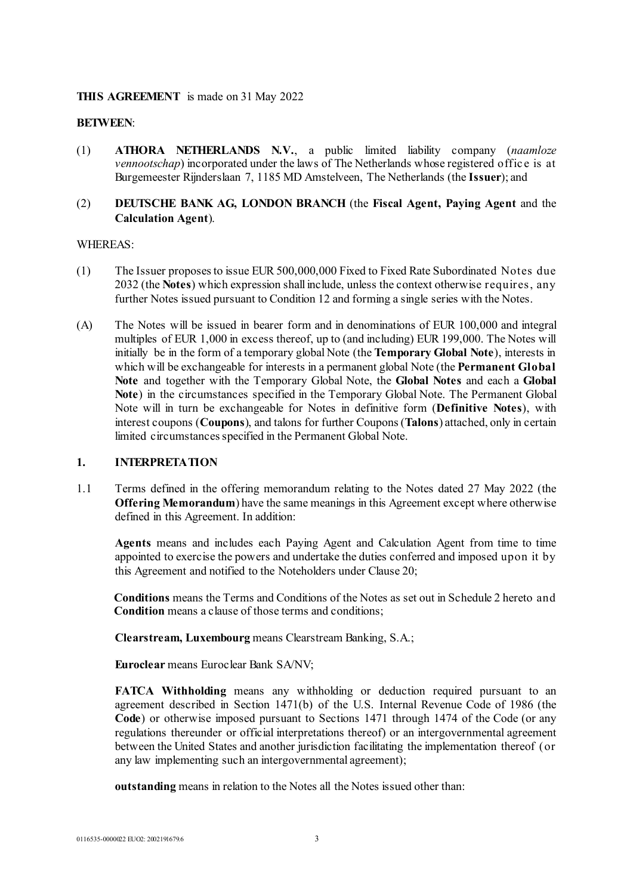**THIS AGREEMENT** is made on 31 May 2022

**BETWEEN**:

(1) **ATHORA NETHERLANDS N.V.**, a public limited liability company (*naamloze vennootschap*) incorporated under the laws of The Netherlands whose registered office is at Burgemeester Rijnderslaan 7, 1185 MD Amstelveen, The Netherlands (the **Issuer**); and

(2) **DEUTSCHE BANK AG, LONDON BRANCH** (the **Fiscal Agent, Paying Agent** and the **Calculation Agent**).

WHEREAS:

(1) The Issuer proposes to issue EUR 500,000,000 Fixed to Fixed Rate Subordinated Notes due 2032 (the **Notes**) which expression shall include, unless the context otherwise requires, any further Notes issued pursuant to Condition 12 and forming a single series with the Notes.

(A) The Notes will be issued in bearer form and in denominations of EUR 100,000 and integral multiples of EUR 1,000 in excess thereof, up to (and including) EUR 199,000. The Notes will initially be in the form of a temporary global Note (the **Temporary Global Note**), interests in which will be exchangeable for interests in a permanent global Note (the **Permanent Global Note** and together with the Temporary Global Note, the **Global Notes** and each a **Global Note**) in the circumstances specified in the Temporary Global Note. The Permanent Global Note will in turn be exchangeable for Notes in definitive form (**Definitive Notes**), with interest coupons (**Coupons**), and talons for further Coupons (**Talons**) attached, only in certain limited circumstances specified in the Permanent Global Note.

## 1. INTERPRETATION

1.1 Terms defined in the offering memorandum relating to the Notes dated 27 May 2022 (the **Offering Memorandum**) have the same meanings in this Agreement except where otherwise defined in this Agreement. In addition:

**Agents** means and includes each Paying Agent and Calculation Agent from time to time appointed to exercise the powers and undertake the duties conferred and imposed upon it by this Agreement and notified to the Noteholders under Clause 20;

**Conditions** means the Terms and Conditions of the Notes as set out in Schedule 2 hereto and **Condition** means a clause of those terms and conditions;

**Clearstream, Luxembourg** means Clearstream Banking, S.A.;

**Euroclear** means Euroclear Bank SA/NV;

**FATCA Withholding** means any withholding or deduction required pursuant to an agreement described in Section 1471(b) of the U.S. Internal Revenue Code of 1986 (the **Code**) or otherwise imposed pursuant to Sections 1471 through 1474 of the Code (or any regulations thereunder or official interpretations thereof) or an intergovernmental agreement between the United States and another jurisdiction facilitating the implementation thereof (or any law implementing such an intergovernmental agreement);

**outstanding** means in relation to the Notes all the Notes issued other than: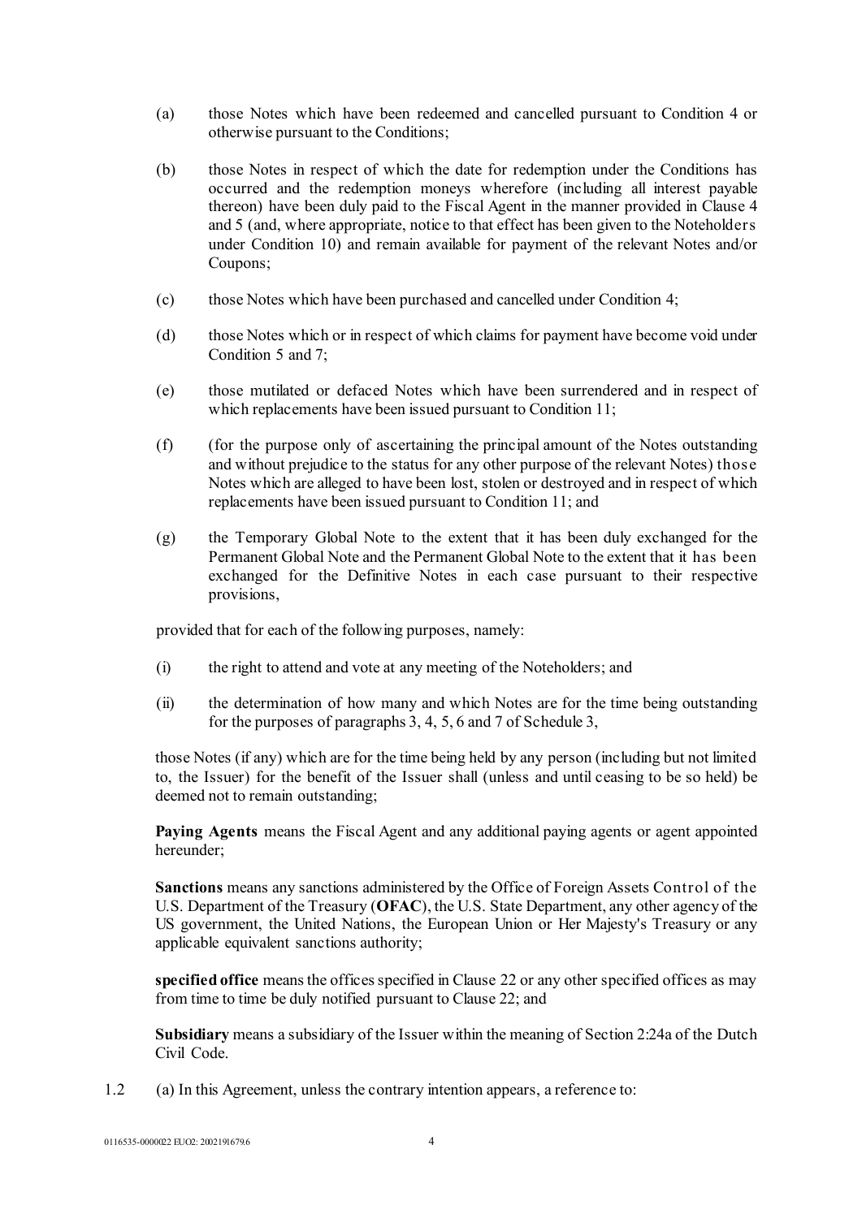(a) those Notes which have been redeemed and cancelled pursuant to Condition 4 or otherwise pursuant to the Conditions;

(b) those Notes in respect of which the date for redemption under the Conditions has occurred and the redemption moneys wherefore (including all interest payable thereon) have been duly paid to the Fiscal Agent in the manner provided in Clause 4 and 5 (and, where appropriate, notice to that effect has been given to the Noteholders under Condition 10) and remain available for payment of the relevant Notes and/or Coupons;

(c) those Notes which have been purchased and cancelled under Condition 4;

(d) those Notes which or in respect of which claims for payment have become void under Condition 5 and 7;

(e) those mutilated or defaced Notes which have been surrendered and in respect of which replacements have been issued pursuant to Condition 11;

(f) (for the purpose only of ascertaining the principal amount of the Notes outstanding and without prejudice to the status for any other purpose of the relevant Notes) those Notes which are alleged to have been lost, stolen or destroyed and in respect of which replacements have been issued pursuant to Condition 11; and

(g) the Temporary Global Note to the extent that it has been duly exchanged for the Permanent Global Note and the Permanent Global Note to the extent that it has been exchanged for the Definitive Notes in each case pursuant to their respective provisions,

provided that for each of the following purposes, namely:

(i) the right to attend and vote at any meeting of the Noteholders; and

(ii) the determination of how many and which Notes are for the time being outstanding for the purposes of paragraphs 3, 4, 5, 6 and 7 of Schedule 3,

those Notes (if any) which are for the time being held by any person (including but not limited to, the Issuer) for the benefit of the Issuer shall (unless and until ceasing to be so held) be deemed not to remain outstanding;

**Paying Agents** means the Fiscal Agent and any additional paying agents or agent appointed hereunder;

**Sanctions** means any sanctions administered by the Office of Foreign Assets Control of the U.S. Department of the Treasury (**OFAC**), the U.S. State Department, any other agency of the US government, the United Nations, the European Union or Her Majesty's Treasury or any applicable equivalent sanctions authority;

**specified office** means the offices specified in Clause 22 or any other specified offices as may from time to time be duly notified pursuant to Clause 22; and

**Subsidiary** means a subsidiary of the Issuer within the meaning of Section 2:24a of the Dutch Civil Code.

1.2 (a) In this Agreement, unless the contrary intention appears, a reference to: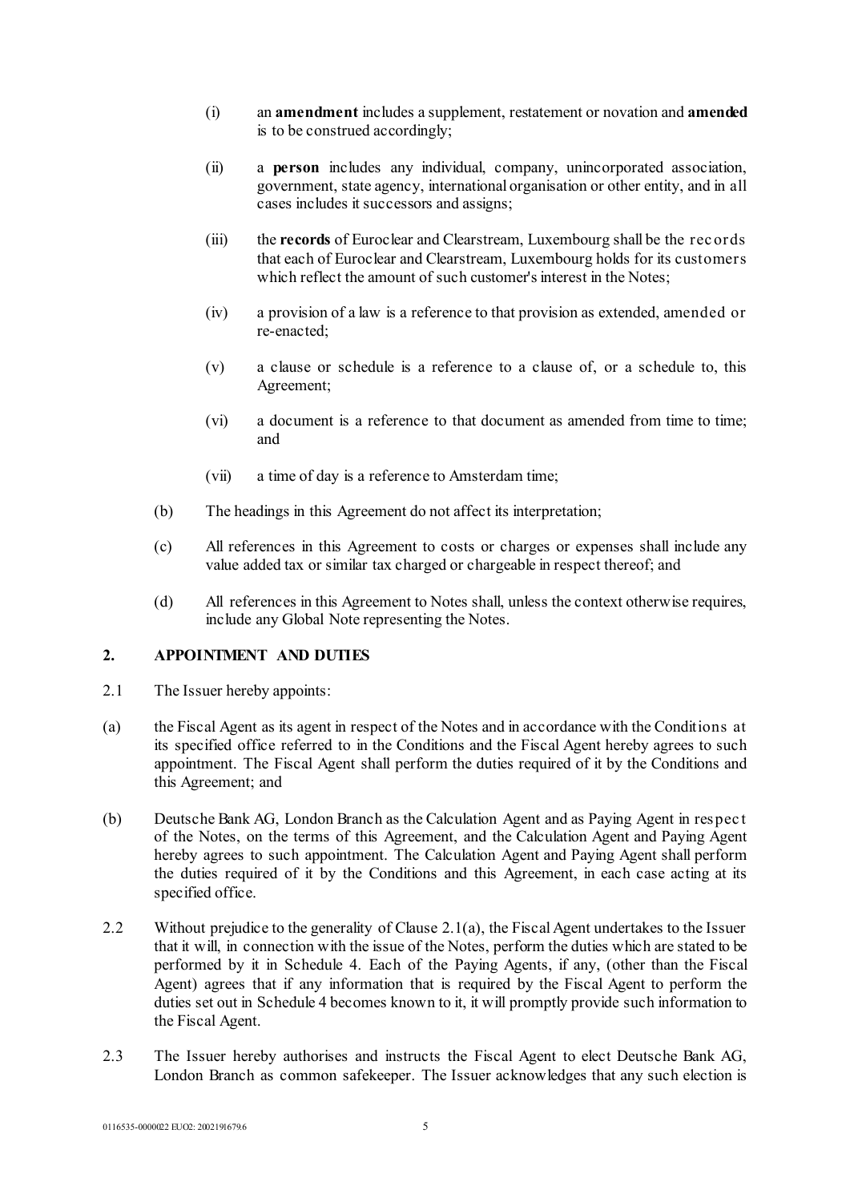(i) an **amendment** includes a supplement, restatement or novation and **amended** is to be construed accordingly;

(ii) a **person** includes any individual, company, unincorporated association, government, state agency, international organisation or other entity, and in all cases includes it successors and assigns;

(iii) the **records** of Euroclear and Clearstream, Luxembourg shall be the records that each of Euroclear and Clearstream, Luxembourg holds for its customers which reflect the amount of such customer's interest in the Notes;

(iv) a provision of a law is a reference to that provision as extended, amended or re-enacted;

(v) a clause or schedule is a reference to a clause of, or a schedule to, this Agreement;

(vi) a document is a reference to that document as amended from time to time; and

(vii) a time of day is a reference to Amsterdam time;

(b) The headings in this Agreement do not affect its interpretation;

(c) All references in this Agreement to costs or charges or expenses shall include any value added tax or similar tax charged or chargeable in respect thereof; and

(d) All references in this Agreement to Notes shall, unless the context otherwise requires, include any Global Note representing the Notes.

## 2. APPOINTMENT AND DUTIES

2.1 The Issuer hereby appoints:

(a) the Fiscal Agent as its agent in respect of the Notes and in accordance with the Conditions at its specified office referred to in the Conditions and the Fiscal Agent hereby agrees to such appointment. The Fiscal Agent shall perform the duties required of it by the Conditions and this Agreement; and

(b) Deutsche Bank AG, London Branch as the Calculation Agent and as Paying Agent in respect of the Notes, on the terms of this Agreement, and the Calculation Agent and Paying Agent hereby agrees to such appointment. The Calculation Agent and Paying Agent shall perform the duties required of it by the Conditions and this Agreement, in each case acting at its specified office.

2.2 Without prejudice to the generality of Clause 2.1(a), the Fiscal Agent undertakes to the Issuer that it will, in connection with the issue of the Notes, perform the duties which are stated to be performed by it in Schedule 4. Each of the Paying Agents, if any, (other than the Fiscal Agent) agrees that if any information that is required by the Fiscal Agent to perform the duties set out in Schedule 4 becomes known to it, it will promptly provide such information to the Fiscal Agent.

2.3 The Issuer hereby authorises and instructs the Fiscal Agent to elect Deutsche Bank AG, London Branch as common safekeeper. The Issuer acknowledges that any such election is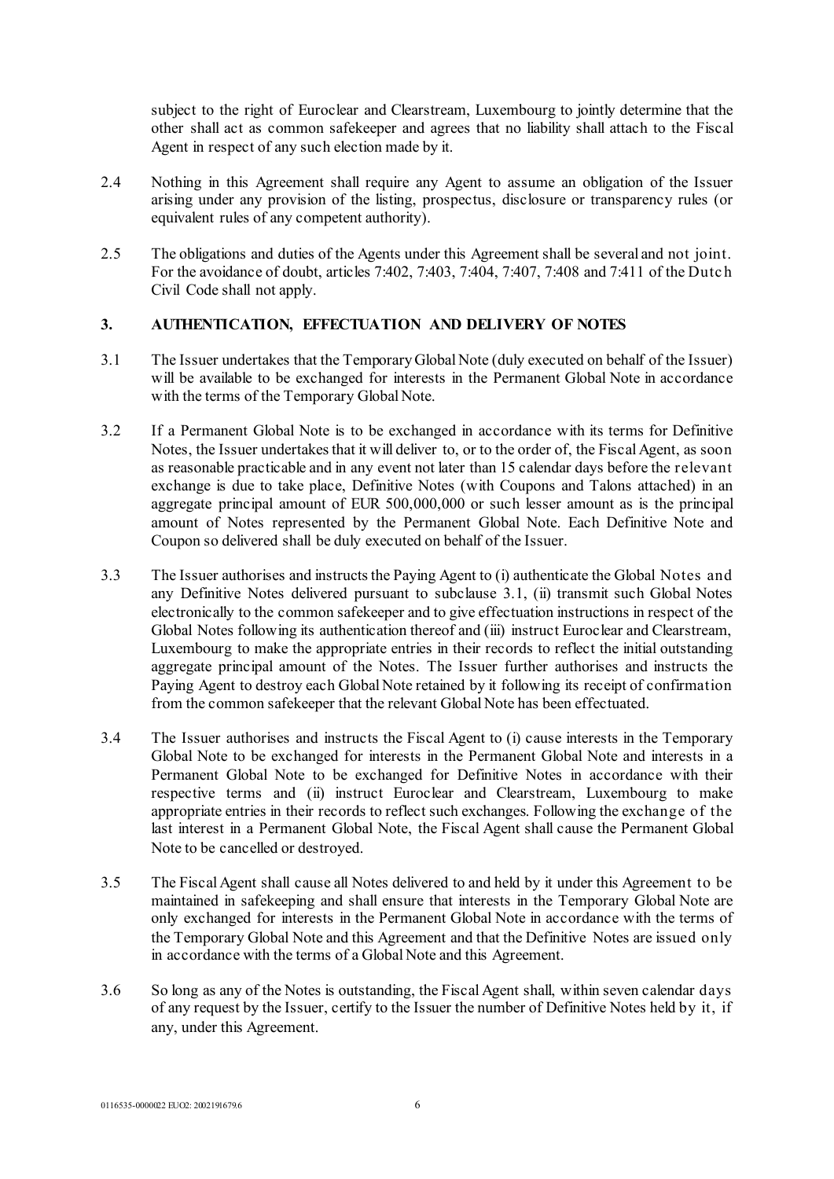subject to the right of Euroclear and Clearstream, Luxembourg to jointly determine that the other shall act as common safekeeper and agrees that no liability shall attach to the Fiscal Agent in respect of any such election made by it.

2.4 Nothing in this Agreement shall require any Agent to assume an obligation of the Issuer arising under any provision of the listing, prospectus, disclosure or transparency rules (or equivalent rules of any competent authority).

2.5 The obligations and duties of the Agents under this Agreement shall be several and not joint. For the avoidance of doubt, articles 7:402, 7:403, 7:404, 7:407, 7:408 and 7:411 of the Dutch Civil Code shall not apply.

## 3. AUTHENTICATION, EFFECTUATION AND DELIVERY OF NOTES

3.1 The Issuer undertakes that the Temporary Global Note (duly executed on behalf of the Issuer) will be available to be exchanged for interests in the Permanent Global Note in accordance with the terms of the Temporary Global Note.

3.2 If a Permanent Global Note is to be exchanged in accordance with its terms for Definitive Notes, the Issuer undertakes that it will deliver to, or to the order of, the Fiscal Agent, as soon as reasonable practicable and in any event not later than 15 calendar days before the relevant exchange is due to take place, Definitive Notes (with Coupons and Talons attached) in an aggregate principal amount of EUR 500,000,000 or such lesser amount as is the principal amount of Notes represented by the Permanent Global Note. Each Definitive Note and Coupon so delivered shall be duly executed on behalf of the Issuer.

3.3 The Issuer authorises and instructs the Paying Agent to (i) authenticate the Global Notes and any Definitive Notes delivered pursuant to subclause 3.1, (ii) transmit such Global Notes electronically to the common safekeeper and to give effectuation instructions in respect of the Global Notes following its authentication thereof and (iii) instruct Euroclear and Clearstream, Luxembourg to make the appropriate entries in their records to reflect the initial outstanding aggregate principal amount of the Notes. The Issuer further authorises and instructs the Paying Agent to destroy each Global Note retained by it following its receipt of confirmation from the common safekeeper that the relevant Global Note has been effectuated.

3.4 The Issuer authorises and instructs the Fiscal Agent to (i) cause interests in the Temporary Global Note to be exchanged for interests in the Permanent Global Note and interests in a Permanent Global Note to be exchanged for Definitive Notes in accordance with their respective terms and (ii) instruct Euroclear and Clearstream, Luxembourg to make appropriate entries in their records to reflect such exchanges. Following the exchange of the last interest in a Permanent Global Note, the Fiscal Agent shall cause the Permanent Global Note to be cancelled or destroyed.

3.5 The Fiscal Agent shall cause all Notes delivered to and held by it under this Agreement to be maintained in safekeeping and shall ensure that interests in the Temporary Global Note are only exchanged for interests in the Permanent Global Note in accordance with the terms of the Temporary Global Note and this Agreement and that the Definitive Notes are issued only in accordance with the terms of a Global Note and this Agreement.

3.6 So long as any of the Notes is outstanding, the Fiscal Agent shall, within seven calendar days of any request by the Issuer, certify to the Issuer the number of Definitive Notes held by it, if any, under this Agreement.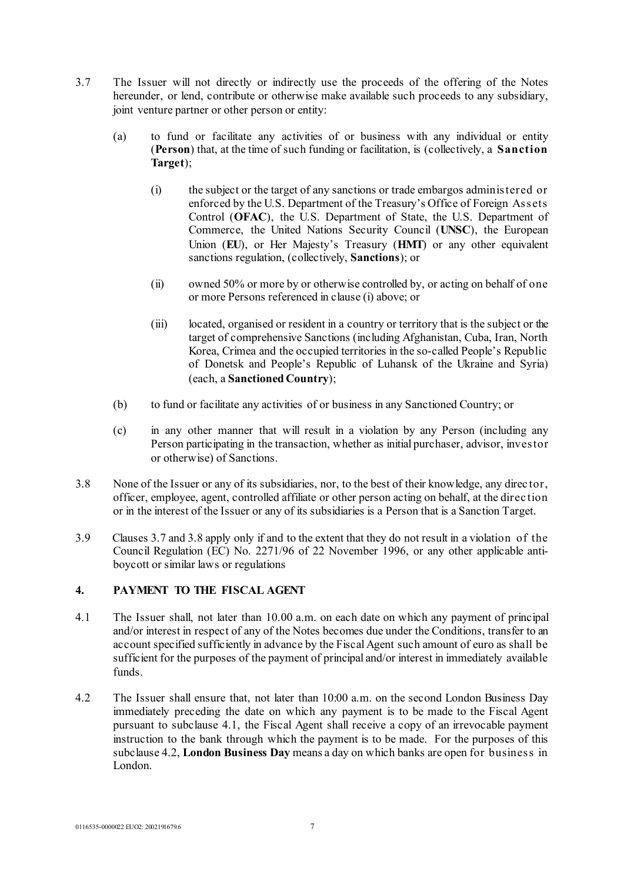3.7 The Issuer will not directly or indirectly use the proceeds of the offering of the Notes hereunder, or lend, contribute or otherwise make available such proceeds to any subsidiary, joint venture partner or other person or entity:

(a) to fund or facilitate any activities of or business with any individual or entity (**Person**) that, at the time of such funding or facilitation, is (collectively, a **Sanction Target**);

(i) the subject or the target of any sanctions or trade embargos administered or enforced by the U.S. Department of the Treasury's Office of Foreign Assets Control (**OFAC**), the U.S. Department of State, the U.S. Department of Commerce, the United Nations Security Council (**UNSC**), the European Union (**EU**), or Her Majesty's Treasury (**HMT**) or any other equivalent sanctions regulation, (collectively, **Sanctions**); or

(ii) owned 50% or more by or otherwise controlled by, or acting on behalf of one or more Persons referenced in clause (i) above; or

(iii) located, organised or resident in a country or territory that is the subject or the target of comprehensive Sanctions (including Afghanistan, Cuba, Iran, North Korea, Crimea and the occupied territories in the so-called People's Republic of Donetsk and People's Republic of Luhansk of the Ukraine and Syria) (each, a **Sanctioned Country**);

(b) to fund or facilitate any activities of or business in any Sanctioned Country; or

(c) in any other manner that will result in a violation by any Person (including any Person participating in the transaction, whether as initial purchaser, advisor, investor or otherwise) of Sanctions.

3.8 None of the Issuer or any of its subsidiaries, nor, to the best of their knowledge, any director, officer, employee, agent, controlled affiliate or other person acting on behalf, at the direction or in the interest of the Issuer or any of its subsidiaries is a Person that is a Sanction Target.

3.9 Clauses 3.7 and 3.8 apply only if and to the extent that they do not result in a violation of the Council Regulation (EC) No. 2271/96 of 22 November 1996, or any other applicable anti-boycott or similar laws or regulations

## 4. PAYMENT TO THE FISCAL AGENT

4.1 The Issuer shall, not later than 10.00 a.m. on each date on which any payment of principal and/or interest in respect of any of the Notes becomes due under the Conditions, transfer to an account specified sufficiently in advance by the Fiscal Agent such amount of euro as shall be sufficient for the purposes of the payment of principal and/or interest in immediately available funds.

4.2 The Issuer shall ensure that, not later than 10:00 a.m. on the second London Business Day immediately preceding the date on which any payment is to be made to the Fiscal Agent pursuant to subclause 4.1, the Fiscal Agent shall receive a copy of an irrevocable payment instruction to the bank through which the payment is to be made. For the purposes of this subclause 4.2, **London Business Day** means a day on which banks are open for business in London.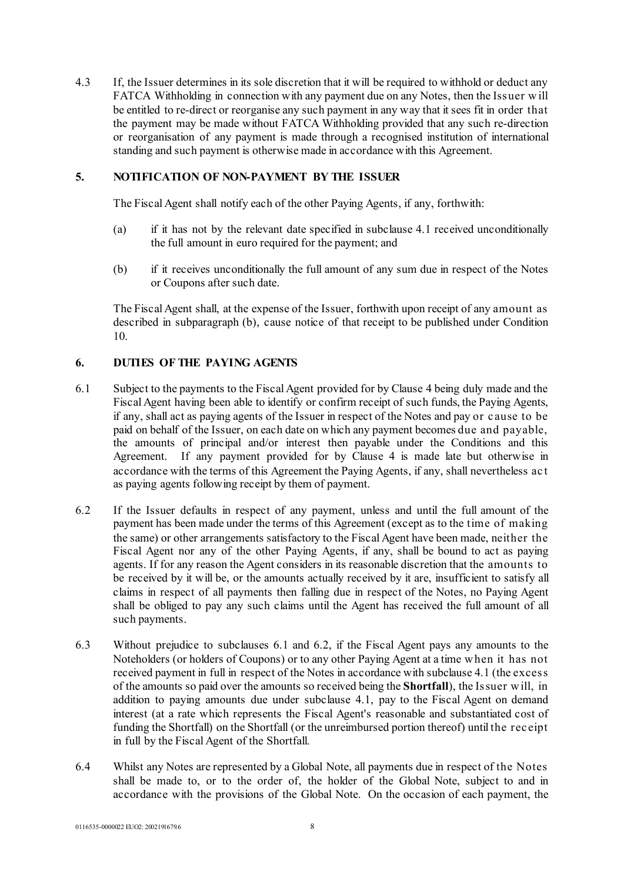4.3 If, the Issuer determines in its sole discretion that it will be required to withhold or deduct any FATCA Withholding in connection with any payment due on any Notes, then the Issuer will be entitled to re-direct or reorganise any such payment in any way that it sees fit in order that the payment may be made without FATCA Withholding provided that any such re-direction or reorganisation of any payment is made through a recognised institution of international standing and such payment is otherwise made in accordance with this Agreement.

## 5. NOTIFICATION OF NON-PAYMENT BY THE ISSUER

The Fiscal Agent shall notify each of the other Paying Agents, if any, forthwith:

(a) if it has not by the relevant date specified in subclause 4.1 received unconditionally the full amount in euro required for the payment; and

(b) if it receives unconditionally the full amount of any sum due in respect of the Notes or Coupons after such date.

The Fiscal Agent shall, at the expense of the Issuer, forthwith upon receipt of any amount as described in subparagraph (b), cause notice of that receipt to be published under Condition 10.

## 6. DUTIES OF THE PAYING AGENTS

6.1 Subject to the payments to the Fiscal Agent provided for by Clause 4 being duly made and the Fiscal Agent having been able to identify or confirm receipt of such funds, the Paying Agents, if any, shall act as paying agents of the Issuer in respect of the Notes and pay or cause to be paid on behalf of the Issuer, on each date on which any payment becomes due and payable, the amounts of principal and/or interest then payable under the Conditions and this Agreement. If any payment provided for by Clause 4 is made late but otherwise in accordance with the terms of this Agreement the Paying Agents, if any, shall nevertheless act as paying agents following receipt by them of payment.

6.2 If the Issuer defaults in respect of any payment, unless and until the full amount of the payment has been made under the terms of this Agreement (except as to the time of making the same) or other arrangements satisfactory to the Fiscal Agent have been made, neither the Fiscal Agent nor any of the other Paying Agents, if any, shall be bound to act as paying agents. If for any reason the Agent considers in its reasonable discretion that the amounts to be received by it will be, or the amounts actually received by it are, insufficient to satisfy all claims in respect of all payments then falling due in respect of the Notes, no Paying Agent shall be obliged to pay any such claims until the Agent has received the full amount of all such payments.

6.3 Without prejudice to subclauses 6.1 and 6.2, if the Fiscal Agent pays any amounts to the Noteholders (or holders of Coupons) or to any other Paying Agent at a time when it has not received payment in full in respect of the Notes in accordance with subclause 4.1 (the excess of the amounts so paid over the amounts so received being the **Shortfall**), the Issuer will, in addition to paying amounts due under subclause 4.1, pay to the Fiscal Agent on demand interest (at a rate which represents the Fiscal Agent's reasonable and substantiated cost of funding the Shortfall) on the Shortfall (or the unreimbursed portion thereof) until the receipt in full by the Fiscal Agent of the Shortfall.

6.4 Whilst any Notes are represented by a Global Note, all payments due in respect of the Notes shall be made to, or to the order of, the holder of the Global Note, subject to and in accordance with the provisions of the Global Note. On the occasion of each payment, the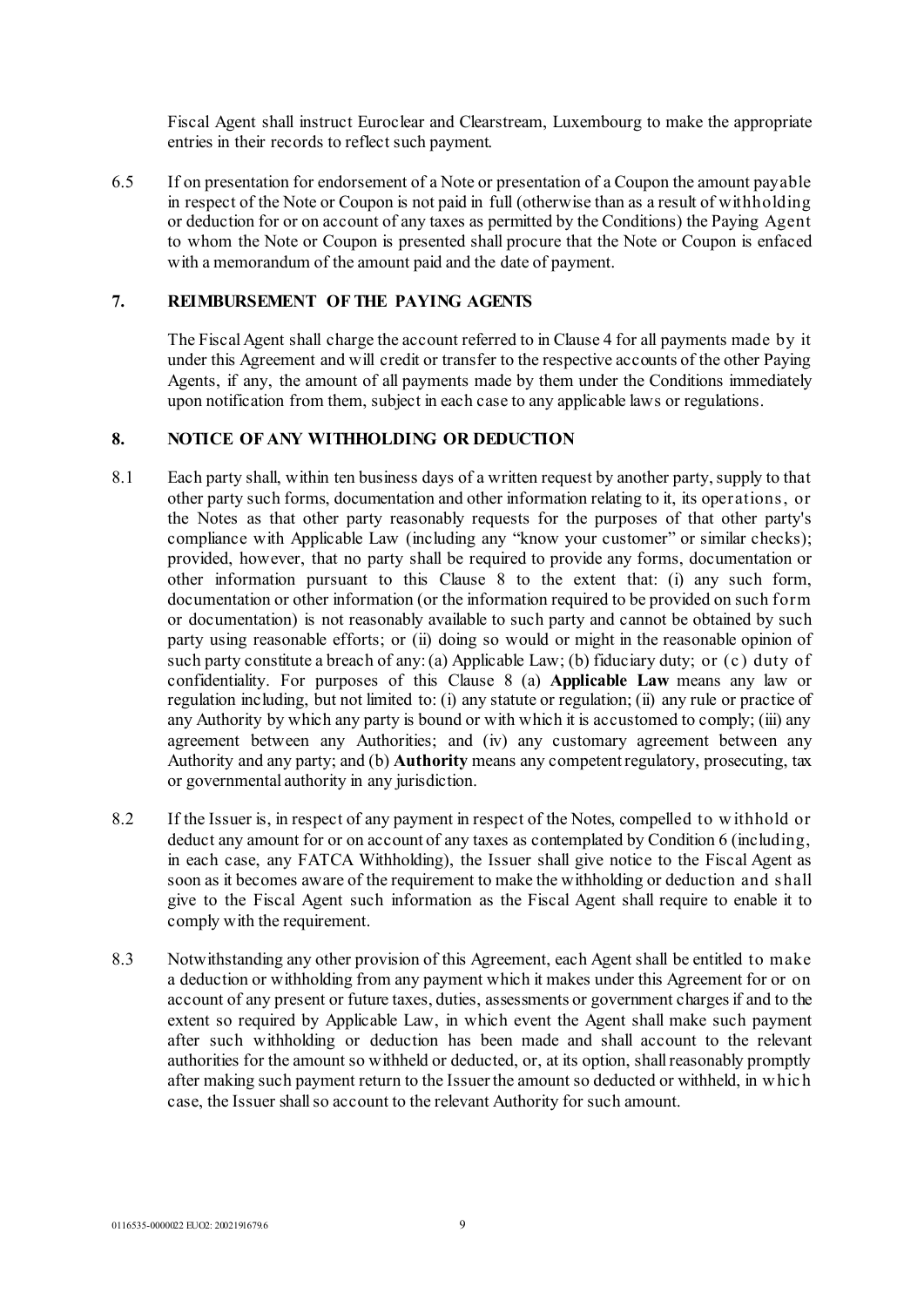Fiscal Agent shall instruct Euroclear and Clearstream, Luxembourg to make the appropriate entries in their records to reflect such payment.

6.5 If on presentation for endorsement of a Note or presentation of a Coupon the amount payable in respect of the Note or Coupon is not paid in full (otherwise than as a result of withholding or deduction for or on account of any taxes as permitted by the Conditions) the Paying Agent to whom the Note or Coupon is presented shall procure that the Note or Coupon is enfaced with a memorandum of the amount paid and the date of payment.

## 7. REIMBURSEMENT OF THE PAYING AGENTS

The Fiscal Agent shall charge the account referred to in Clause 4 for all payments made by it under this Agreement and will credit or transfer to the respective accounts of the other Paying Agents, if any, the amount of all payments made by them under the Conditions immediately upon notification from them, subject in each case to any applicable laws or regulations.

## 8. NOTICE OF ANY WITHHOLDING OR DEDUCTION

8.1 Each party shall, within ten business days of a written request by another party, supply to that other party such forms, documentation and other information relating to it, its operations, or the Notes as that other party reasonably requests for the purposes of that other party's compliance with Applicable Law (including any "know your customer" or similar checks); provided, however, that no party shall be required to provide any forms, documentation or other information pursuant to this Clause 8 to the extent that: (i) any such form, documentation or other information (or the information required to be provided on such form or documentation) is not reasonably available to such party and cannot be obtained by such party using reasonable efforts; or (ii) doing so would or might in the reasonable opinion of such party constitute a breach of any: (a) Applicable Law; (b) fiduciary duty; or (c) duty of confidentiality. For purposes of this Clause 8 (a) **Applicable Law** means any law or regulation including, but not limited to: (i) any statute or regulation; (ii) any rule or practice of any Authority by which any party is bound or with which it is accustomed to comply; (iii) any agreement between any Authorities; and (iv) any customary agreement between any Authority and any party; and (b) **Authority** means any competent regulatory, prosecuting, tax or governmental authority in any jurisdiction.

8.2 If the Issuer is, in respect of any payment in respect of the Notes, compelled to withhold or deduct any amount for or on account of any taxes as contemplated by Condition 6 (including, in each case, any FATCA Withholding), the Issuer shall give notice to the Fiscal Agent as soon as it becomes aware of the requirement to make the withholding or deduction and shall give to the Fiscal Agent such information as the Fiscal Agent shall require to enable it to comply with the requirement.

8.3 Notwithstanding any other provision of this Agreement, each Agent shall be entitled to make a deduction or withholding from any payment which it makes under this Agreement for or on account of any present or future taxes, duties, assessments or government charges if and to the extent so required by Applicable Law, in which event the Agent shall make such payment after such withholding or deduction has been made and shall account to the relevant authorities for the amount so withheld or deducted, or, at its option, shall reasonably promptly after making such payment return to the Issuer the amount so deducted or withheld, in which case, the Issuer shall so account to the relevant Authority for such amount.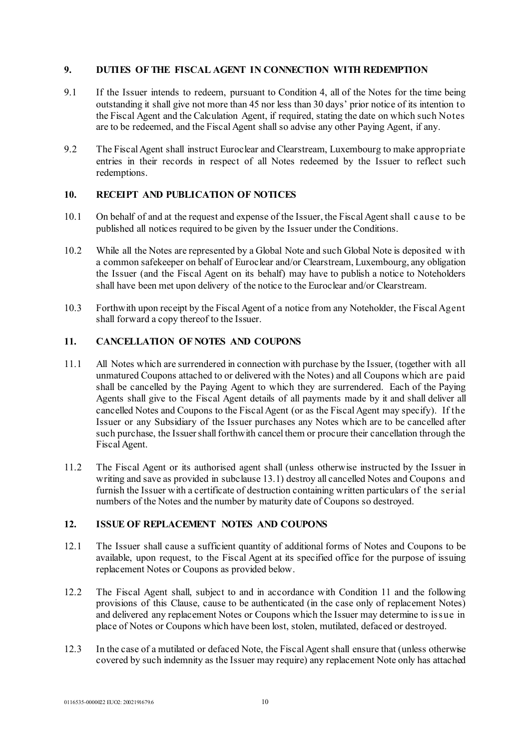## 9. DUTIES OF THE FISCAL AGENT IN CONNECTION WITH REDEMPTION

9.1 If the Issuer intends to redeem, pursuant to Condition 4, all of the Notes for the time being outstanding it shall give not more than 45 nor less than 30 days' prior notice of its intention to the Fiscal Agent and the Calculation Agent, if required, stating the date on which such Notes are to be redeemed, and the Fiscal Agent shall so advise any other Paying Agent, if any.

9.2 The Fiscal Agent shall instruct Euroclear and Clearstream, Luxembourg to make appropriate entries in their records in respect of all Notes redeemed by the Issuer to reflect such redemptions.

## 10. RECEIPT AND PUBLICATION OF NOTICES

10.1 On behalf of and at the request and expense of the Issuer, the Fiscal Agent shall cause to be published all notices required to be given by the Issuer under the Conditions.

10.2 While all the Notes are represented by a Global Note and such Global Note is deposited with a common safekeeper on behalf of Euroclear and/or Clearstream, Luxembourg, any obligation the Issuer (and the Fiscal Agent on its behalf) may have to publish a notice to Noteholders shall have been met upon delivery of the notice to the Euroclear and/or Clearstream.

10.3 Forthwith upon receipt by the Fiscal Agent of a notice from any Noteholder, the Fiscal Agent shall forward a copy thereof to the Issuer.

## 11. CANCELLATION OF NOTES AND COUPONS

11.1 All Notes which are surrendered in connection with purchase by the Issuer, (together with all unmatured Coupons attached to or delivered with the Notes) and all Coupons which are paid shall be cancelled by the Paying Agent to which they are surrendered. Each of the Paying Agents shall give to the Fiscal Agent details of all payments made by it and shall deliver all cancelled Notes and Coupons to the Fiscal Agent (or as the Fiscal Agent may specify). If the Issuer or any Subsidiary of the Issuer purchases any Notes which are to be cancelled after such purchase, the Issuer shall forthwith cancel them or procure their cancellation through the Fiscal Agent.

11.2 The Fiscal Agent or its authorised agent shall (unless otherwise instructed by the Issuer in writing and save as provided in subclause 13.1) destroy all cancelled Notes and Coupons and furnish the Issuer with a certificate of destruction containing written particulars of the serial numbers of the Notes and the number by maturity date of Coupons so destroyed.

## 12. ISSUE OF REPLACEMENT NOTES AND COUPONS

12.1 The Issuer shall cause a sufficient quantity of additional forms of Notes and Coupons to be available, upon request, to the Fiscal Agent at its specified office for the purpose of issuing replacement Notes or Coupons as provided below.

12.2 The Fiscal Agent shall, subject to and in accordance with Condition 11 and the following provisions of this Clause, cause to be authenticated (in the case only of replacement Notes) and delivered any replacement Notes or Coupons which the Issuer may determine to issue in place of Notes or Coupons which have been lost, stolen, mutilated, defaced or destroyed.

12.3 In the case of a mutilated or defaced Note, the Fiscal Agent shall ensure that (unless otherwise covered by such indemnity as the Issuer may require) any replacement Note only has attached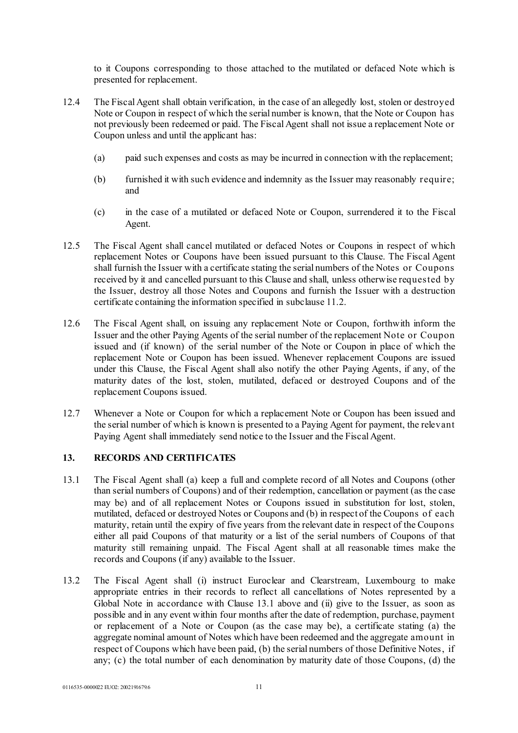to it Coupons corresponding to those attached to the mutilated or defaced Note which is presented for replacement.

12.4 The Fiscal Agent shall obtain verification, in the case of an allegedly lost, stolen or destroyed Note or Coupon in respect of which the serial number is known, that the Note or Coupon has not previously been redeemed or paid. The Fiscal Agent shall not issue a replacement Note or Coupon unless and until the applicant has:

(a) paid such expenses and costs as may be incurred in connection with the replacement;

(b) furnished it with such evidence and indemnity as the Issuer may reasonably require; and

(c) in the case of a mutilated or defaced Note or Coupon, surrendered it to the Fiscal Agent.

12.5 The Fiscal Agent shall cancel mutilated or defaced Notes or Coupons in respect of which replacement Notes or Coupons have been issued pursuant to this Clause. The Fiscal Agent shall furnish the Issuer with a certificate stating the serial numbers of the Notes or Coupons received by it and cancelled pursuant to this Clause and shall, unless otherwise requested by the Issuer, destroy all those Notes and Coupons and furnish the Issuer with a destruction certificate containing the information specified in subclause 11.2.

12.6 The Fiscal Agent shall, on issuing any replacement Note or Coupon, forthwith inform the Issuer and the other Paying Agents of the serial number of the replacement Note or Coupon issued and (if known) of the serial number of the Note or Coupon in place of which the replacement Note or Coupon has been issued. Whenever replacement Coupons are issued under this Clause, the Fiscal Agent shall also notify the other Paying Agents, if any, of the maturity dates of the lost, stolen, mutilated, defaced or destroyed Coupons and of the replacement Coupons issued.

12.7 Whenever a Note or Coupon for which a replacement Note or Coupon has been issued and the serial number of which is known is presented to a Paying Agent for payment, the relevant Paying Agent shall immediately send notice to the Issuer and the Fiscal Agent.

## 13. RECORDS AND CERTIFICATES

13.1 The Fiscal Agent shall (a) keep a full and complete record of all Notes and Coupons (other than serial numbers of Coupons) and of their redemption, cancellation or payment (as the case may be) and of all replacement Notes or Coupons issued in substitution for lost, stolen, mutilated, defaced or destroyed Notes or Coupons and (b) in respect of the Coupons of each maturity, retain until the expiry of five years from the relevant date in respect of the Coupons either all paid Coupons of that maturity or a list of the serial numbers of Coupons of that maturity still remaining unpaid. The Fiscal Agent shall at all reasonable times make the records and Coupons (if any) available to the Issuer.

13.2 The Fiscal Agent shall (i) instruct Euroclear and Clearstream, Luxembourg to make appropriate entries in their records to reflect all cancellations of Notes represented by a Global Note in accordance with Clause 13.1 above and (ii) give to the Issuer, as soon as possible and in any event within four months after the date of redemption, purchase, payment or replacement of a Note or Coupon (as the case may be), a certificate stating (a) the aggregate nominal amount of Notes which have been redeemed and the aggregate amount in respect of Coupons which have been paid, (b) the serial numbers of those Definitive Notes, if any; (c) the total number of each denomination by maturity date of those Coupons, (d) the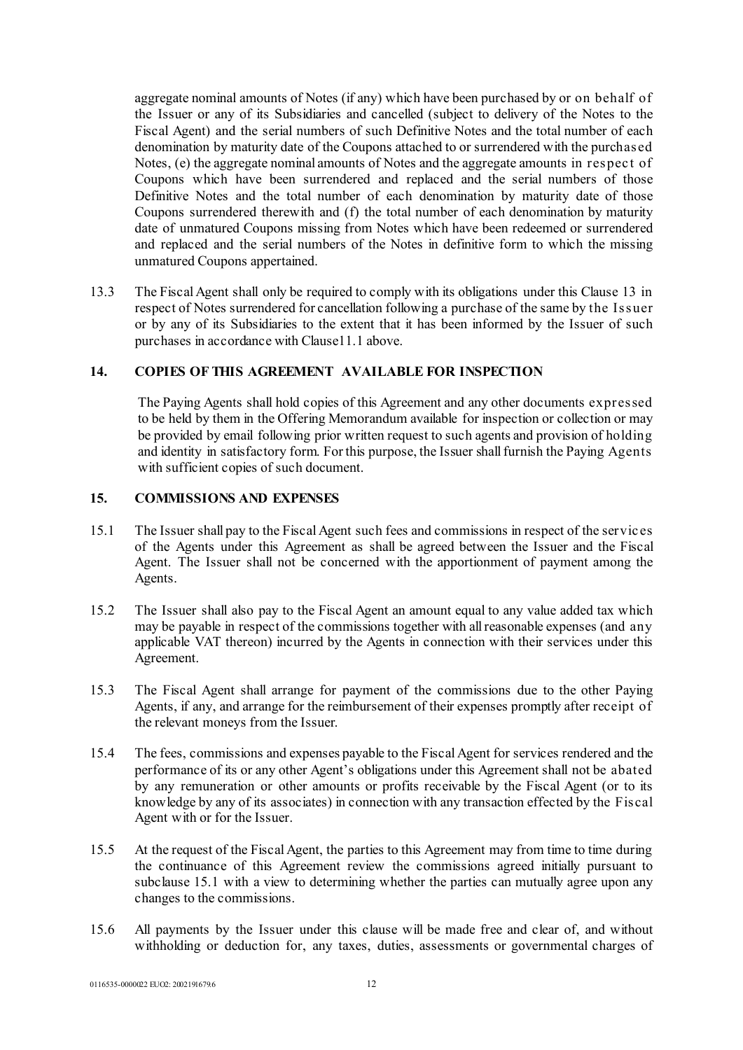aggregate nominal amounts of Notes (if any) which have been purchased by or on behalf of the Issuer or any of its Subsidiaries and cancelled (subject to delivery of the Notes to the Fiscal Agent) and the serial numbers of such Definitive Notes and the total number of each denomination by maturity date of the Coupons attached to or surrendered with the purchased Notes, (e) the aggregate nominal amounts of Notes and the aggregate amounts in respect of Coupons which have been surrendered and replaced and the serial numbers of those Definitive Notes and the total number of each denomination by maturity date of those Coupons surrendered therewith and (f) the total number of each denomination by maturity date of unmatured Coupons missing from Notes which have been redeemed or surrendered and replaced and the serial numbers of the Notes in definitive form to which the missing unmatured Coupons appertained.

13.3 The Fiscal Agent shall only be required to comply with its obligations under this Clause 13 in respect of Notes surrendered for cancellation following a purchase of the same by the Issuer or by any of its Subsidiaries to the extent that it has been informed by the Issuer of such purchases in accordance with Clause11.1 above.

## 14. COPIES OF THIS AGREEMENT AVAILABLE FOR INSPECTION

The Paying Agents shall hold copies of this Agreement and any other documents expressed to be held by them in the Offering Memorandum available for inspection or collection or may be provided by email following prior written request to such agents and provision of holding and identity in satisfactory form. For this purpose, the Issuer shall furnish the Paying Agents with sufficient copies of such document.

## 15. COMMISSIONS AND EXPENSES

15.1 The Issuer shall pay to the Fiscal Agent such fees and commissions in respect of the services of the Agents under this Agreement as shall be agreed between the Issuer and the Fiscal Agent. The Issuer shall not be concerned with the apportionment of payment among the Agents.

15.2 The Issuer shall also pay to the Fiscal Agent an amount equal to any value added tax which may be payable in respect of the commissions together with all reasonable expenses (and any applicable VAT thereon) incurred by the Agents in connection with their services under this Agreement.

15.3 The Fiscal Agent shall arrange for payment of the commissions due to the other Paying Agents, if any, and arrange for the reimbursement of their expenses promptly after receipt of the relevant moneys from the Issuer.

15.4 The fees, commissions and expenses payable to the Fiscal Agent for services rendered and the performance of its or any other Agent's obligations under this Agreement shall not be abated by any remuneration or other amounts or profits receivable by the Fiscal Agent (or to its knowledge by any of its associates) in connection with any transaction effected by the Fiscal Agent with or for the Issuer.

15.5 At the request of the Fiscal Agent, the parties to this Agreement may from time to time during the continuance of this Agreement review the commissions agreed initially pursuant to subclause 15.1 with a view to determining whether the parties can mutually agree upon any changes to the commissions.

15.6 All payments by the Issuer under this clause will be made free and clear of, and without withholding or deduction for, any taxes, duties, assessments or governmental charges of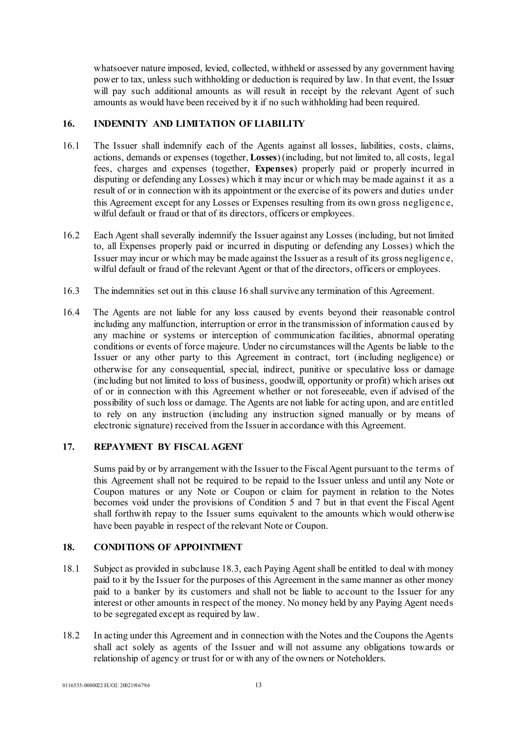whatsoever nature imposed, levied, collected, withheld or assessed by any government having power to tax, unless such withholding or deduction is required by law. In that event, the Issuer will pay such additional amounts as will result in receipt by the relevant Agent of such amounts as would have been received by it if no such withholding had been required.

## 16. INDEMNITY AND LIMITATION OF LIABILITY

16.1 The Issuer shall indemnify each of the Agents against all losses, liabilities, costs, claims, actions, demands or expenses (together, **Losses**) (including, but not limited to, all costs, legal fees, charges and expenses (together, **Expenses**) properly paid or properly incurred in disputing or defending any Losses) which it may incur or which may be made against it as a result of or in connection with its appointment or the exercise of its powers and duties under this Agreement except for any Losses or Expenses resulting from its own gross negligence, wilful default or fraud or that of its directors, officers or employees.

16.2 Each Agent shall severally indemnify the Issuer against any Losses (including, but not limited to, all Expenses properly paid or incurred in disputing or defending any Losses) which the Issuer may incur or which may be made against the Issuer as a result of its gross negligence, wilful default or fraud of the relevant Agent or that of the directors, officers or employees.

16.3 The indemnities set out in this clause 16 shall survive any termination of this Agreement.

16.4 The Agents are not liable for any loss caused by events beyond their reasonable control including any malfunction, interruption or error in the transmission of information caused by any machine or systems or interception of communication facilities, abnormal operating conditions or events of force majeure. Under no circumstances will the Agents be liable to the Issuer or any other party to this Agreement in contract, tort (including negligence) or otherwise for any consequential, special, indirect, punitive or speculative loss or damage (including but not limited to loss of business, goodwill, opportunity or profit) which arises out of or in connection with this Agreement whether or not foreseeable, even if advised of the possibility of such loss or damage. The Agents are not liable for acting upon, and are entitled to rely on any instruction (including any instruction signed manually or by means of electronic signature) received from the Issuer in accordance with this Agreement.

## 17. REPAYMENT BY FISCAL AGENT

Sums paid by or by arrangement with the Issuer to the Fiscal Agent pursuant to the terms of this Agreement shall not be required to be repaid to the Issuer unless and until any Note or Coupon matures or any Note or Coupon or claim for payment in relation to the Notes becomes void under the provisions of Condition 5 and 7 but in that event the Fiscal Agent shall forthwith repay to the Issuer sums equivalent to the amounts which would otherwise have been payable in respect of the relevant Note or Coupon.

## 18. CONDITIONS OF APPOINTMENT

18.1 Subject as provided in subclause 18.3, each Paying Agent shall be entitled to deal with money paid to it by the Issuer for the purposes of this Agreement in the same manner as other money paid to a banker by its customers and shall not be liable to account to the Issuer for any interest or other amounts in respect of the money. No money held by any Paying Agent needs to be segregated except as required by law.

18.2 In acting under this Agreement and in connection with the Notes and the Coupons the Agents shall act solely as agents of the Issuer and will not assume any obligations towards or relationship of agency or trust for or with any of the owners or Noteholders.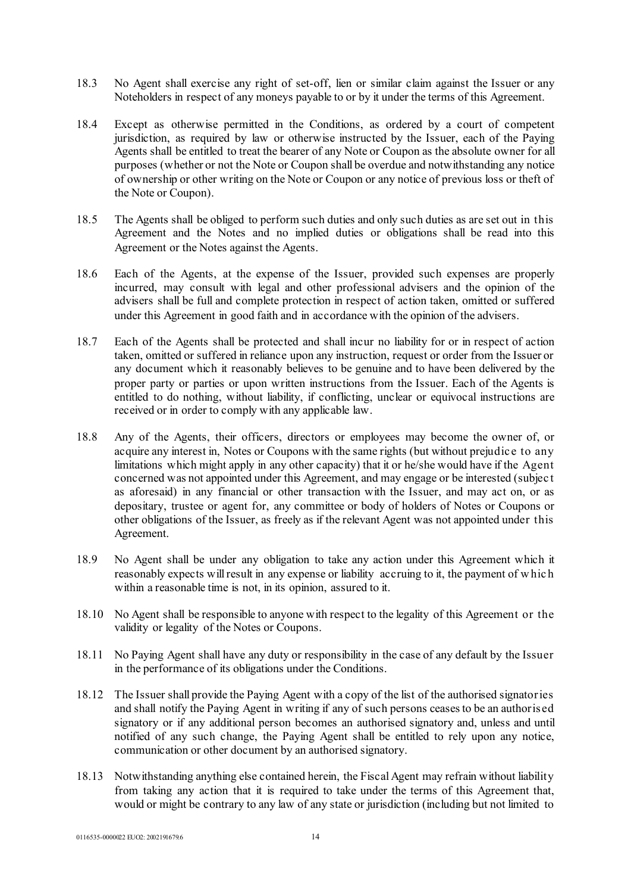18.3 No Agent shall exercise any right of set-off, lien or similar claim against the Issuer or any Noteholders in respect of any moneys payable to or by it under the terms of this Agreement.

18.4 Except as otherwise permitted in the Conditions, as ordered by a court of competent jurisdiction, as required by law or otherwise instructed by the Issuer, each of the Paying Agents shall be entitled to treat the bearer of any Note or Coupon as the absolute owner for all purposes (whether or not the Note or Coupon shall be overdue and notwithstanding any notice of ownership or other writing on the Note or Coupon or any notice of previous loss or theft of the Note or Coupon).

18.5 The Agents shall be obliged to perform such duties and only such duties as are set out in this Agreement and the Notes and no implied duties or obligations shall be read into this Agreement or the Notes against the Agents.

18.6 Each of the Agents, at the expense of the Issuer, provided such expenses are properly incurred, may consult with legal and other professional advisers and the opinion of the advisers shall be full and complete protection in respect of action taken, omitted or suffered under this Agreement in good faith and in accordance with the opinion of the advisers.

18.7 Each of the Agents shall be protected and shall incur no liability for or in respect of action taken, omitted or suffered in reliance upon any instruction, request or order from the Issuer or any document which it reasonably believes to be genuine and to have been delivered by the proper party or parties or upon written instructions from the Issuer. Each of the Agents is entitled to do nothing, without liability, if conflicting, unclear or equivocal instructions are received or in order to comply with any applicable law.

18.8 Any of the Agents, their officers, directors or employees may become the owner of, or acquire any interest in, Notes or Coupons with the same rights (but without prejudice to any limitations which might apply in any other capacity) that it or he/she would have if the Agent concerned was not appointed under this Agreement, and may engage or be interested (subject as aforesaid) in any financial or other transaction with the Issuer, and may act on, or as depositary, trustee or agent for, any committee or body of holders of Notes or Coupons or other obligations of the Issuer, as freely as if the relevant Agent was not appointed under this Agreement.

18.9 No Agent shall be under any obligation to take any action under this Agreement which it reasonably expects will result in any expense or liability accruing to it, the payment of which within a reasonable time is not, in its opinion, assured to it.

18.10 No Agent shall be responsible to anyone with respect to the legality of this Agreement or the validity or legality of the Notes or Coupons.

18.11 No Paying Agent shall have any duty or responsibility in the case of any default by the Issuer in the performance of its obligations under the Conditions.

18.12 The Issuer shall provide the Paying Agent with a copy of the list of the authorised signatories and shall notify the Paying Agent in writing if any of such persons ceases to be an authorised signatory or if any additional person becomes an authorised signatory and, unless and until notified of any such change, the Paying Agent shall be entitled to rely upon any notice, communication or other document by an authorised signatory.

18.13 Notwithstanding anything else contained herein, the Fiscal Agent may refrain without liability from taking any action that it is required to take under the terms of this Agreement that, would or might be contrary to any law of any state or jurisdiction (including but not limited to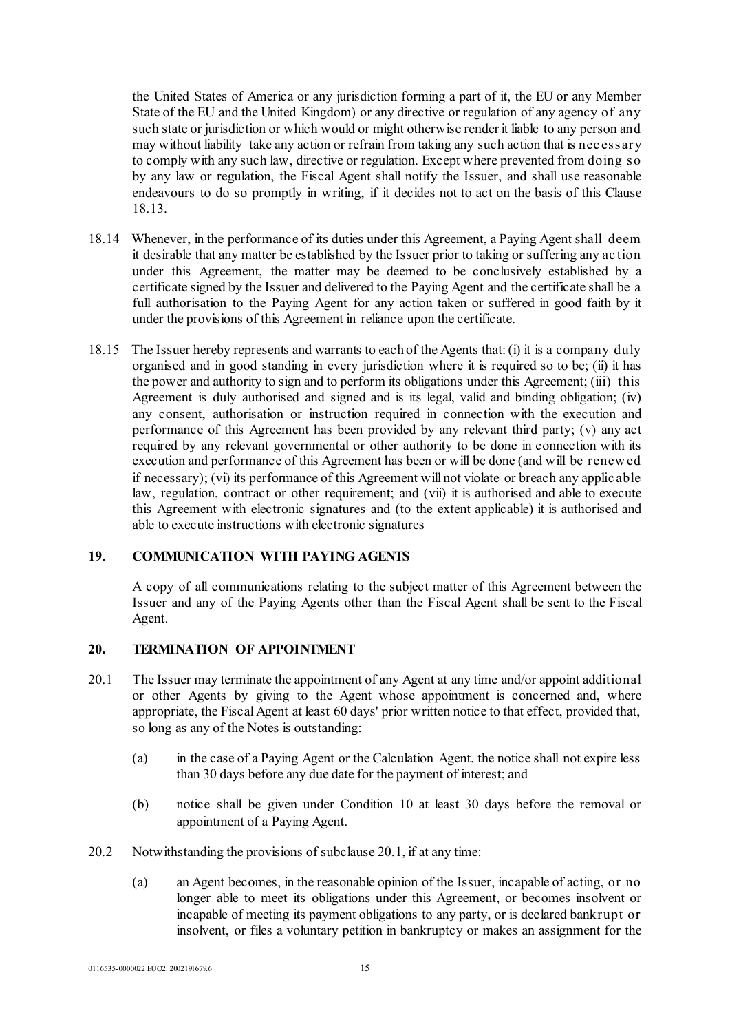the United States of America or any jurisdiction forming a part of it, the EU or any Member State of the EU and the United Kingdom) or any directive or regulation of any agency of any such state or jurisdiction or which would or might otherwise render it liable to any person and may without liability take any action or refrain from taking any such action that is necessary to comply with any such law, directive or regulation. Except where prevented from doing so by any law or regulation, the Fiscal Agent shall notify the Issuer, and shall use reasonable endeavours to do so promptly in writing, if it decides not to act on the basis of this Clause 18.13.

18.14 Whenever, in the performance of its duties under this Agreement, a Paying Agent shall deem it desirable that any matter be established by the Issuer prior to taking or suffering any action under this Agreement, the matter may be deemed to be conclusively established by a certificate signed by the Issuer and delivered to the Paying Agent and the certificate shall be a full authorisation to the Paying Agent for any action taken or suffered in good faith by it under the provisions of this Agreement in reliance upon the certificate.

18.15 The Issuer hereby represents and warrants to each of the Agents that: (i) it is a company duly organised and in good standing in every jurisdiction where it is required so to be; (ii) it has the power and authority to sign and to perform its obligations under this Agreement; (iii) this Agreement is duly authorised and signed and is its legal, valid and binding obligation; (iv) any consent, authorisation or instruction required in connection with the execution and performance of this Agreement has been provided by any relevant third party; (v) any act required by any relevant governmental or other authority to be done in connection with its execution and performance of this Agreement has been or will be done (and will be renewed if necessary); (vi) its performance of this Agreement will not violate or breach any applicable law, regulation, contract or other requirement; and (vii) it is authorised and able to execute this Agreement with electronic signatures and (to the extent applicable) it is authorised and able to execute instructions with electronic signatures

## 19. COMMUNICATION WITH PAYING AGENTS

A copy of all communications relating to the subject matter of this Agreement between the Issuer and any of the Paying Agents other than the Fiscal Agent shall be sent to the Fiscal Agent.

## 20. TERMINATION OF APPOINTMENT

20.1 The Issuer may terminate the appointment of any Agent at any time and/or appoint additional or other Agents by giving to the Agent whose appointment is concerned and, where appropriate, the Fiscal Agent at least 60 days' prior written notice to that effect, provided that, so long as any of the Notes is outstanding:

(a) in the case of a Paying Agent or the Calculation Agent, the notice shall not expire less than 30 days before any due date for the payment of interest; and

(b) notice shall be given under Condition 10 at least 30 days before the removal or appointment of a Paying Agent.

20.2 Notwithstanding the provisions of subclause 20.1, if at any time:

(a) an Agent becomes, in the reasonable opinion of the Issuer, incapable of acting, or no longer able to meet its obligations under this Agreement, or becomes insolvent or incapable of meeting its payment obligations to any party, or is declared bankrupt or insolvent, or files a voluntary petition in bankruptcy or makes an assignment for the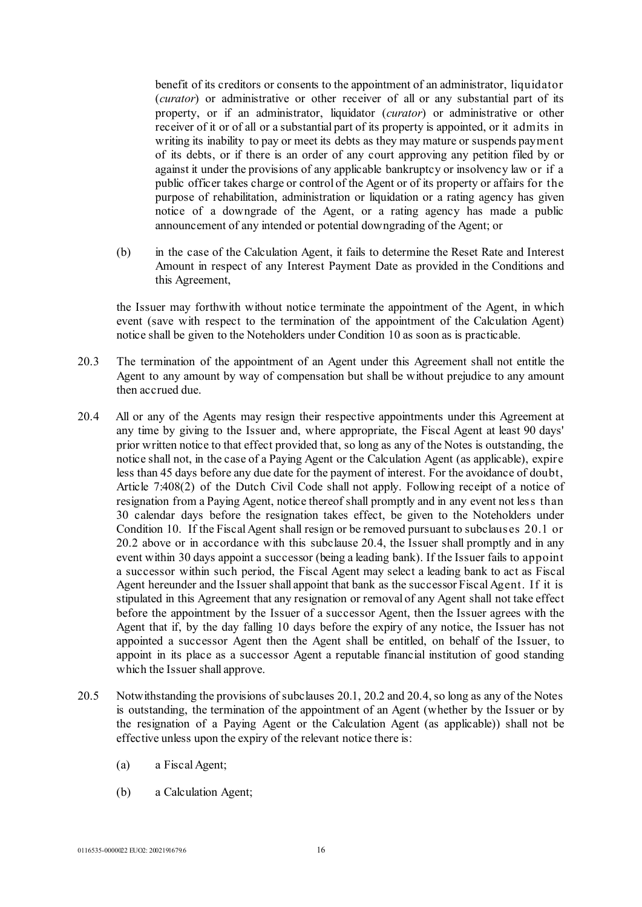benefit of its creditors or consents to the appointment of an administrator, liquidator (*curator*) or administrative or other receiver of all or any substantial part of its property, or if an administrator, liquidator (*curator*) or administrative or other receiver of it or of all or a substantial part of its property is appointed, or it admits in writing its inability to pay or meet its debts as they may mature or suspends payment of its debts, or if there is an order of any court approving any petition filed by or against it under the provisions of any applicable bankruptcy or insolvency law or if a public officer takes charge or control of the Agent or of its property or affairs for the purpose of rehabilitation, administration or liquidation or a rating agency has given notice of a downgrade of the Agent, or a rating agency has made a public announcement of any intended or potential downgrading of the Agent; or

(b) in the case of the Calculation Agent, it fails to determine the Reset Rate and Interest Amount in respect of any Interest Payment Date as provided in the Conditions and this Agreement,

the Issuer may forthwith without notice terminate the appointment of the Agent, in which event (save with respect to the termination of the appointment of the Calculation Agent) notice shall be given to the Noteholders under Condition 10 as soon as is practicable.

20.3 The termination of the appointment of an Agent under this Agreement shall not entitle the Agent to any amount by way of compensation but shall be without prejudice to any amount then accrued due.

20.4 All or any of the Agents may resign their respective appointments under this Agreement at any time by giving to the Issuer and, where appropriate, the Fiscal Agent at least 90 days' prior written notice to that effect provided that, so long as any of the Notes is outstanding, the notice shall not, in the case of a Paying Agent or the Calculation Agent (as applicable), expire less than 45 days before any due date for the payment of interest. For the avoidance of doubt, Article 7:408(2) of the Dutch Civil Code shall not apply. Following receipt of a notice of resignation from a Paying Agent, notice thereof shall promptly and in any event not less than 30 calendar days before the resignation takes effect, be given to the Noteholders under Condition 10. If the Fiscal Agent shall resign or be removed pursuant to subclauses 20.1 or 20.2 above or in accordance with this subclause 20.4, the Issuer shall promptly and in any event within 30 days appoint a successor (being a leading bank). If the Issuer fails to appoint a successor within such period, the Fiscal Agent may select a leading bank to act as Fiscal Agent hereunder and the Issuer shall appoint that bank as the successor Fiscal Agent. If it is stipulated in this Agreement that any resignation or removal of any Agent shall not take effect before the appointment by the Issuer of a successor Agent, then the Issuer agrees with the Agent that if, by the day falling 10 days before the expiry of any notice, the Issuer has not appointed a successor Agent then the Agent shall be entitled, on behalf of the Issuer, to appoint in its place as a successor Agent a reputable financial institution of good standing which the Issuer shall approve.

20.5 Notwithstanding the provisions of subclauses 20.1, 20.2 and 20.4, so long as any of the Notes is outstanding, the termination of the appointment of an Agent (whether by the Issuer or by the resignation of a Paying Agent or the Calculation Agent (as applicable)) shall not be effective unless upon the expiry of the relevant notice there is:

(a) a Fiscal Agent;

(b) a Calculation Agent;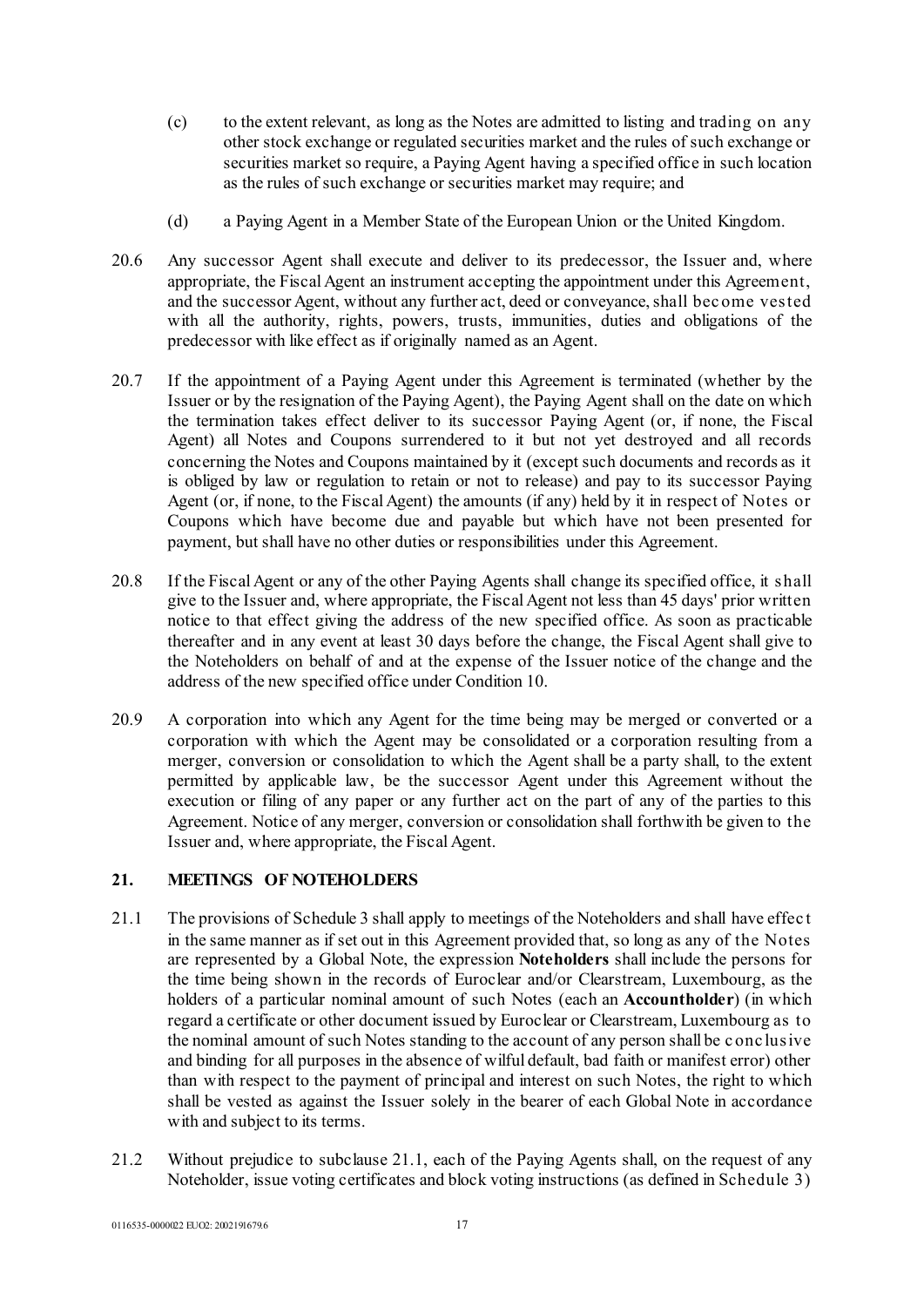(c) to the extent relevant, as long as the Notes are admitted to listing and trading on any other stock exchange or regulated securities market and the rules of such exchange or securities market so require, a Paying Agent having a specified office in such location as the rules of such exchange or securities market may require; and

(d) a Paying Agent in a Member State of the European Union or the United Kingdom.

20.6 Any successor Agent shall execute and deliver to its predecessor, the Issuer and, where appropriate, the Fiscal Agent an instrument accepting the appointment under this Agreement, and the successor Agent, without any further act, deed or conveyance, shall become vested with all the authority, rights, powers, trusts, immunities, duties and obligations of the predecessor with like effect as if originally named as an Agent.

20.7 If the appointment of a Paying Agent under this Agreement is terminated (whether by the Issuer or by the resignation of the Paying Agent), the Paying Agent shall on the date on which the termination takes effect deliver to its successor Paying Agent (or, if none, the Fiscal Agent) all Notes and Coupons surrendered to it but not yet destroyed and all records concerning the Notes and Coupons maintained by it (except such documents and records as it is obliged by law or regulation to retain or not to release) and pay to its successor Paying Agent (or, if none, to the Fiscal Agent) the amounts (if any) held by it in respect of Notes or Coupons which have become due and payable but which have not been presented for payment, but shall have no other duties or responsibilities under this Agreement.

20.8 If the Fiscal Agent or any of the other Paying Agents shall change its specified office, it shall give to the Issuer and, where appropriate, the Fiscal Agent not less than 45 days' prior written notice to that effect giving the address of the new specified office. As soon as practicable thereafter and in any event at least 30 days before the change, the Fiscal Agent shall give to the Noteholders on behalf of and at the expense of the Issuer notice of the change and the address of the new specified office under Condition 10.

20.9 A corporation into which any Agent for the time being may be merged or converted or a corporation with which the Agent may be consolidated or a corporation resulting from a merger, conversion or consolidation to which the Agent shall be a party shall, to the extent permitted by applicable law, be the successor Agent under this Agreement without the execution or filing of any paper or any further act on the part of any of the parties to this Agreement. Notice of any merger, conversion or consolidation shall forthwith be given to the Issuer and, where appropriate, the Fiscal Agent.

## 21. MEETINGS OF NOTEHOLDERS

21.1 The provisions of Schedule 3 shall apply to meetings of the Noteholders and shall have effect in the same manner as if set out in this Agreement provided that, so long as any of the Notes are represented by a Global Note, the expression **Noteholders** shall include the persons for the time being shown in the records of Euroclear and/or Clearstream, Luxembourg, as the holders of a particular nominal amount of such Notes (each an **Accountholder**) (in which regard a certificate or other document issued by Euroclear or Clearstream, Luxembourg as to the nominal amount of such Notes standing to the account of any person shall be conclusive and binding for all purposes in the absence of wilful default, bad faith or manifest error) other than with respect to the payment of principal and interest on such Notes, the right to which shall be vested as against the Issuer solely in the bearer of each Global Note in accordance with and subject to its terms.

21.2 Without prejudice to subclause 21.1, each of the Paying Agents shall, on the request of any Noteholder, issue voting certificates and block voting instructions (as defined in Schedule 3)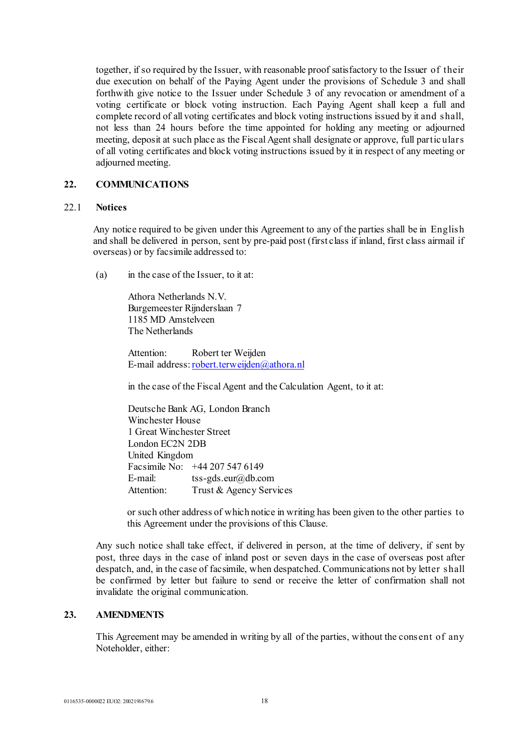together, if so required by the Issuer, with reasonable proof satisfactory to the Issuer of their due execution on behalf of the Paying Agent under the provisions of Schedule 3 and shall forthwith give notice to the Issuer under Schedule 3 of any revocation or amendment of a voting certificate or block voting instruction. Each Paying Agent shall keep a full and complete record of all voting certificates and block voting instructions issued by it and shall, not less than 24 hours before the time appointed for holding any meeting or adjourned meeting, deposit at such place as the Fiscal Agent shall designate or approve, full particulars of all voting certificates and block voting instructions issued by it in respect of any meeting or adjourned meeting.

## 22. COMMUNICATIONS

### 22.1 Notices

Any notice required to be given under this Agreement to any of the parties shall be in English and shall be delivered in person, sent by pre-paid post (first class if inland, first class airmail if overseas) or by facsimile addressed to:

(a) in the case of the Issuer, to it at:

Athora Netherlands N.V.
Burgemeester Rijnderslaan 7
1185 MD Amstelveen
The Netherlands

Attention: Robert ter Weijden
E-mail address: robert.terweijden@athora.nl

in the case of the Fiscal Agent and the Calculation Agent, to it at:

Deutsche Bank AG, London Branch
Winchester House
1 Great Winchester Street
London EC2N 2DB
United Kingdom
Facsimile No: +44 207 547 6149
E-mail: tss-gds.eur@db.com
Attention: Trust & Agency Services

or such other address of which notice in writing has been given to the other parties to this Agreement under the provisions of this Clause.

Any such notice shall take effect, if delivered in person, at the time of delivery, if sent by post, three days in the case of inland post or seven days in the case of overseas post after despatch, and, in the case of facsimile, when despatched. Communications not by letter shall be confirmed by letter but failure to send or receive the letter of confirmation shall not invalidate the original communication.

## 23. AMENDMENTS

This Agreement may be amended in writing by all of the parties, without the consent of any Noteholder, either: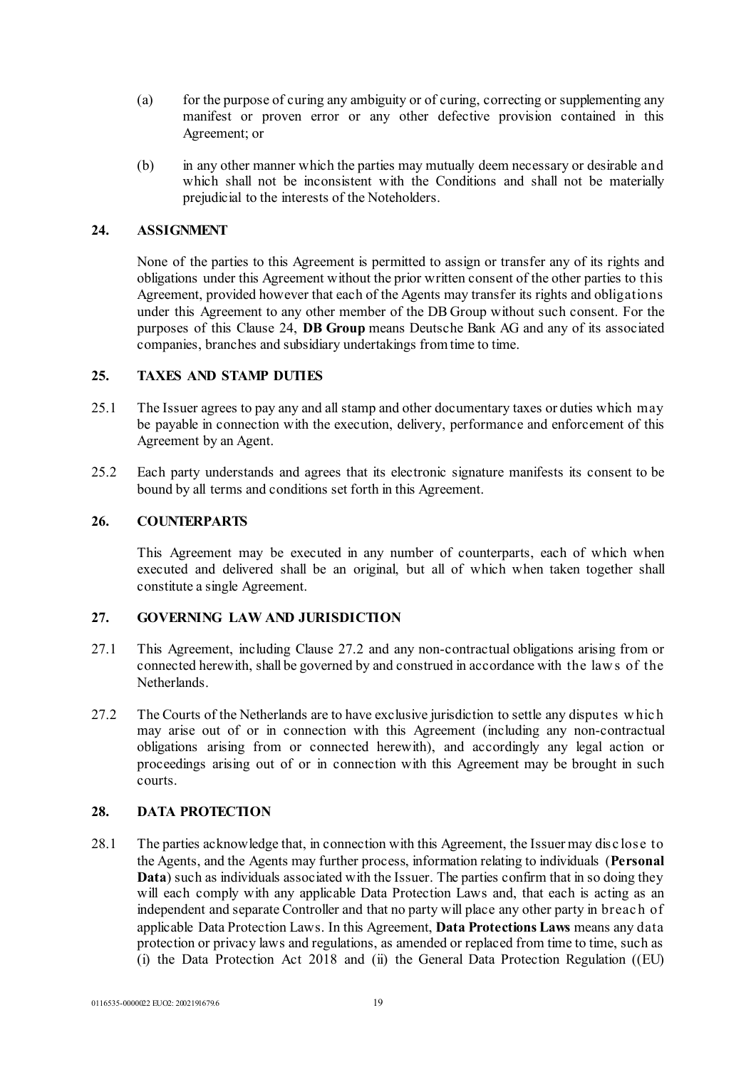(a) for the purpose of curing any ambiguity or of curing, correcting or supplementing any manifest or proven error or any other defective provision contained in this Agreement; or

(b) in any other manner which the parties may mutually deem necessary or desirable and which shall not be inconsistent with the Conditions and shall not be materially prejudicial to the interests of the Noteholders.

## 24. ASSIGNMENT

None of the parties to this Agreement is permitted to assign or transfer any of its rights and obligations under this Agreement without the prior written consent of the other parties to this Agreement, provided however that each of the Agents may transfer its rights and obligations under this Agreement to any other member of the DB Group without such consent. For the purposes of this Clause 24, **DB Group** means Deutsche Bank AG and any of its associated companies, branches and subsidiary undertakings from time to time.

## 25. TAXES AND STAMP DUTIES

25.1 The Issuer agrees to pay any and all stamp and other documentary taxes or duties which may be payable in connection with the execution, delivery, performance and enforcement of this Agreement by an Agent.

25.2 Each party understands and agrees that its electronic signature manifests its consent to be bound by all terms and conditions set forth in this Agreement.

## 26. COUNTERPARTS

This Agreement may be executed in any number of counterparts, each of which when executed and delivered shall be an original, but all of which when taken together shall constitute a single Agreement.

## 27. GOVERNING LAW AND JURISDICTION

27.1 This Agreement, including Clause 27.2 and any non-contractual obligations arising from or connected herewith, shall be governed by and construed in accordance with the laws of the Netherlands.

27.2 The Courts of the Netherlands are to have exclusive jurisdiction to settle any disputes which may arise out of or in connection with this Agreement (including any non-contractual obligations arising from or connected herewith), and accordingly any legal action or proceedings arising out of or in connection with this Agreement may be brought in such courts.

## 28. DATA PROTECTION

28.1 The parties acknowledge that, in connection with this Agreement, the Issuer may disclose to the Agents, and the Agents may further process, information relating to individuals (**Personal Data**) such as individuals associated with the Issuer. The parties confirm that in so doing they will each comply with any applicable Data Protection Laws and, that each is acting as an independent and separate Controller and that no party will place any other party in breach of applicable Data Protection Laws. In this Agreement, **Data Protections Laws** means any data protection or privacy laws and regulations, as amended or replaced from time to time, such as (i) the Data Protection Act 2018 and (ii) the General Data Protection Regulation ((EU)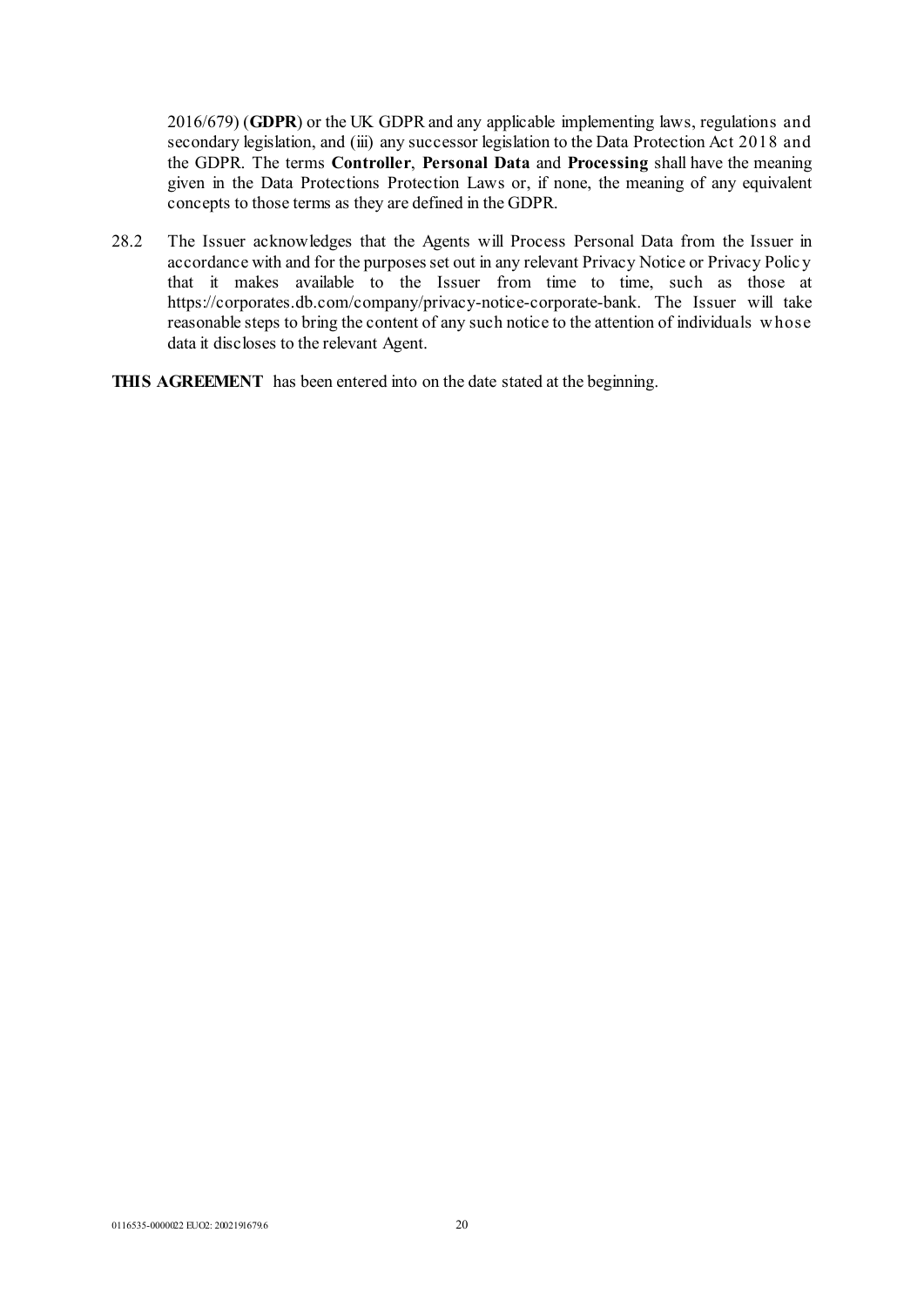2016/679) (**GDPR**) or the UK GDPR and any applicable implementing laws, regulations and secondary legislation, and (iii) any successor legislation to the Data Protection Act 2018 and the GDPR. The terms **Controller**, **Personal Data** and **Processing** shall have the meaning given in the Data Protections Protection Laws or, if none, the meaning of any equivalent concepts to those terms as they are defined in the GDPR.

28.2 The Issuer acknowledges that the Agents will Process Personal Data from the Issuer in accordance with and for the purposes set out in any relevant Privacy Notice or Privacy Policy that it makes available to the Issuer from time to time, such as those at https://corporates.db.com/company/privacy-notice-corporate-bank. The Issuer will take reasonable steps to bring the content of any such notice to the attention of individuals whose data it discloses to the relevant Agent.

**THIS AGREEMENT** has been entered into on the date stated at the beginning.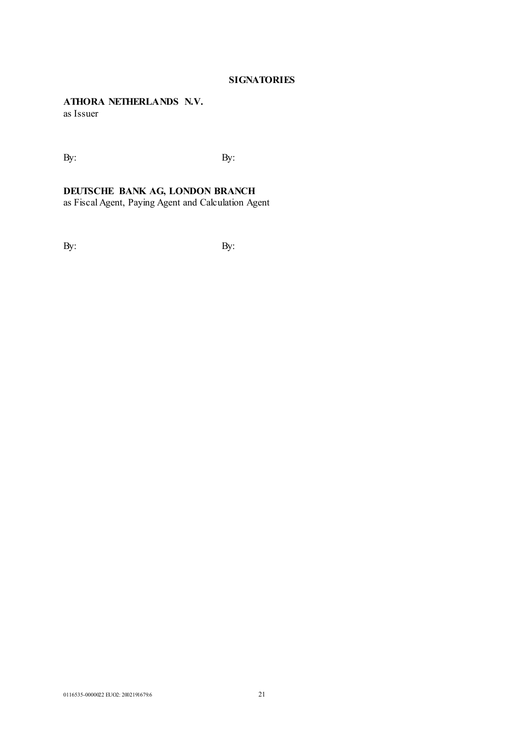## SIGNATORIES

**ATHORA NETHERLANDS N.V.**
as Issuer

By: By:

**DEUTSCHE BANK AG, LONDON BRANCH**
as Fiscal Agent, Paying Agent and Calculation Agent

By: By:

0116535-0000022 EUO2: 2002191679.6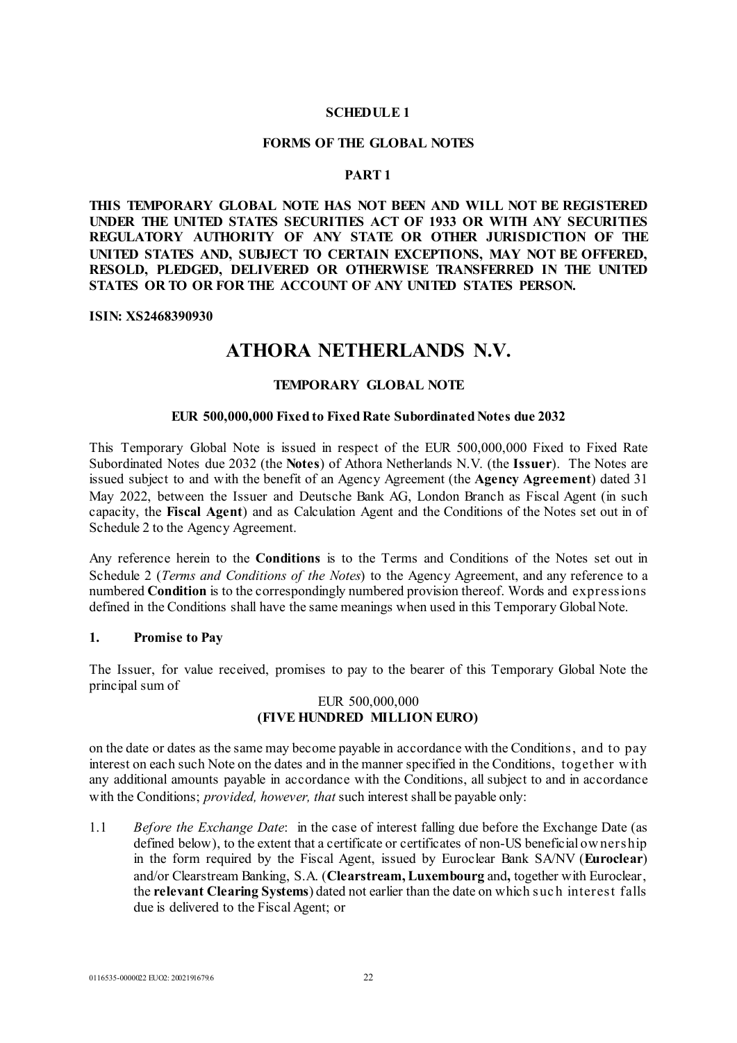**SCHEDULE 1**

**FORMS OF THE GLOBAL NOTES**

**PART 1**

**THIS TEMPORARY GLOBAL NOTE HAS NOT BEEN AND WILL NOT BE REGISTERED UNDER THE UNITED STATES SECURITIES ACT OF 1933 OR WITH ANY SECURITIES REGULATORY AUTHORITY OF ANY STATE OR OTHER JURISDICTION OF THE UNITED STATES AND, SUBJECT TO CERTAIN EXCEPTIONS, MAY NOT BE OFFERED, RESOLD, PLEDGED, DELIVERED OR OTHERWISE TRANSFERRED IN THE UNITED STATES OR TO OR FOR THE ACCOUNT OF ANY UNITED STATES PERSON.**

**ISIN: XS2468390930**

# ATHORA NETHERLANDS N.V.

**TEMPORARY GLOBAL NOTE**

**EUR 500,000,000 Fixed to Fixed Rate Subordinated Notes due 2032**

This Temporary Global Note is issued in respect of the EUR 500,000,000 Fixed to Fixed Rate Subordinated Notes due 2032 (the **Notes**) of Athora Netherlands N.V. (the **Issuer**). The Notes are issued subject to and with the benefit of an Agency Agreement (the **Agency Agreement**) dated 31 May 2022, between the Issuer and Deutsche Bank AG, London Branch as Fiscal Agent (in such capacity, the **Fiscal Agent**) and as Calculation Agent and the Conditions of the Notes set out in of Schedule 2 to the Agency Agreement.

Any reference herein to the **Conditions** is to the Terms and Conditions of the Notes set out in Schedule 2 (*Terms and Conditions of the Notes*) to the Agency Agreement, and any reference to a numbered **Condition** is to the correspondingly numbered provision thereof. Words and expressions defined in the Conditions shall have the same meanings when used in this Temporary Global Note.

**1. Promise to Pay**

The Issuer, for value received, promises to pay to the bearer of this Temporary Global Note the principal sum of

EUR 500,000,000
**(FIVE HUNDRED MILLION EURO)**

on the date or dates as the same may become payable in accordance with the Conditions, and to pay interest on each such Note on the dates and in the manner specified in the Conditions, together with any additional amounts payable in accordance with the Conditions, all subject to and in accordance with the Conditions; *provided, however, that* such interest shall be payable only:

1.1 *Before the Exchange Date*: in the case of interest falling due before the Exchange Date (as defined below), to the extent that a certificate or certificates of non-US beneficial ownership in the form required by the Fiscal Agent, issued by Euroclear Bank SA/NV (**Euroclear**) and/or Clearstream Banking, S.A. (**Clearstream, Luxembourg** and**,** together with Euroclear, the **relevant Clearing Systems**) dated not earlier than the date on which such interest falls due is delivered to the Fiscal Agent; or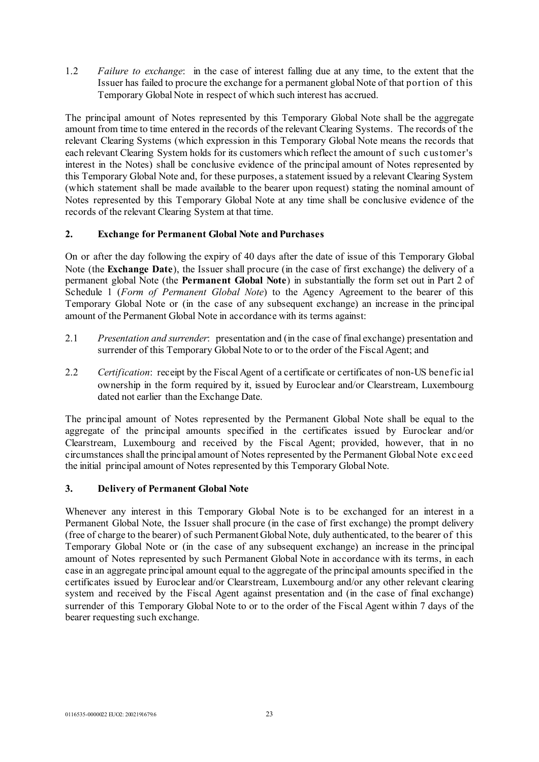1.2 *Failure to exchange*: in the case of interest falling due at any time, to the extent that the Issuer has failed to procure the exchange for a permanent global Note of that portion of this Temporary Global Note in respect of which such interest has accrued.

The principal amount of Notes represented by this Temporary Global Note shall be the aggregate amount from time to time entered in the records of the relevant Clearing Systems. The records of the relevant Clearing Systems (which expression in this Temporary Global Note means the records that each relevant Clearing System holds for its customers which reflect the amount of such customer's interest in the Notes) shall be conclusive evidence of the principal amount of Notes represented by this Temporary Global Note and, for these purposes, a statement issued by a relevant Clearing System (which statement shall be made available to the bearer upon request) stating the nominal amount of Notes represented by this Temporary Global Note at any time shall be conclusive evidence of the records of the relevant Clearing System at that time.

## 2. Exchange for Permanent Global Note and Purchases

On or after the day following the expiry of 40 days after the date of issue of this Temporary Global Note (the **Exchange Date**), the Issuer shall procure (in the case of first exchange) the delivery of a permanent global Note (the **Permanent Global Note**) in substantially the form set out in Part 2 of Schedule 1 (*Form of Permanent Global Note*) to the Agency Agreement to the bearer of this Temporary Global Note or (in the case of any subsequent exchange) an increase in the principal amount of the Permanent Global Note in accordance with its terms against:

2.1 *Presentation and surrender*: presentation and (in the case of final exchange) presentation and surrender of this Temporary Global Note to or to the order of the Fiscal Agent; and

2.2 *Certification*: receipt by the Fiscal Agent of a certificate or certificates of non-US beneficial ownership in the form required by it, issued by Euroclear and/or Clearstream, Luxembourg dated not earlier than the Exchange Date.

The principal amount of Notes represented by the Permanent Global Note shall be equal to the aggregate of the principal amounts specified in the certificates issued by Euroclear and/or Clearstream, Luxembourg and received by the Fiscal Agent; provided, however, that in no circumstances shall the principal amount of Notes represented by the Permanent Global Note exceed the initial principal amount of Notes represented by this Temporary Global Note.

## 3. Delivery of Permanent Global Note

Whenever any interest in this Temporary Global Note is to be exchanged for an interest in a Permanent Global Note, the Issuer shall procure (in the case of first exchange) the prompt delivery (free of charge to the bearer) of such Permanent Global Note, duly authenticated, to the bearer of this Temporary Global Note or (in the case of any subsequent exchange) an increase in the principal amount of Notes represented by such Permanent Global Note in accordance with its terms, in each case in an aggregate principal amount equal to the aggregate of the principal amounts specified in the certificates issued by Euroclear and/or Clearstream, Luxembourg and/or any other relevant clearing system and received by the Fiscal Agent against presentation and (in the case of final exchange) surrender of this Temporary Global Note to or to the order of the Fiscal Agent within 7 days of the bearer requesting such exchange.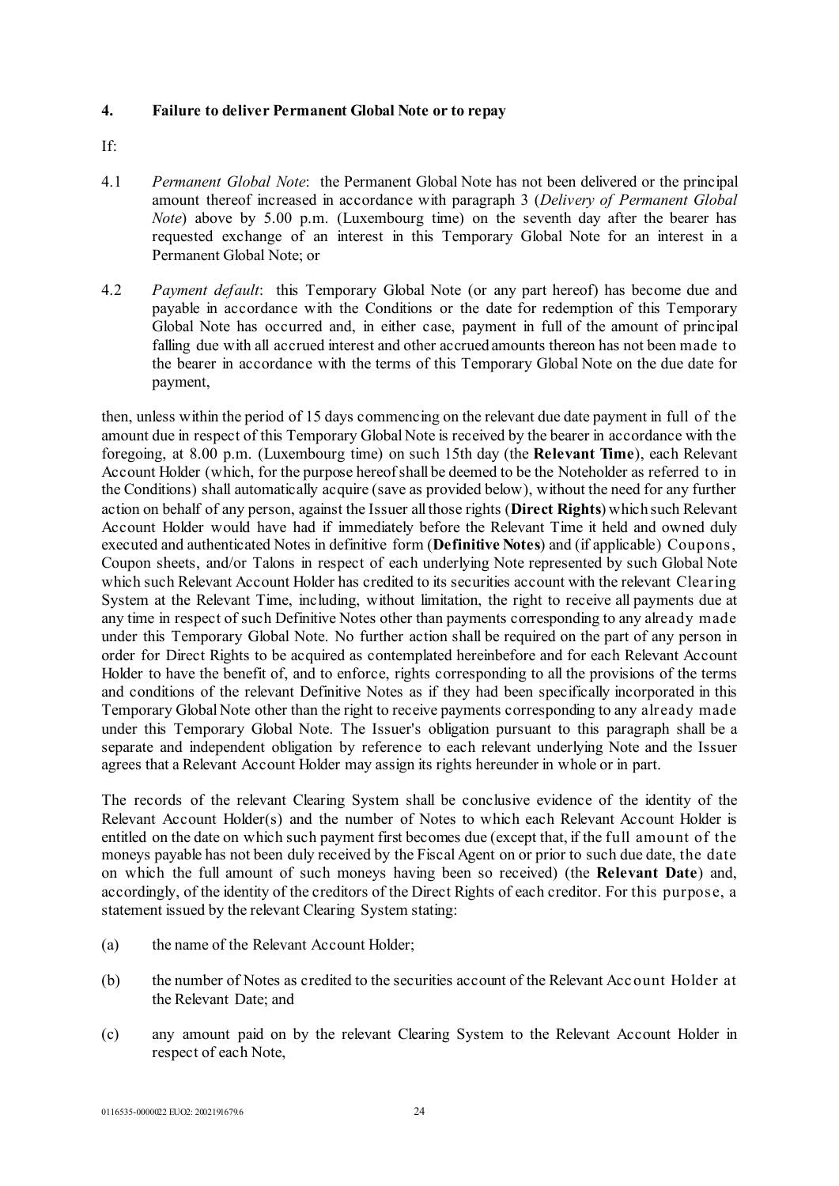## 4. Failure to deliver Permanent Global Note or to repay

If:

4.1 *Permanent Global Note*: the Permanent Global Note has not been delivered or the principal amount thereof increased in accordance with paragraph 3 (*Delivery of Permanent Global Note*) above by 5.00 p.m. (Luxembourg time) on the seventh day after the bearer has requested exchange of an interest in this Temporary Global Note for an interest in a Permanent Global Note; or

4.2 *Payment default*: this Temporary Global Note (or any part hereof) has become due and payable in accordance with the Conditions or the date for redemption of this Temporary Global Note has occurred and, in either case, payment in full of the amount of principal falling due with all accrued interest and other accrued amounts thereon has not been made to the bearer in accordance with the terms of this Temporary Global Note on the due date for payment,

then, unless within the period of 15 days commencing on the relevant due date payment in full of the amount due in respect of this Temporary Global Note is received by the bearer in accordance with the foregoing, at 8.00 p.m. (Luxembourg time) on such 15th day (the **Relevant Time**), each Relevant Account Holder (which, for the purpose hereof shall be deemed to be the Noteholder as referred to in the Conditions) shall automatically acquire (save as provided below), without the need for any further action on behalf of any person, against the Issuer all those rights (**Direct Rights**) which such Relevant Account Holder would have had if immediately before the Relevant Time it held and owned duly executed and authenticated Notes in definitive form (**Definitive Notes**) and (if applicable) Coupons, Coupon sheets, and/or Talons in respect of each underlying Note represented by such Global Note which such Relevant Account Holder has credited to its securities account with the relevant Clearing System at the Relevant Time, including, without limitation, the right to receive all payments due at any time in respect of such Definitive Notes other than payments corresponding to any already made under this Temporary Global Note. No further action shall be required on the part of any person in order for Direct Rights to be acquired as contemplated hereinbefore and for each Relevant Account Holder to have the benefit of, and to enforce, rights corresponding to all the provisions of the terms and conditions of the relevant Definitive Notes as if they had been specifically incorporated in this Temporary Global Note other than the right to receive payments corresponding to any already made under this Temporary Global Note. The Issuer's obligation pursuant to this paragraph shall be a separate and independent obligation by reference to each relevant underlying Note and the Issuer agrees that a Relevant Account Holder may assign its rights hereunder in whole or in part.

The records of the relevant Clearing System shall be conclusive evidence of the identity of the Relevant Account Holder(s) and the number of Notes to which each Relevant Account Holder is entitled on the date on which such payment first becomes due (except that, if the full amount of the moneys payable has not been duly received by the Fiscal Agent on or prior to such due date, the date on which the full amount of such moneys having been so received) (the **Relevant Date**) and, accordingly, of the identity of the creditors of the Direct Rights of each creditor. For this purpose, a statement issued by the relevant Clearing System stating:

(a) the name of the Relevant Account Holder;

(b) the number of Notes as credited to the securities account of the Relevant Account Holder at the Relevant Date; and

(c) any amount paid on by the relevant Clearing System to the Relevant Account Holder in respect of each Note,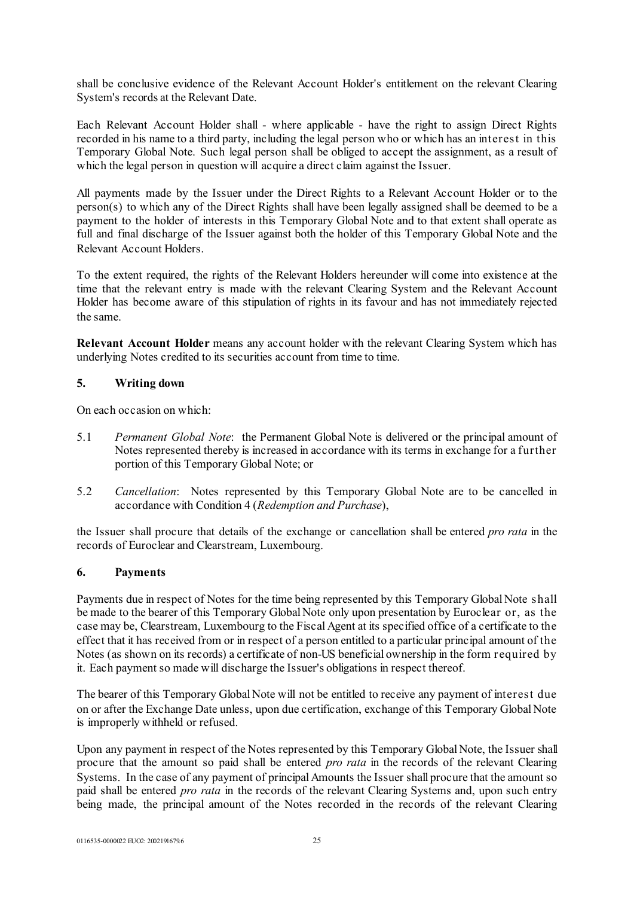shall be conclusive evidence of the Relevant Account Holder's entitlement on the relevant Clearing System's records at the Relevant Date.

Each Relevant Account Holder shall - where applicable - have the right to assign Direct Rights recorded in his name to a third party, including the legal person who or which has an interest in this Temporary Global Note. Such legal person shall be obliged to accept the assignment, as a result of which the legal person in question will acquire a direct claim against the Issuer.

All payments made by the Issuer under the Direct Rights to a Relevant Account Holder or to the person(s) to which any of the Direct Rights shall have been legally assigned shall be deemed to be a payment to the holder of interests in this Temporary Global Note and to that extent shall operate as full and final discharge of the Issuer against both the holder of this Temporary Global Note and the Relevant Account Holders.

To the extent required, the rights of the Relevant Holders hereunder will come into existence at the time that the relevant entry is made with the relevant Clearing System and the Relevant Account Holder has become aware of this stipulation of rights in its favour and has not immediately rejected the same.

**Relevant Account Holder** means any account holder with the relevant Clearing System which has underlying Notes credited to its securities account from time to time.

## 5. Writing down

On each occasion on which:

5.1 *Permanent Global Note*: the Permanent Global Note is delivered or the principal amount of Notes represented thereby is increased in accordance with its terms in exchange for a further portion of this Temporary Global Note; or

5.2 *Cancellation*: Notes represented by this Temporary Global Note are to be cancelled in accordance with Condition 4 (*Redemption and Purchase*),

the Issuer shall procure that details of the exchange or cancellation shall be entered *pro rata* in the records of Euroclear and Clearstream, Luxembourg.

## 6. Payments

Payments due in respect of Notes for the time being represented by this Temporary Global Note shall be made to the bearer of this Temporary Global Note only upon presentation by Euroclear or, as the case may be, Clearstream, Luxembourg to the Fiscal Agent at its specified office of a certificate to the effect that it has received from or in respect of a person entitled to a particular principal amount of the Notes (as shown on its records) a certificate of non-US beneficial ownership in the form required by it. Each payment so made will discharge the Issuer's obligations in respect thereof.

The bearer of this Temporary Global Note will not be entitled to receive any payment of interest due on or after the Exchange Date unless, upon due certification, exchange of this Temporary Global Note is improperly withheld or refused.

Upon any payment in respect of the Notes represented by this Temporary Global Note, the Issuer shall procure that the amount so paid shall be entered *pro rata* in the records of the relevant Clearing Systems. In the case of any payment of principal Amounts the Issuer shall procure that the amount so paid shall be entered *pro rata* in the records of the relevant Clearing Systems and, upon such entry being made, the principal amount of the Notes recorded in the records of the relevant Clearing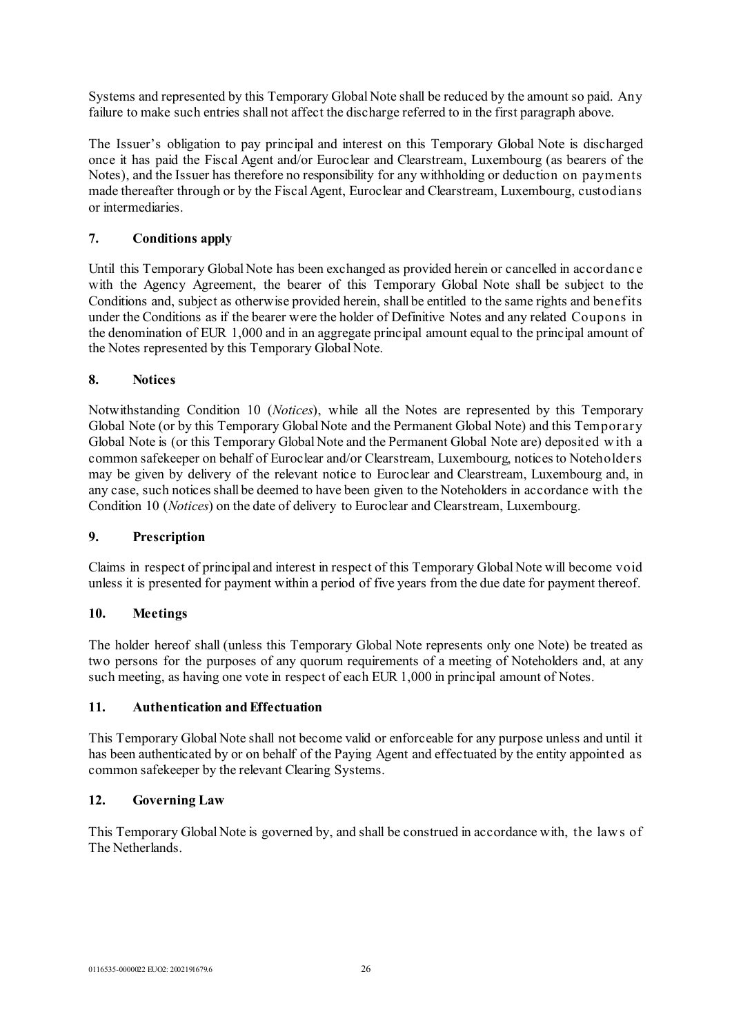Systems and represented by this Temporary Global Note shall be reduced by the amount so paid. Any failure to make such entries shall not affect the discharge referred to in the first paragraph above.

The Issuer's obligation to pay principal and interest on this Temporary Global Note is discharged once it has paid the Fiscal Agent and/or Euroclear and Clearstream, Luxembourg (as bearers of the Notes), and the Issuer has therefore no responsibility for any withholding or deduction on payments made thereafter through or by the Fiscal Agent, Euroclear and Clearstream, Luxembourg, custodians or intermediaries.

## 7. Conditions apply

Until this Temporary Global Note has been exchanged as provided herein or cancelled in accordance with the Agency Agreement, the bearer of this Temporary Global Note shall be subject to the Conditions and, subject as otherwise provided herein, shall be entitled to the same rights and benefits under the Conditions as if the bearer were the holder of Definitive Notes and any related Coupons in the denomination of EUR 1,000 and in an aggregate principal amount equal to the principal amount of the Notes represented by this Temporary Global Note.

## 8. Notices

Notwithstanding Condition 10 (*Notices*), while all the Notes are represented by this Temporary Global Note (or by this Temporary Global Note and the Permanent Global Note) and this Temporary Global Note is (or this Temporary Global Note and the Permanent Global Note are) deposited with a common safekeeper on behalf of Euroclear and/or Clearstream, Luxembourg, notices to Noteholders may be given by delivery of the relevant notice to Euroclear and Clearstream, Luxembourg and, in any case, such notices shall be deemed to have been given to the Noteholders in accordance with the Condition 10 (*Notices*) on the date of delivery to Euroclear and Clearstream, Luxembourg.

## 9. Prescription

Claims in respect of principal and interest in respect of this Temporary Global Note will become void unless it is presented for payment within a period of five years from the due date for payment thereof.

## 10. Meetings

The holder hereof shall (unless this Temporary Global Note represents only one Note) be treated as two persons for the purposes of any quorum requirements of a meeting of Noteholders and, at any such meeting, as having one vote in respect of each EUR 1,000 in principal amount of Notes.

## 11. Authentication and Effectuation

This Temporary Global Note shall not become valid or enforceable for any purpose unless and until it has been authenticated by or on behalf of the Paying Agent and effectuated by the entity appointed as common safekeeper by the relevant Clearing Systems.

## 12. Governing Law

This Temporary Global Note is governed by, and shall be construed in accordance with, the laws of The Netherlands.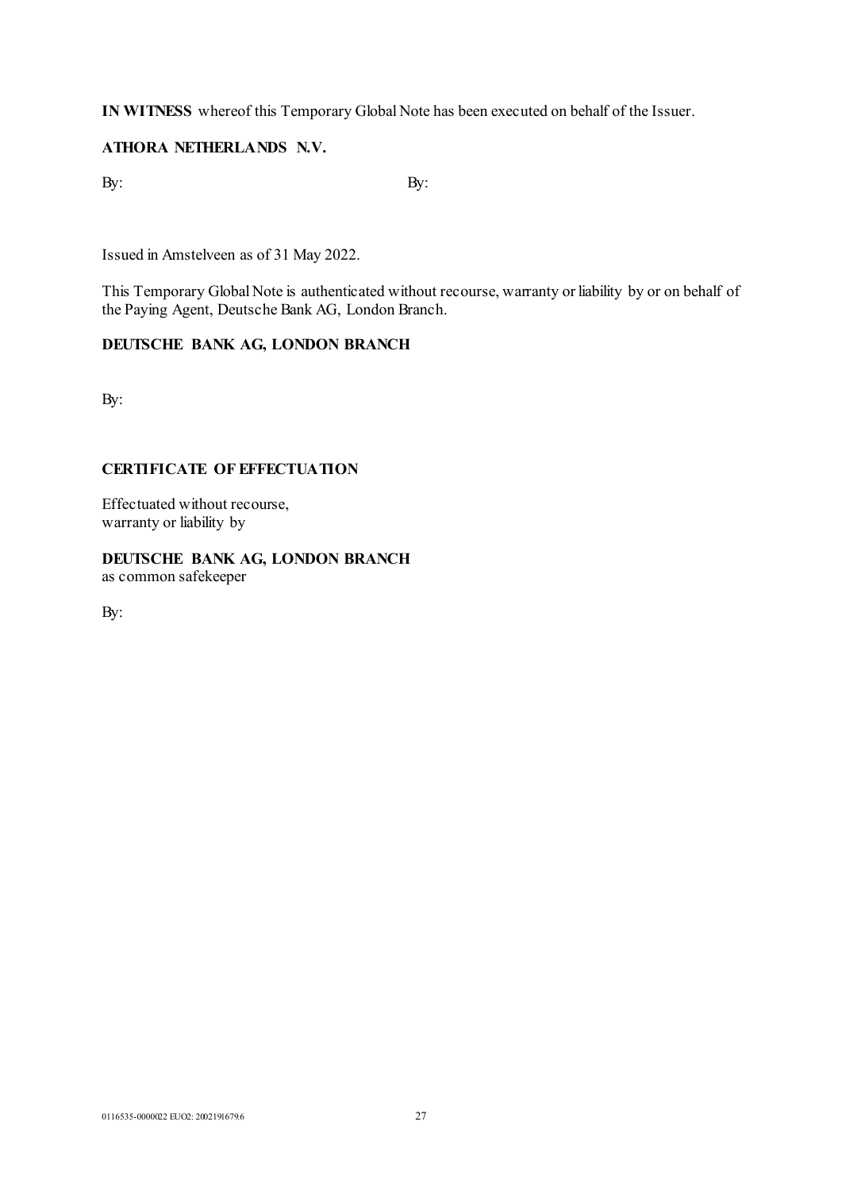**IN WITNESS** whereof this Temporary Global Note has been executed on behalf of the Issuer.

**ATHORA NETHERLANDS N.V.**

By: By:

Issued in Amstelveen as of 31 May 2022.

This Temporary Global Note is authenticated without recourse, warranty or liability by or on behalf of the Paying Agent, Deutsche Bank AG, London Branch.

**DEUTSCHE BANK AG, LONDON BRANCH**

By:

**CERTIFICATE OF EFFECTUATION**

Effectuated without recourse,
warranty or liability by

**DEUTSCHE BANK AG, LONDON BRANCH**
as common safekeeper

By: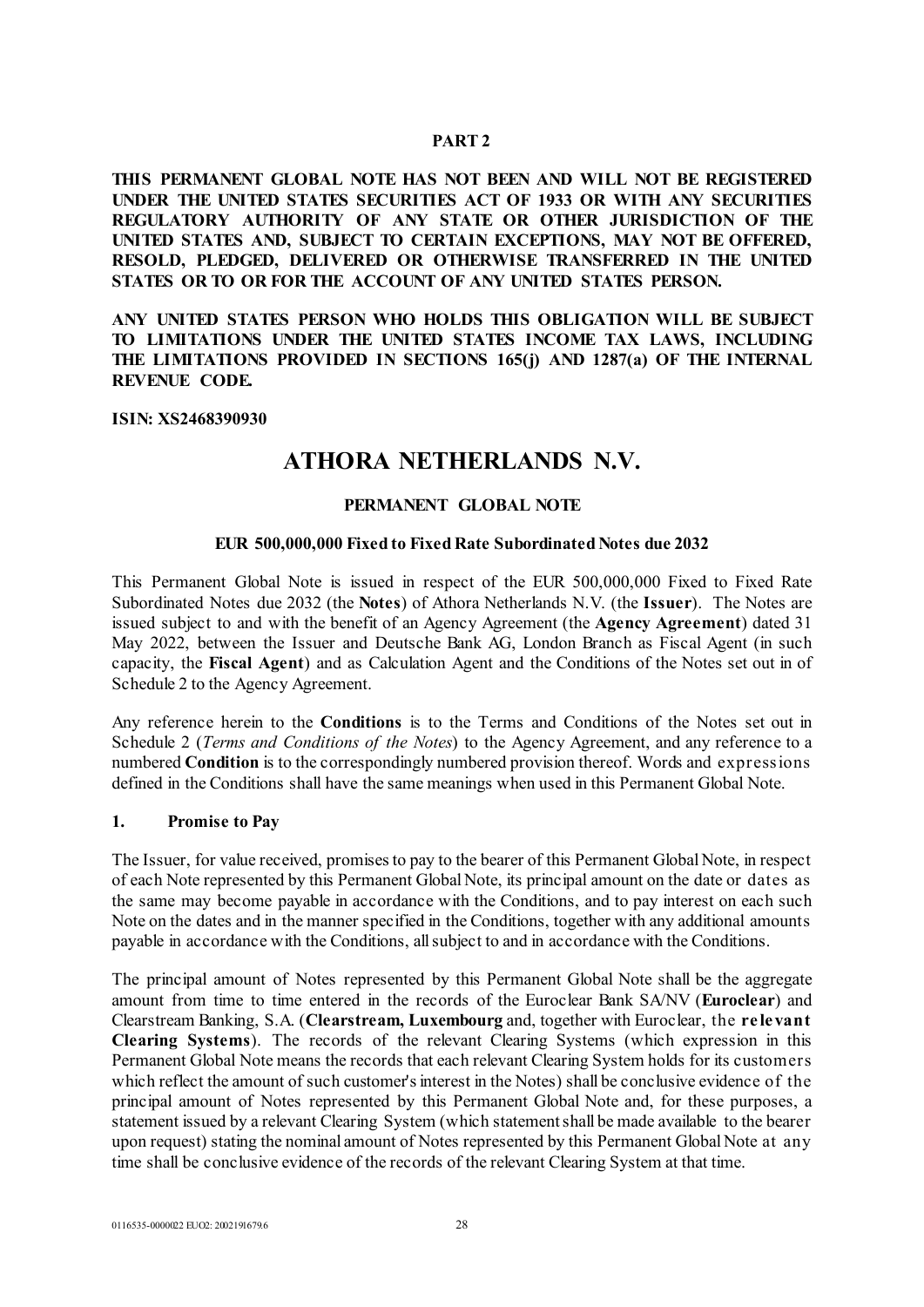**PART 2**

**THIS PERMANENT GLOBAL NOTE HAS NOT BEEN AND WILL NOT BE REGISTERED UNDER THE UNITED STATES SECURITIES ACT OF 1933 OR WITH ANY SECURITIES REGULATORY AUTHORITY OF ANY STATE OR OTHER JURISDICTION OF THE UNITED STATES AND, SUBJECT TO CERTAIN EXCEPTIONS, MAY NOT BE OFFERED, RESOLD, PLEDGED, DELIVERED OR OTHERWISE TRANSFERRED IN THE UNITED STATES OR TO OR FOR THE ACCOUNT OF ANY UNITED STATES PERSON.**

**ANY UNITED STATES PERSON WHO HOLDS THIS OBLIGATION WILL BE SUBJECT TO LIMITATIONS UNDER THE UNITED STATES INCOME TAX LAWS, INCLUDING THE LIMITATIONS PROVIDED IN SECTIONS 165(j) AND 1287(a) OF THE INTERNAL REVENUE CODE.**

**ISIN: XS2468390930**

# ATHORA NETHERLANDS N.V.

**PERMANENT GLOBAL NOTE**

**EUR 500,000,000 Fixed to Fixed Rate Subordinated Notes due 2032**

This Permanent Global Note is issued in respect of the EUR 500,000,000 Fixed to Fixed Rate Subordinated Notes due 2032 (the **Notes**) of Athora Netherlands N.V. (the **Issuer**). The Notes are issued subject to and with the benefit of an Agency Agreement (the **Agency Agreement**) dated 31 May 2022, between the Issuer and Deutsche Bank AG, London Branch as Fiscal Agent (in such capacity, the **Fiscal Agent**) and as Calculation Agent and the Conditions of the Notes set out in of Schedule 2 to the Agency Agreement.

Any reference herein to the **Conditions** is to the Terms and Conditions of the Notes set out in Schedule 2 (*Terms and Conditions of the Notes*) to the Agency Agreement, and any reference to a numbered **Condition** is to the correspondingly numbered provision thereof. Words and expressions defined in the Conditions shall have the same meanings when used in this Permanent Global Note.

**1. Promise to Pay**

The Issuer, for value received, promises to pay to the bearer of this Permanent Global Note, in respect of each Note represented by this Permanent Global Note, its principal amount on the date or dates as the same may become payable in accordance with the Conditions, and to pay interest on each such Note on the dates and in the manner specified in the Conditions, together with any additional amounts payable in accordance with the Conditions, all subject to and in accordance with the Conditions.

The principal amount of Notes represented by this Permanent Global Note shall be the aggregate amount from time to time entered in the records of the Euroclear Bank SA/NV (**Euroclear**) and Clearstream Banking, S.A. (**Clearstream, Luxembourg** and, together with Euroclear, the **relevant Clearing Systems**). The records of the relevant Clearing Systems (which expression in this Permanent Global Note means the records that each relevant Clearing System holds for its customers which reflect the amount of such customer's interest in the Notes) shall be conclusive evidence of the principal amount of Notes represented by this Permanent Global Note and, for these purposes, a statement issued by a relevant Clearing System (which statement shall be made available to the bearer upon request) stating the nominal amount of Notes represented by this Permanent Global Note at any time shall be conclusive evidence of the records of the relevant Clearing System at that time.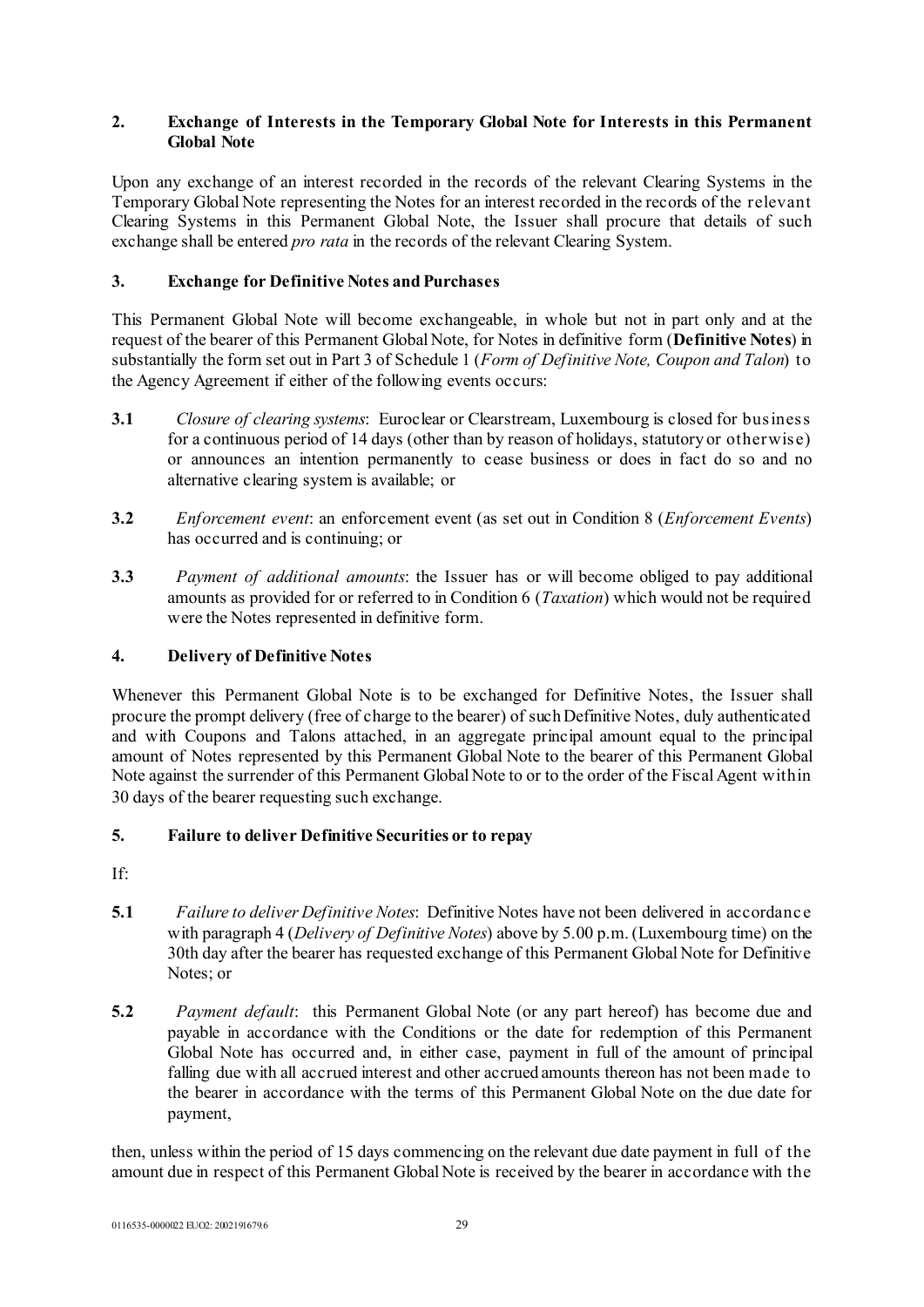## 2. Exchange of Interests in the Temporary Global Note for Interests in this Permanent Global Note

Upon any exchange of an interest recorded in the records of the relevant Clearing Systems in the Temporary Global Note representing the Notes for an interest recorded in the records of the relevant Clearing Systems in this Permanent Global Note, the Issuer shall procure that details of such exchange shall be entered *pro rata* in the records of the relevant Clearing System.

## 3. Exchange for Definitive Notes and Purchases

This Permanent Global Note will become exchangeable, in whole but not in part only and at the request of the bearer of this Permanent Global Note, for Notes in definitive form (**Definitive Notes**) in substantially the form set out in Part 3 of Schedule 1 (*Form of Definitive Note, Coupon and Talon*) to the Agency Agreement if either of the following events occurs:

**3.1** *Closure of clearing systems*: Euroclear or Clearstream, Luxembourg is closed for business for a continuous period of 14 days (other than by reason of holidays, statutory or otherwise) or announces an intention permanently to cease business or does in fact do so and no alternative clearing system is available; or

**3.2** *Enforcement event*: an enforcement event (as set out in Condition 8 (*Enforcement Events*) has occurred and is continuing; or

**3.3** *Payment of additional amounts*: the Issuer has or will become obliged to pay additional amounts as provided for or referred to in Condition 6 (*Taxation*) which would not be required were the Notes represented in definitive form.

## 4. Delivery of Definitive Notes

Whenever this Permanent Global Note is to be exchanged for Definitive Notes, the Issuer shall procure the prompt delivery (free of charge to the bearer) of such Definitive Notes, duly authenticated and with Coupons and Talons attached, in an aggregate principal amount equal to the principal amount of Notes represented by this Permanent Global Note to the bearer of this Permanent Global Note against the surrender of this Permanent Global Note to or to the order of the Fiscal Agent within 30 days of the bearer requesting such exchange.

## 5. Failure to deliver Definitive Securities or to repay

If:

**5.1** *Failure to deliver Definitive Notes*: Definitive Notes have not been delivered in accordance with paragraph 4 (*Delivery of Definitive Notes*) above by 5.00 p.m. (Luxembourg time) on the 30th day after the bearer has requested exchange of this Permanent Global Note for Definitive Notes; or

**5.2** *Payment default*: this Permanent Global Note (or any part hereof) has become due and payable in accordance with the Conditions or the date for redemption of this Permanent Global Note has occurred and, in either case, payment in full of the amount of principal falling due with all accrued interest and other accrued amounts thereon has not been made to the bearer in accordance with the terms of this Permanent Global Note on the due date for payment,

then, unless within the period of 15 days commencing on the relevant due date payment in full of the amount due in respect of this Permanent Global Note is received by the bearer in accordance with the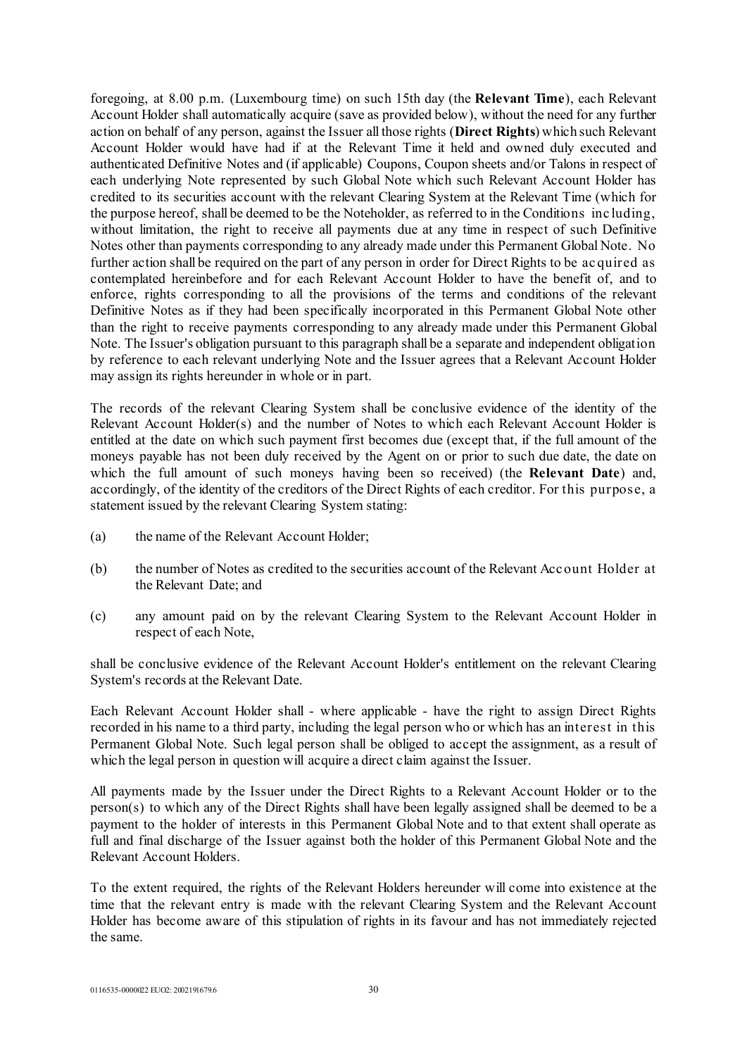foregoing, at 8.00 p.m. (Luxembourg time) on such 15th day (the **Relevant Time**), each Relevant Account Holder shall automatically acquire (save as provided below), without the need for any further action on behalf of any person, against the Issuer all those rights (**Direct Rights**) which such Relevant Account Holder would have had if at the Relevant Time it held and owned duly executed and authenticated Definitive Notes and (if applicable) Coupons, Coupon sheets and/or Talons in respect of each underlying Note represented by such Global Note which such Relevant Account Holder has credited to its securities account with the relevant Clearing System at the Relevant Time (which for the purpose hereof, shall be deemed to be the Noteholder, as referred to in the Conditions including, without limitation, the right to receive all payments due at any time in respect of such Definitive Notes other than payments corresponding to any already made under this Permanent Global Note. No further action shall be required on the part of any person in order for Direct Rights to be acquired as contemplated hereinbefore and for each Relevant Account Holder to have the benefit of, and to enforce, rights corresponding to all the provisions of the terms and conditions of the relevant Definitive Notes as if they had been specifically incorporated in this Permanent Global Note other than the right to receive payments corresponding to any already made under this Permanent Global Note. The Issuer's obligation pursuant to this paragraph shall be a separate and independent obligation by reference to each relevant underlying Note and the Issuer agrees that a Relevant Account Holder may assign its rights hereunder in whole or in part.

The records of the relevant Clearing System shall be conclusive evidence of the identity of the Relevant Account Holder(s) and the number of Notes to which each Relevant Account Holder is entitled at the date on which such payment first becomes due (except that, if the full amount of the moneys payable has not been duly received by the Agent on or prior to such due date, the date on which the full amount of such moneys having been so received) (the **Relevant Date**) and, accordingly, of the identity of the creditors of the Direct Rights of each creditor. For this purpose, a statement issued by the relevant Clearing System stating:

(a) the name of the Relevant Account Holder;

(b) the number of Notes as credited to the securities account of the Relevant Account Holder at the Relevant Date; and

(c) any amount paid on by the relevant Clearing System to the Relevant Account Holder in respect of each Note,

shall be conclusive evidence of the Relevant Account Holder's entitlement on the relevant Clearing System's records at the Relevant Date.

Each Relevant Account Holder shall - where applicable - have the right to assign Direct Rights recorded in his name to a third party, including the legal person who or which has an interest in this Permanent Global Note. Such legal person shall be obliged to accept the assignment, as a result of which the legal person in question will acquire a direct claim against the Issuer.

All payments made by the Issuer under the Direct Rights to a Relevant Account Holder or to the person(s) to which any of the Direct Rights shall have been legally assigned shall be deemed to be a payment to the holder of interests in this Permanent Global Note and to that extent shall operate as full and final discharge of the Issuer against both the holder of this Permanent Global Note and the Relevant Account Holders.

To the extent required, the rights of the Relevant Holders hereunder will come into existence at the time that the relevant entry is made with the relevant Clearing System and the Relevant Account Holder has become aware of this stipulation of rights in its favour and has not immediately rejected the same.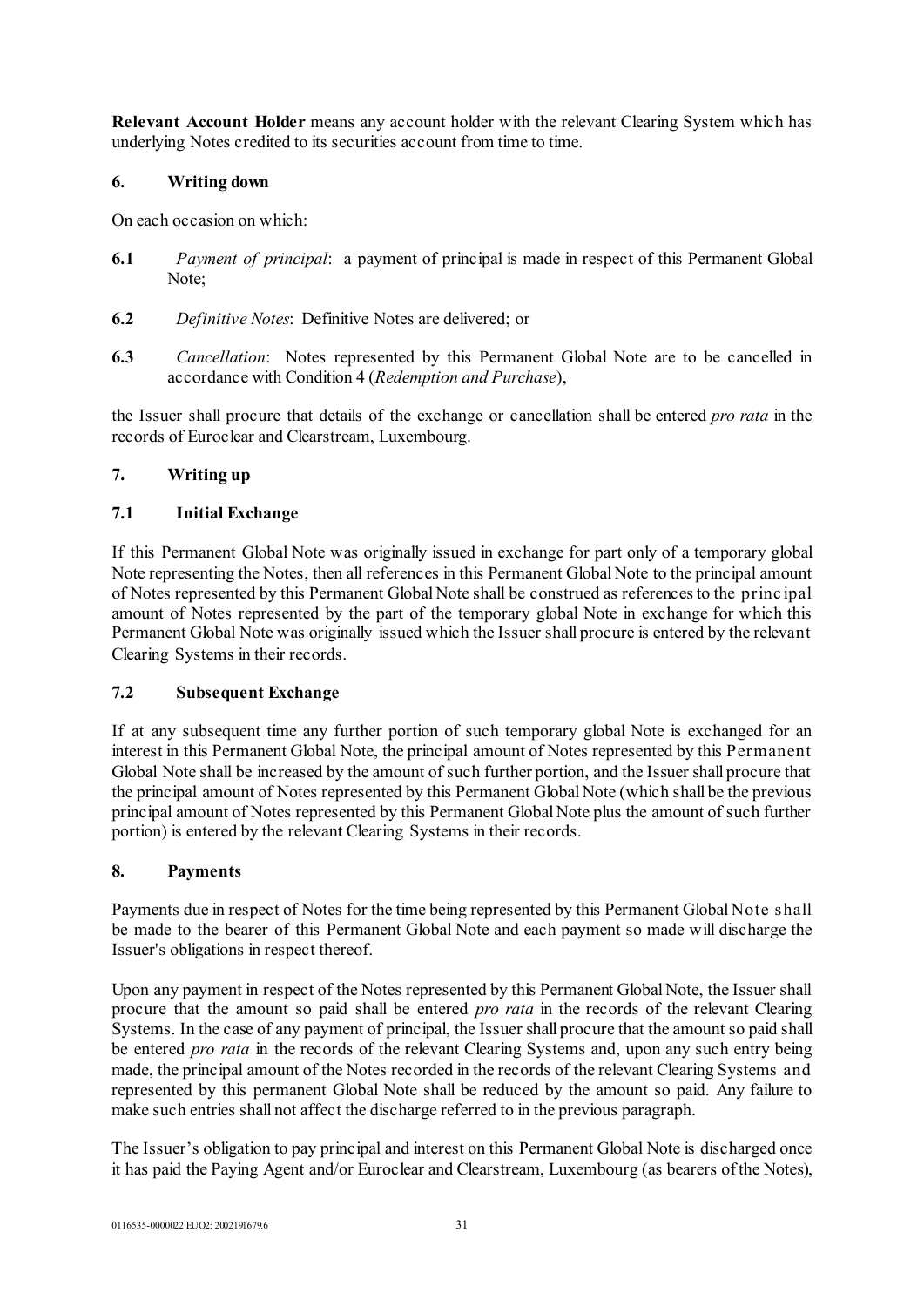**Relevant Account Holder** means any account holder with the relevant Clearing System which has underlying Notes credited to its securities account from time to time.

## 6. Writing down

On each occasion on which:

**6.1** *Payment of principal*: a payment of principal is made in respect of this Permanent Global Note;

**6.2** *Definitive Notes*: Definitive Notes are delivered; or

**6.3** *Cancellation*: Notes represented by this Permanent Global Note are to be cancelled in accordance with Condition 4 (*Redemption and Purchase*),

the Issuer shall procure that details of the exchange or cancellation shall be entered *pro rata* in the records of Euroclear and Clearstream, Luxembourg.

## 7. Writing up

### 7.1 Initial Exchange

If this Permanent Global Note was originally issued in exchange for part only of a temporary global Note representing the Notes, then all references in this Permanent Global Note to the principal amount of Notes represented by this Permanent Global Note shall be construed as references to the principal amount of Notes represented by the part of the temporary global Note in exchange for which this Permanent Global Note was originally issued which the Issuer shall procure is entered by the relevant Clearing Systems in their records.

### 7.2 Subsequent Exchange

If at any subsequent time any further portion of such temporary global Note is exchanged for an interest in this Permanent Global Note, the principal amount of Notes represented by this Permanent Global Note shall be increased by the amount of such further portion, and the Issuer shall procure that the principal amount of Notes represented by this Permanent Global Note (which shall be the previous principal amount of Notes represented by this Permanent Global Note plus the amount of such further portion) is entered by the relevant Clearing Systems in their records.

## 8. Payments

Payments due in respect of Notes for the time being represented by this Permanent Global Note shall be made to the bearer of this Permanent Global Note and each payment so made will discharge the Issuer's obligations in respect thereof.

Upon any payment in respect of the Notes represented by this Permanent Global Note, the Issuer shall procure that the amount so paid shall be entered *pro rata* in the records of the relevant Clearing Systems. In the case of any payment of principal, the Issuer shall procure that the amount so paid shall be entered *pro rata* in the records of the relevant Clearing Systems and, upon any such entry being made, the principal amount of the Notes recorded in the records of the relevant Clearing Systems and represented by this permanent Global Note shall be reduced by the amount so paid. Any failure to make such entries shall not affect the discharge referred to in the previous paragraph.

The Issuer's obligation to pay principal and interest on this Permanent Global Note is discharged once it has paid the Paying Agent and/or Euroclear and Clearstream, Luxembourg (as bearers of the Notes),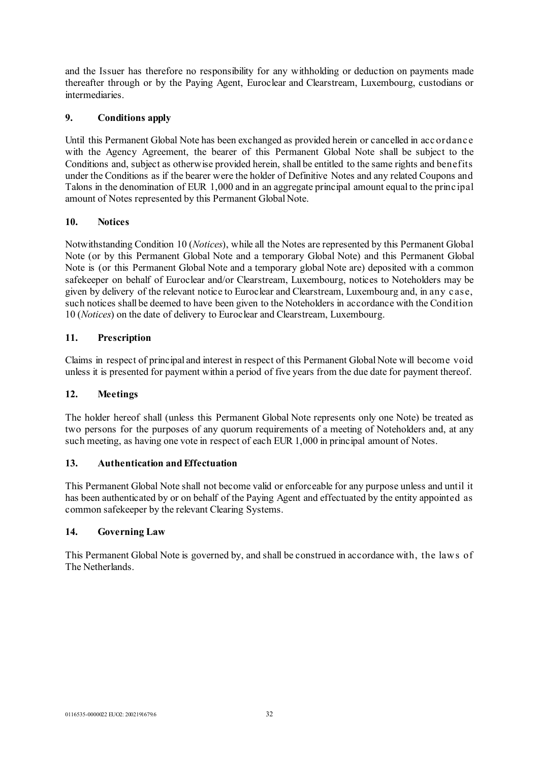and the Issuer has therefore no responsibility for any withholding or deduction on payments made thereafter through or by the Paying Agent, Euroclear and Clearstream, Luxembourg, custodians or intermediaries.

### 9. Conditions apply

Until this Permanent Global Note has been exchanged as provided herein or cancelled in accordance with the Agency Agreement, the bearer of this Permanent Global Note shall be subject to the Conditions and, subject as otherwise provided herein, shall be entitled to the same rights and benefits under the Conditions as if the bearer were the holder of Definitive Notes and any related Coupons and Talons in the denomination of EUR 1,000 and in an aggregate principal amount equal to the principal amount of Notes represented by this Permanent Global Note.

### 10. Notices

Notwithstanding Condition 10 (*Notices*), while all the Notes are represented by this Permanent Global Note (or by this Permanent Global Note and a temporary Global Note) and this Permanent Global Note is (or this Permanent Global Note and a temporary global Note are) deposited with a common safekeeper on behalf of Euroclear and/or Clearstream, Luxembourg, notices to Noteholders may be given by delivery of the relevant notice to Euroclear and Clearstream, Luxembourg and, in any case, such notices shall be deemed to have been given to the Noteholders in accordance with the Condition 10 (*Notices*) on the date of delivery to Euroclear and Clearstream, Luxembourg.

### 11. Prescription

Claims in respect of principal and interest in respect of this Permanent Global Note will become void unless it is presented for payment within a period of five years from the due date for payment thereof.

### 12. Meetings

The holder hereof shall (unless this Permanent Global Note represents only one Note) be treated as two persons for the purposes of any quorum requirements of a meeting of Noteholders and, at any such meeting, as having one vote in respect of each EUR 1,000 in principal amount of Notes.

### 13. Authentication and Effectuation

This Permanent Global Note shall not become valid or enforceable for any purpose unless and until it has been authenticated by or on behalf of the Paying Agent and effectuated by the entity appointed as common safekeeper by the relevant Clearing Systems.

### 14. Governing Law

This Permanent Global Note is governed by, and shall be construed in accordance with, the laws of The Netherlands.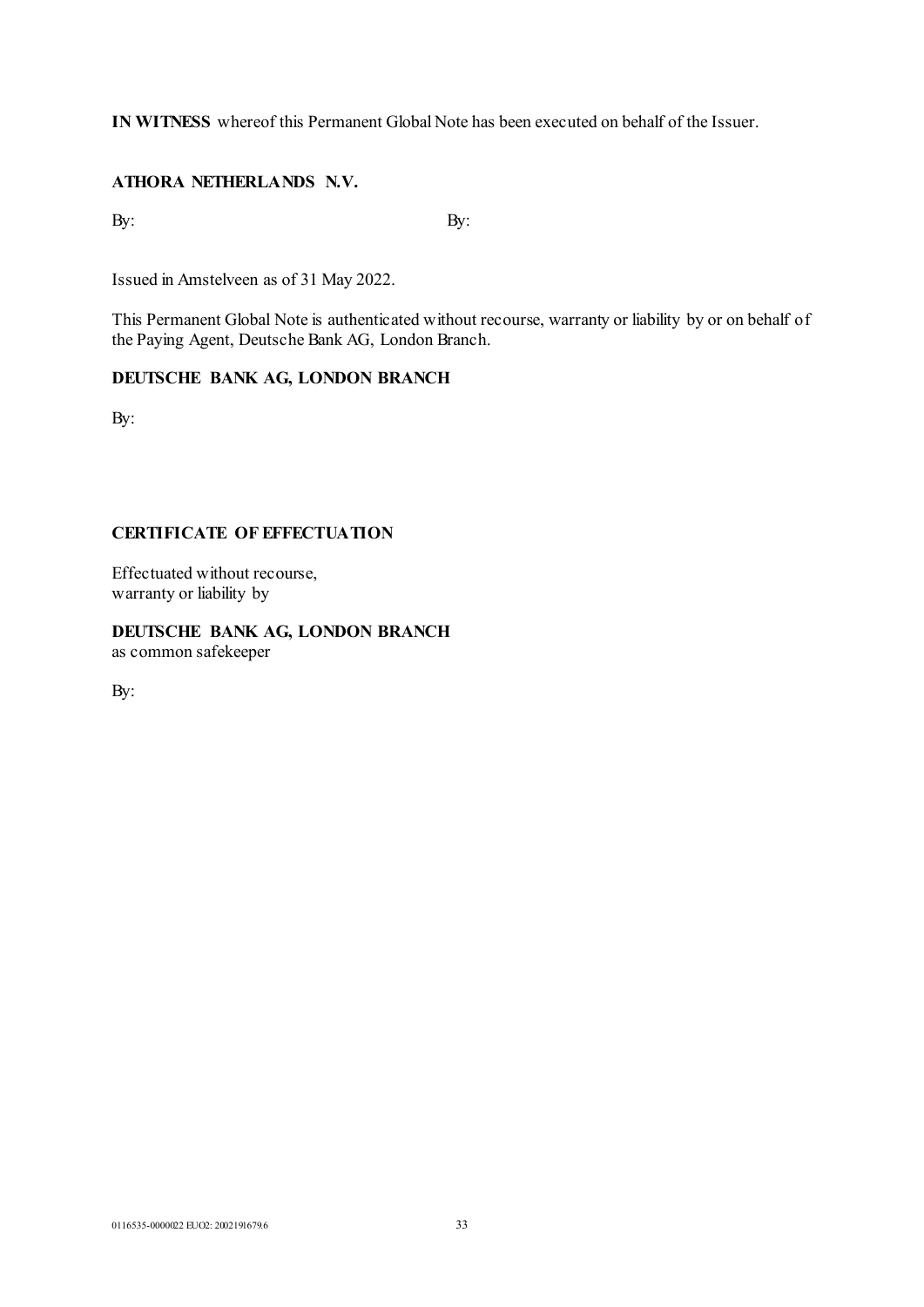**IN WITNESS** whereof this Permanent Global Note has been executed on behalf of the Issuer.

**ATHORA NETHERLANDS N.V.**

By: By:

Issued in Amstelveen as of 31 May 2022.

This Permanent Global Note is authenticated without recourse, warranty or liability by or on behalf of the Paying Agent, Deutsche Bank AG, London Branch.

**DEUTSCHE BANK AG, LONDON BRANCH**

By:

**CERTIFICATE OF EFFECTUATION**

Effectuated without recourse,
warranty or liability by

**DEUTSCHE BANK AG, LONDON BRANCH**
as common safekeeper

By:

0116535-0000022 EUO2: 2002191679.6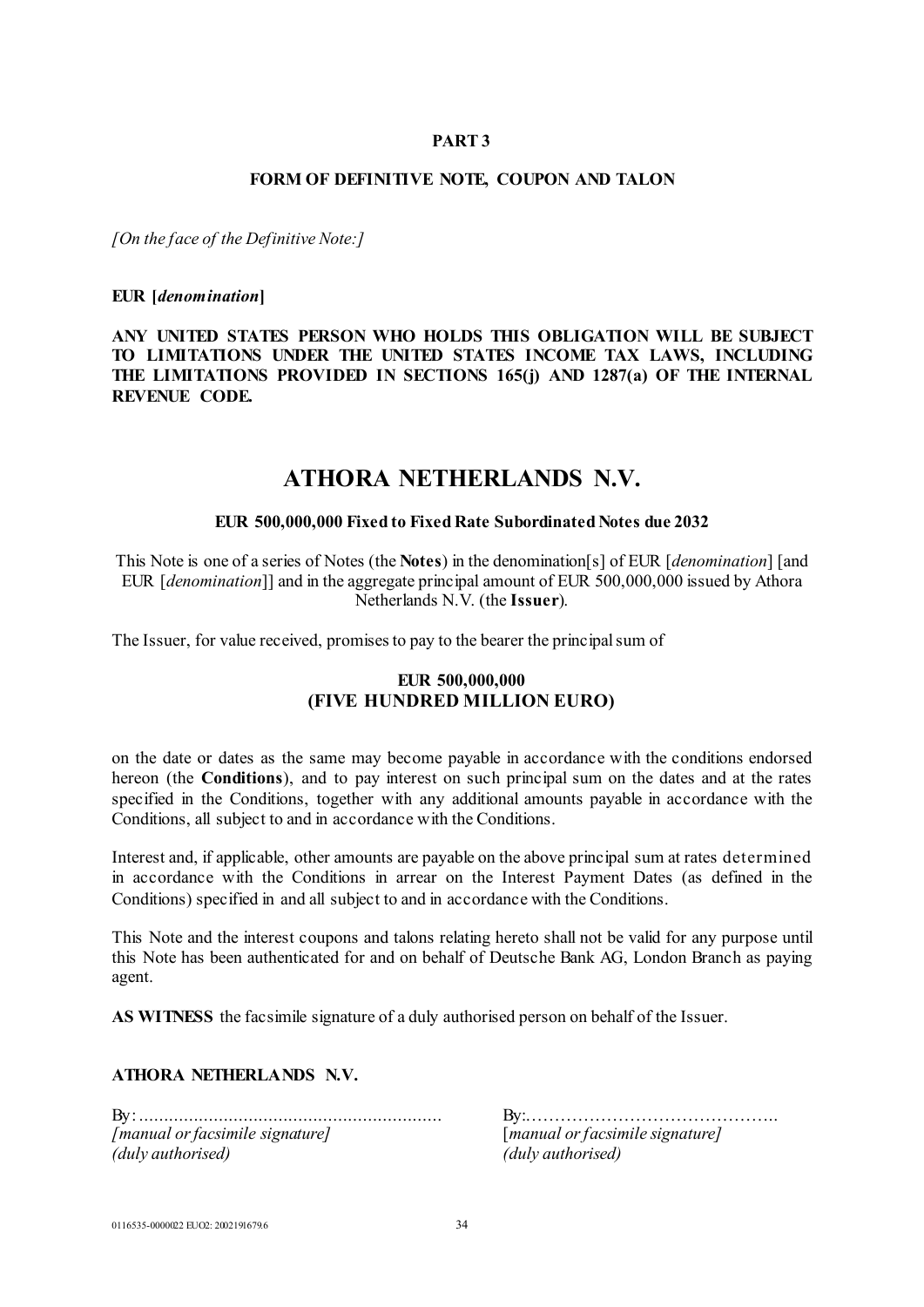**PART 3**

**FORM OF DEFINITIVE NOTE, COUPON AND TALON**

*[On the face of the Definitive Note:]*

**EUR [*denomination*]**

**ANY UNITED STATES PERSON WHO HOLDS THIS OBLIGATION WILL BE SUBJECT TO LIMITATIONS UNDER THE UNITED STATES INCOME TAX LAWS, INCLUDING THE LIMITATIONS PROVIDED IN SECTIONS 165(j) AND 1287(a) OF THE INTERNAL REVENUE CODE.**

# ATHORA NETHERLANDS N.V.

**EUR 500,000,000 Fixed to Fixed Rate Subordinated Notes due 2032**

This Note is one of a series of Notes (the **Notes**) in the denomination[s] of EUR [*denomination*] [and EUR [*denomination*]] and in the aggregate principal amount of EUR 500,000,000 issued by Athora Netherlands N.V. (the **Issuer**).

The Issuer, for value received, promises to pay to the bearer the principal sum of

**EUR 500,000,000**
**(FIVE HUNDRED MILLION EURO)**

on the date or dates as the same may become payable in accordance with the conditions endorsed hereon (the **Conditions**), and to pay interest on such principal sum on the dates and at the rates specified in the Conditions, together with any additional amounts payable in accordance with the Conditions, all subject to and in accordance with the Conditions.

Interest and, if applicable, other amounts are payable on the above principal sum at rates determined in accordance with the Conditions in arrear on the Interest Payment Dates (as defined in the Conditions) specified in and all subject to and in accordance with the Conditions.

This Note and the interest coupons and talons relating hereto shall not be valid for any purpose until this Note has been authenticated for and on behalf of Deutsche Bank AG, London Branch as paying agent.

**AS WITNESS** the facsimile signature of a duly authorised person on behalf of the Issuer.

**ATHORA NETHERLANDS N.V.**

By: ............................................................
*[manual or facsimile signature]*
*(duly authorised)*

By:..........................................
[*manual or facsimile signature]*
*(duly authorised)*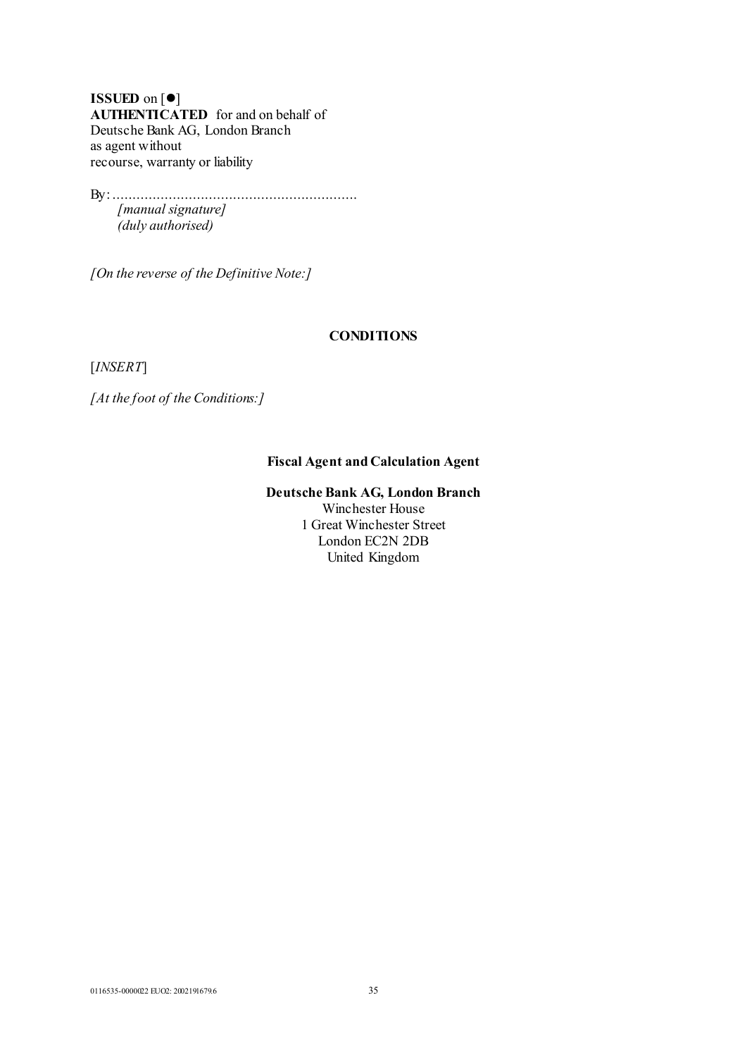**ISSUED** on [●]
**AUTHENTICATED** for and on behalf of
Deutsche Bank AG, London Branch
as agent without
recourse, warranty or liability

By:.............................................................
*[manual signature]*
*(duly authorised)*

*[On the reverse of the Definitive Note:]*

**CONDITIONS**

[*INSERT*]

*[At the foot of the Conditions:]*

**Fiscal Agent and Calculation Agent**

**Deutsche Bank AG, London Branch**
Winchester House
1 Great Winchester Street
London EC2N 2DB
United Kingdom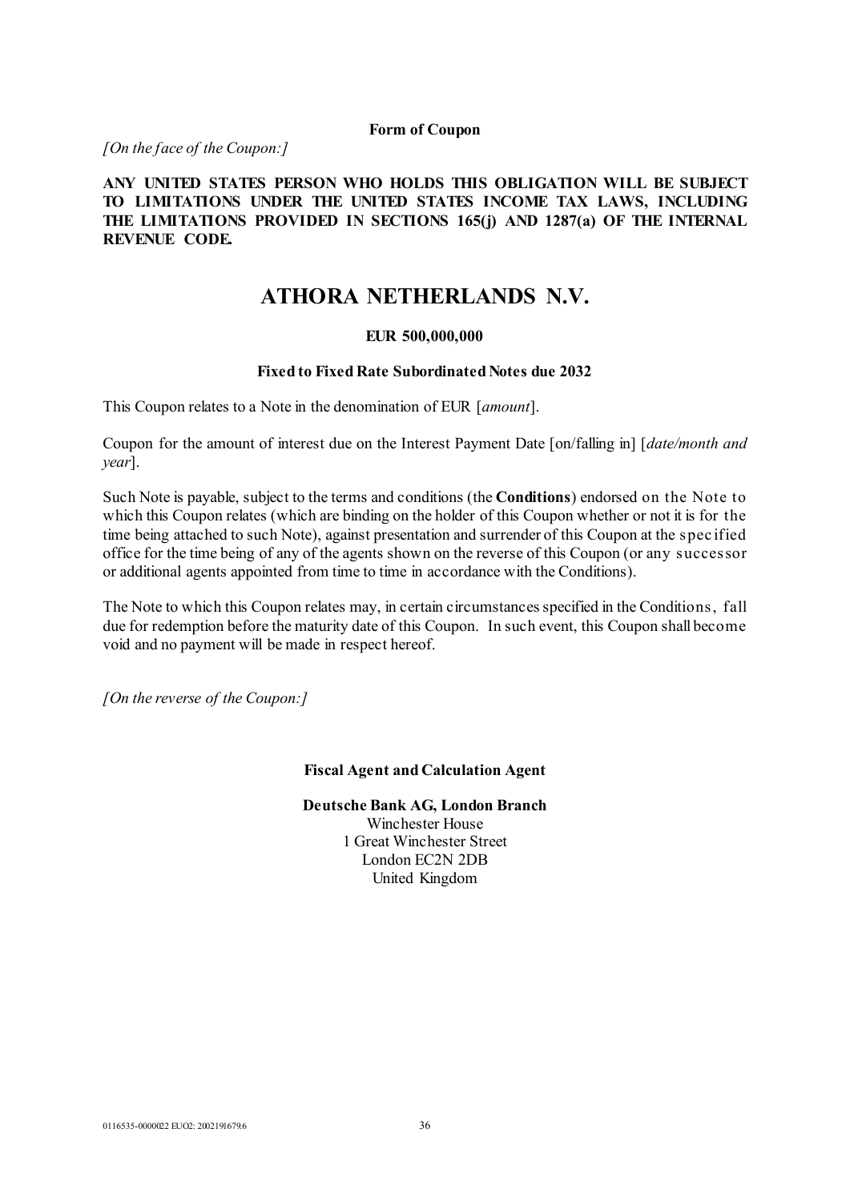**Form of Coupon**

*[On the face of the Coupon:]*

**ANY UNITED STATES PERSON WHO HOLDS THIS OBLIGATION WILL BE SUBJECT TO LIMITATIONS UNDER THE UNITED STATES INCOME TAX LAWS, INCLUDING THE LIMITATIONS PROVIDED IN SECTIONS 165(j) AND 1287(a) OF THE INTERNAL REVENUE CODE.**

# ATHORA NETHERLANDS N.V.

**EUR 500,000,000**

**Fixed to Fixed Rate Subordinated Notes due 2032**

This Coupon relates to a Note in the denomination of EUR [*amount*].

Coupon for the amount of interest due on the Interest Payment Date [on/falling in] [*date/month and year*].

Such Note is payable, subject to the terms and conditions (the **Conditions**) endorsed on the Note to which this Coupon relates (which are binding on the holder of this Coupon whether or not it is for the time being attached to such Note), against presentation and surrender of this Coupon at the specified office for the time being of any of the agents shown on the reverse of this Coupon (or any successor or additional agents appointed from time to time in accordance with the Conditions).

The Note to which this Coupon relates may, in certain circumstances specified in the Conditions, fall due for redemption before the maturity date of this Coupon. In such event, this Coupon shall become void and no payment will be made in respect hereof.

*[On the reverse of the Coupon:]*

**Fiscal Agent and Calculation Agent**

**Deutsche Bank AG, London Branch**
Winchester House
1 Great Winchester Street
London EC2N 2DB
United Kingdom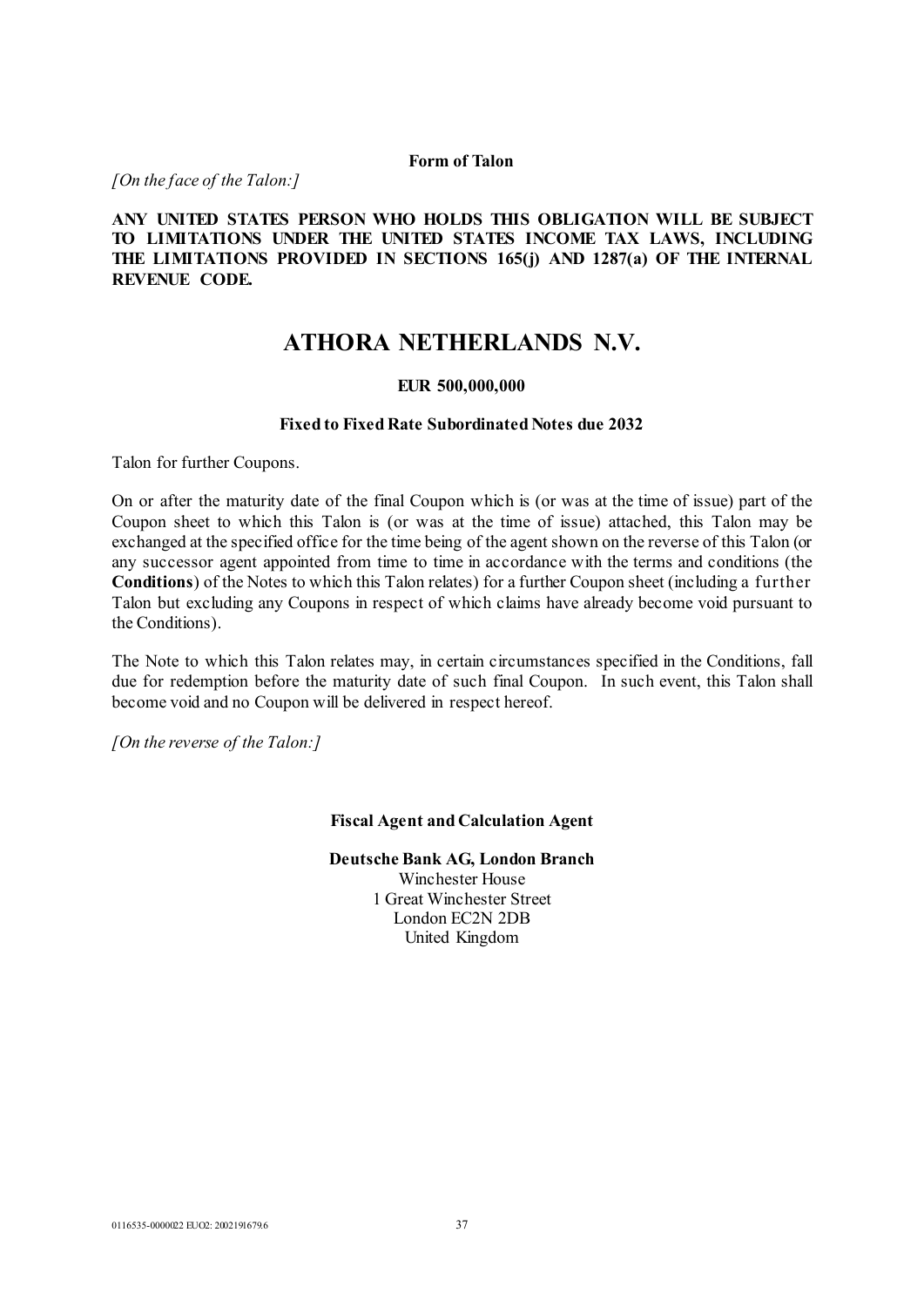**Form of Talon**

*[On the face of the Talon:]*

**ANY UNITED STATES PERSON WHO HOLDS THIS OBLIGATION WILL BE SUBJECT TO LIMITATIONS UNDER THE UNITED STATES INCOME TAX LAWS, INCLUDING THE LIMITATIONS PROVIDED IN SECTIONS 165(j) AND 1287(a) OF THE INTERNAL REVENUE CODE.**

# ATHORA NETHERLANDS N.V.

**EUR 500,000,000**

**Fixed to Fixed Rate Subordinated Notes due 2032**

Talon for further Coupons.

On or after the maturity date of the final Coupon which is (or was at the time of issue) part of the Coupon sheet to which this Talon is (or was at the time of issue) attached, this Talon may be exchanged at the specified office for the time being of the agent shown on the reverse of this Talon (or any successor agent appointed from time to time in accordance with the terms and conditions (the **Conditions**) of the Notes to which this Talon relates) for a further Coupon sheet (including a further Talon but excluding any Coupons in respect of which claims have already become void pursuant to the Conditions).

The Note to which this Talon relates may, in certain circumstances specified in the Conditions, fall due for redemption before the maturity date of such final Coupon. In such event, this Talon shall become void and no Coupon will be delivered in respect hereof.

*[On the reverse of the Talon:]*

**Fiscal Agent and Calculation Agent**

**Deutsche Bank AG, London Branch**
Winchester House
1 Great Winchester Street
London EC2N 2DB
United Kingdom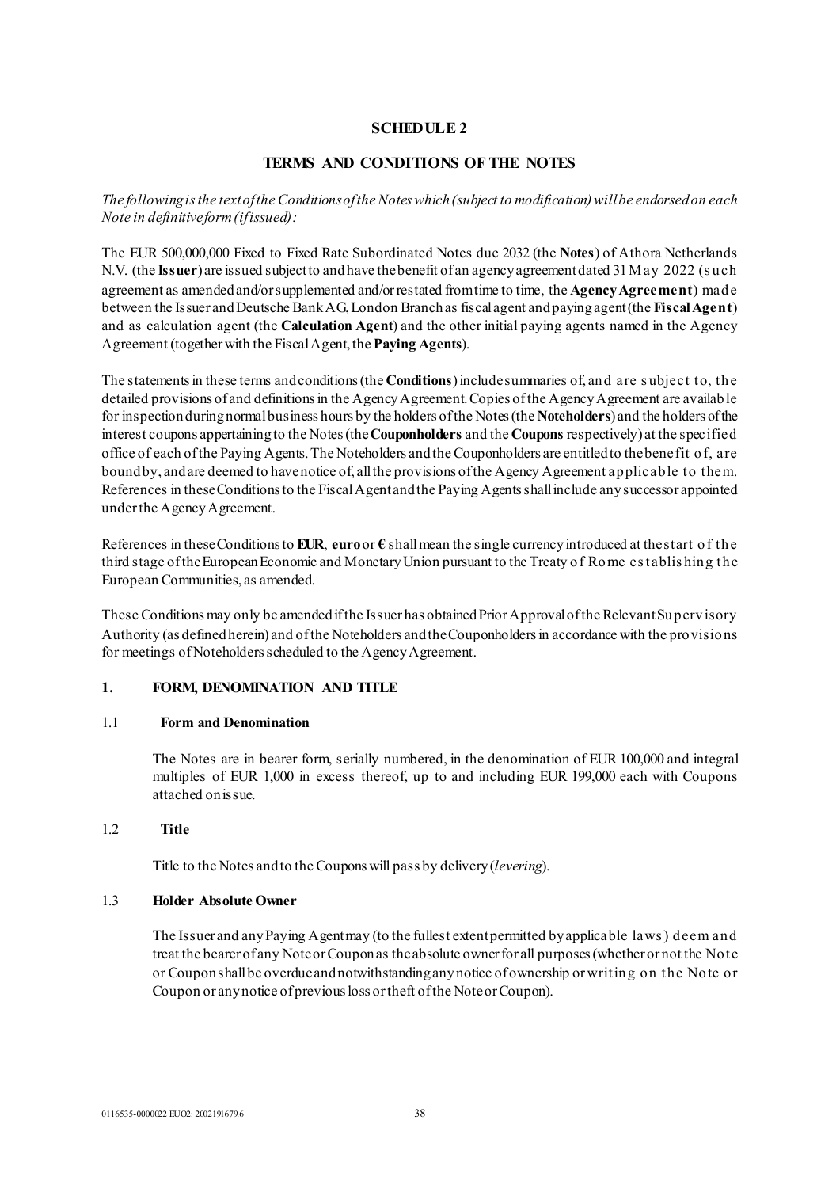## SCHEDULE 2

## TERMS AND CONDITIONS OF THE NOTES

*The following is the text of the Conditions of the Notes which (subject to modification) will be endorsed on each Note in definitive form (if issued):*

The EUR 500,000,000 Fixed to Fixed Rate Subordinated Notes due 2032 (the **Notes**) of Athora Netherlands N.V. (the **Issuer**) are issued subject to and have the benefit of an agency agreement dated 31 May 2022 (such agreement as amended and/or supplemented and/or restated from time to time, the **Agency Agreement**) made between the Issuer and Deutsche Bank AG, London Branch as fiscal agent and paying agent (the **Fiscal Agent**) and as calculation agent (the **Calculation Agent**) and the other initial paying agents named in the Agency Agreement (together with the Fiscal Agent, the **Paying Agents**).

The statements in these terms and conditions (the **Conditions**) include summaries of, and are subject to, the detailed provisions of and definitions in the Agency Agreement. Copies of the Agency Agreement are available for inspection during normal business hours by the holders of the Notes (the **Noteholders**) and the holders of the interest coupons appertaining to the Notes (the **Couponholders** and the **Coupons** respectively) at the specified office of each of the Paying Agents. The Noteholders and the Couponholders are entitled to the benefit of, are bound by, and are deemed to have notice of, all the provisions of the Agency Agreement applicable to them. References in these Conditions to the Fiscal Agent and the Paying Agents shall include any successor appointed under the Agency Agreement.

References in these Conditions to **EUR**, **euro** or **€** shall mean the single currency introduced at the start of the third stage of the European Economic and Monetary Union pursuant to the Treaty of Rome establishing the European Communities, as amended.

These Conditions may only be amended if the Issuer has obtained Prior Approval of the Relevant Supervisory Authority (as defined herein) and of the Noteholders and the Couponholders in accordance with the provisions for meetings of Noteholders scheduled to the Agency Agreement.

### 1. FORM, DENOMINATION AND TITLE

#### 1.1 Form and Denomination

The Notes are in bearer form, serially numbered, in the denomination of EUR 100,000 and integral multiples of EUR 1,000 in excess thereof, up to and including EUR 199,000 each with Coupons attached on issue.

#### 1.2 Title

Title to the Notes and to the Coupons will pass by delivery (*levering*).

#### 1.3 Holder Absolute Owner

The Issuer and any Paying Agent may (to the fullest extent permitted by applicable laws) deem and treat the bearer of any Note or Coupon as the absolute owner for all purposes (whether or not the Note or Coupon shall be overdue and notwithstanding any notice of ownership or writing on the Note or Coupon or any notice of previous loss or theft of the Note or Coupon).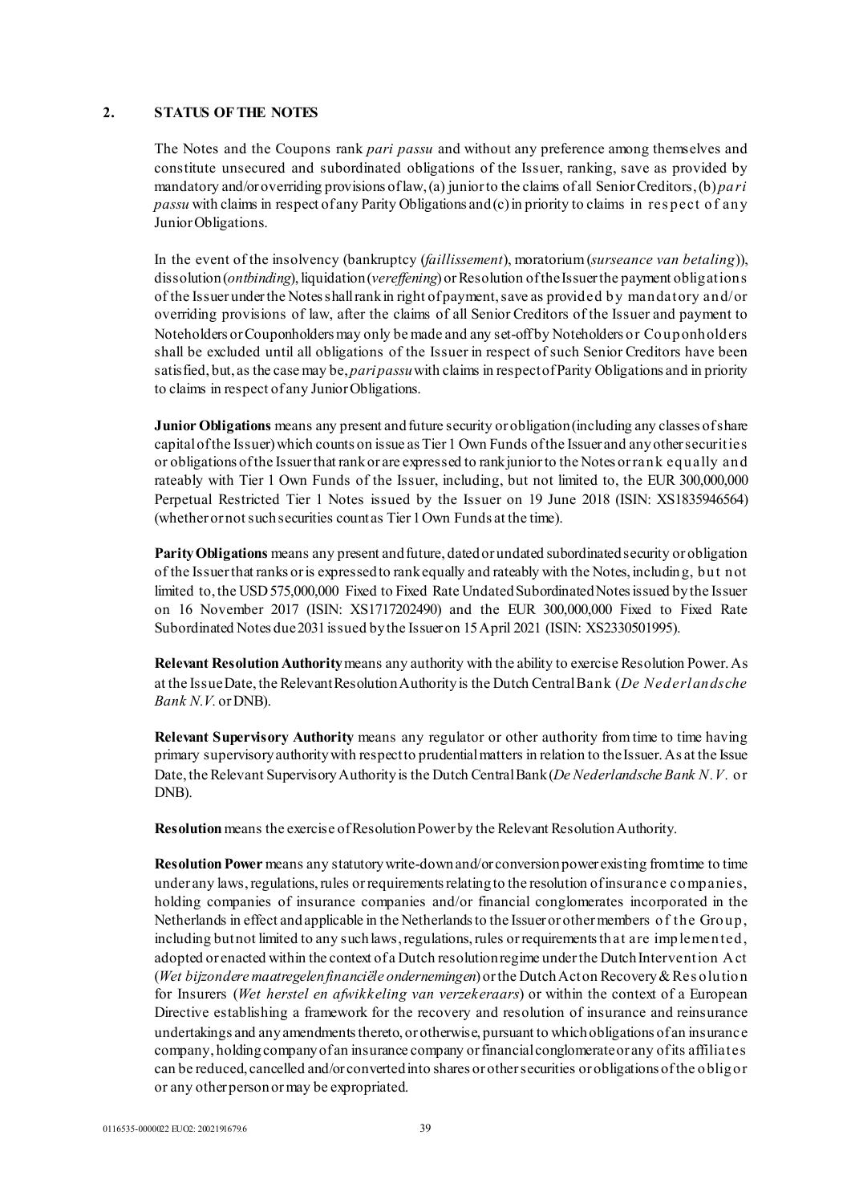## 2. STATUS OF THE NOTES

The Notes and the Coupons rank *pari passu* and without any preference among themselves and constitute unsecured and subordinated obligations of the Issuer, ranking, save as provided by mandatory and/or overriding provisions of law, (a) junior to the claims of all Senior Creditors, (b) *pari passu* with claims in respect of any Parity Obligations and (c) in priority to claims in respect of any Junior Obligations.

In the event of the insolvency (bankruptcy (*faillissement*), moratorium (*surseance van betaling*)), dissolution (*ontbinding*), liquidation (*vereffening*) or Resolution of the Issuer the payment obligations of the Issuer under the Notes shall rank in right of payment, save as provided by mandatory and/or overriding provisions of law, after the claims of all Senior Creditors of the Issuer and payment to Noteholders or Couponholders may only be made and any set-off by Noteholders or Couponholders shall be excluded until all obligations of the Issuer in respect of such Senior Creditors have been satisfied, but, as the case may be, *pari passu* with claims in respect of Parity Obligations and in priority to claims in respect of any Junior Obligations.

**Junior Obligations** means any present and future security or obligation (including any classes of share capital of the Issuer) which counts on issue as Tier 1 Own Funds of the Issuer and any other securities or obligations of the Issuer that rank or are expressed to rank junior to the Notes or rank equally and rateably with Tier 1 Own Funds of the Issuer, including, but not limited to, the EUR 300,000,000 Perpetual Restricted Tier 1 Notes issued by the Issuer on 19 June 2018 (ISIN: XS1835946564) (whether or not such securities count as Tier 1 Own Funds at the time).

**Parity Obligations** means any present and future, dated or undated subordinated security or obligation of the Issuer that ranks or is expressed to rank equally and rateably with the Notes, including, but not limited to, the USD 575,000,000 Fixed to Fixed Rate Undated Subordinated Notes issued by the Issuer on 16 November 2017 (ISIN: XS1717202490) and the EUR 300,000,000 Fixed to Fixed Rate Subordinated Notes due 2031 issued by the Issuer on 15 April 2021 (ISIN: XS2330501995).

**Relevant Resolution Authority** means any authority with the ability to exercise Resolution Power. As at the Issue Date, the Relevant Resolution Authority is the Dutch Central Bank (*De Nederlandsche Bank N.V.* or DNB).

**Relevant Supervisory Authority** means any regulator or other authority from time to time having primary supervisory authority with respect to prudential matters in relation to the Issuer. As at the Issue Date, the Relevant Supervisory Authority is the Dutch Central Bank (*De Nederlandsche Bank N.V.* or DNB).

**Resolution** means the exercise of Resolution Power by the Relevant Resolution Authority.

**Resolution Power** means any statutory write-down and/or conversion power existing from time to time under any laws, regulations, rules or requirements relating to the resolution of insurance companies, holding companies of insurance companies and/or financial conglomerates incorporated in the Netherlands in effect and applicable in the Netherlands to the Issuer or other members of the Group, including but not limited to any such laws, regulations, rules or requirements that are implemented, adopted or enacted within the context of a Dutch resolution regime under the Dutch Intervention Act (*Wet bijzondere maatregelen financiële ondernemingen*) or the Dutch Act on Recovery & Resolution for Insurers (*Wet herstel en afwikkeling van verzekeraars*) or within the context of a European Directive establishing a framework for the recovery and resolution of insurance and reinsurance undertakings and any amendments thereto, or otherwise, pursuant to which obligations of an insurance company, holding company of an insurance company or financial conglomerate or any of its affiliates can be reduced, cancelled and/or converted into shares or other securities or obligations of the obligor or any other person or may be expropriated.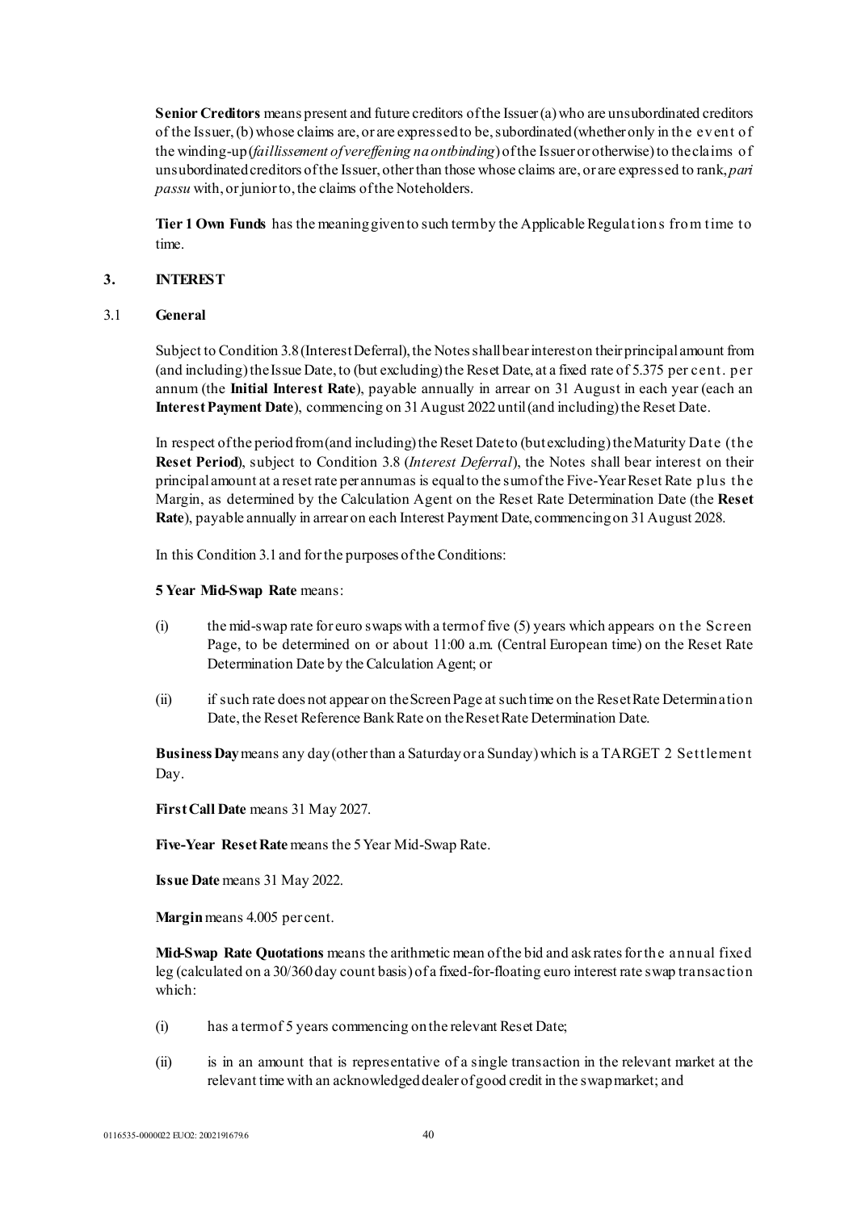**Senior Creditors** means present and future creditors of the Issuer (a) who are unsubordinated creditors of the Issuer, (b) whose claims are, or are expressed to be, subordinated (whether only in the event of the winding-up (*faillissement of vereffening na ontbinding*) of the Issuer or otherwise) to the claims of unsubordinated creditors of the Issuer, other than those whose claims are, or are expressed to rank, *pari passu* with, or junior to, the claims of the Noteholders.

**Tier 1 Own Funds** has the meaning given to such term by the Applicable Regulations from time to time.

## 3. INTEREST

### 3.1 General

Subject to Condition 3.8 (Interest Deferral), the Notes shall bear interest on their principal amount from (and including) the Issue Date, to (but excluding) the Reset Date, at a fixed rate of 5.375 per cent. per annum (the **Initial Interest Rate**), payable annually in arrear on 31 August in each year (each an **Interest Payment Date**), commencing on 31 August 2022 until (and including) the Reset Date.

In respect of the period from (and including) the Reset Date to (but excluding) the Maturity Date (the **Reset Period**), subject to Condition 3.8 (*Interest Deferral*), the Notes shall bear interest on their principal amount at a reset rate per annum as is equal to the sum of the Five-Year Reset Rate plus the Margin, as determined by the Calculation Agent on the Reset Rate Determination Date (the **Reset Rate**), payable annually in arrear on each Interest Payment Date, commencing on 31 August 2028.

In this Condition 3.1 and for the purposes of the Conditions:

**5 Year Mid-Swap Rate** means:

(i) the mid-swap rate for euro swaps with a term of five (5) years which appears on the Screen Page, to be determined on or about 11:00 a.m. (Central European time) on the Reset Rate Determination Date by the Calculation Agent; or

(ii) if such rate does not appear on the Screen Page at such time on the Reset Rate Determination Date, the Reset Reference Bank Rate on the Reset Rate Determination Date.

**Business Day** means any day (other than a Saturday or a Sunday) which is a TARGET 2 Settlement Day.

**First Call Date** means 31 May 2027.

**Five-Year Reset Rate** means the 5 Year Mid-Swap Rate.

**Issue Date** means 31 May 2022.

**Margin** means 4.005 per cent.

**Mid-Swap Rate Quotations** means the arithmetic mean of the bid and ask rates for the annual fixed leg (calculated on a 30/360 day count basis) of a fixed-for-floating euro interest rate swap transaction which:

(i) has a term of 5 years commencing on the relevant Reset Date;

(ii) is in an amount that is representative of a single transaction in the relevant market at the relevant time with an acknowledged dealer of good credit in the swap market; and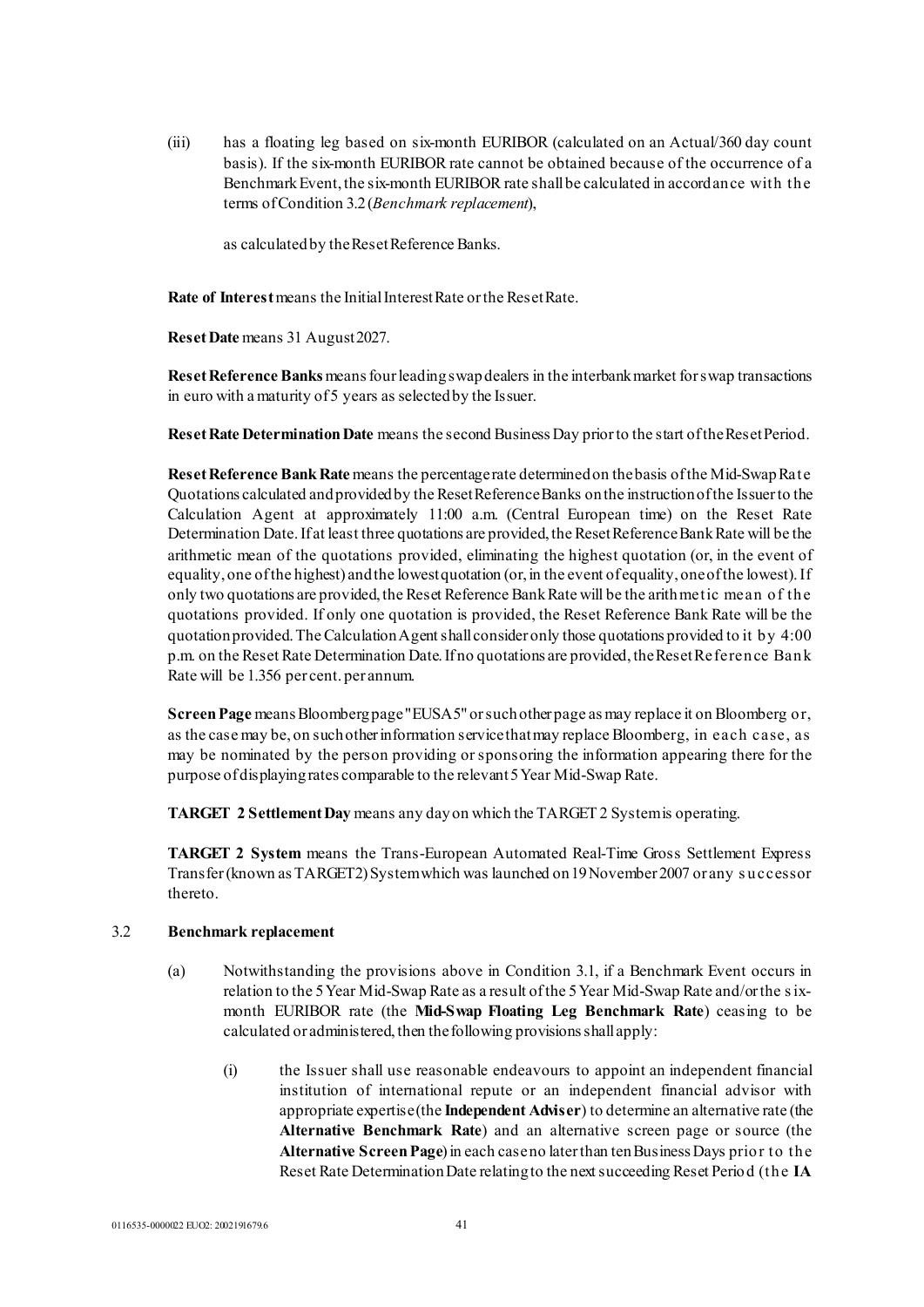(iii) has a floating leg based on six-month EURIBOR (calculated on an Actual/360 day count basis). If the six-month EURIBOR rate cannot be obtained because of the occurrence of a Benchmark Event, the six-month EURIBOR rate shall be calculated in accordance with the terms of Condition 3.2 (*Benchmark replacement*),

as calculated by the Reset Reference Banks.

**Rate of Interest** means the Initial Interest Rate or the Reset Rate.

**Reset Date** means 31 August 2027.

**Reset Reference Banks** means four leading swap dealers in the interbank market for swap transactions in euro with a maturity of 5 years as selected by the Issuer.

**Reset Rate Determination Date** means the second Business Day prior to the start of the Reset Period.

**Reset Reference Bank Rate** means the percentage rate determined on the basis of the Mid-Swap Rate Quotations calculated and provided by the Reset Reference Banks on the instruction of the Issuer to the Calculation Agent at approximately 11:00 a.m. (Central European time) on the Reset Rate Determination Date. If at least three quotations are provided, the Reset Reference Bank Rate will be the arithmetic mean of the quotations provided, eliminating the highest quotation (or, in the event of equality, one of the highest) and the lowest quotation (or, in the event of equality, one of the lowest). If only two quotations are provided, the Reset Reference Bank Rate will be the arithmetic mean of the quotations provided. If only one quotation is provided, the Reset Reference Bank Rate will be the quotation provided. The Calculation Agent shall consider only those quotations provided to it by 4:00 p.m. on the Reset Rate Determination Date. If no quotations are provided, the Reset Reference Bank Rate will be 1.356 per cent. per annum.

**Screen Page** means Bloomberg page "EUSA5" or such other page as may replace it on Bloomberg or, as the case may be, on such other information service that may replace Bloomberg, in each case, as may be nominated by the person providing or sponsoring the information appearing there for the purpose of displaying rates comparable to the relevant 5 Year Mid-Swap Rate.

**TARGET 2 Settlement Day** means any day on which the TARGET 2 System is operating.

**TARGET 2 System** means the Trans-European Automated Real-Time Gross Settlement Express Transfer (known as TARGET2) System which was launched on 19 November 2007 or any successor thereto.

## 3.2 Benchmark replacement

(a) Notwithstanding the provisions above in Condition 3.1, if a Benchmark Event occurs in relation to the 5 Year Mid-Swap Rate as a result of the 5 Year Mid-Swap Rate and/or the six-month EURIBOR rate (the **Mid-Swap Floating Leg Benchmark Rate**) ceasing to be calculated or administered, then the following provisions shall apply:

(i) the Issuer shall use reasonable endeavours to appoint an independent financial institution of international repute or an independent financial advisor with appropriate expertise (the **Independent Adviser**) to determine an alternative rate (the **Alternative Benchmark Rate**) and an alternative screen page or source (the **Alternative Screen Page**) in each case no later than ten Business Days prior to the Reset Rate Determination Date relating to the next succeeding Reset Period (the **IA**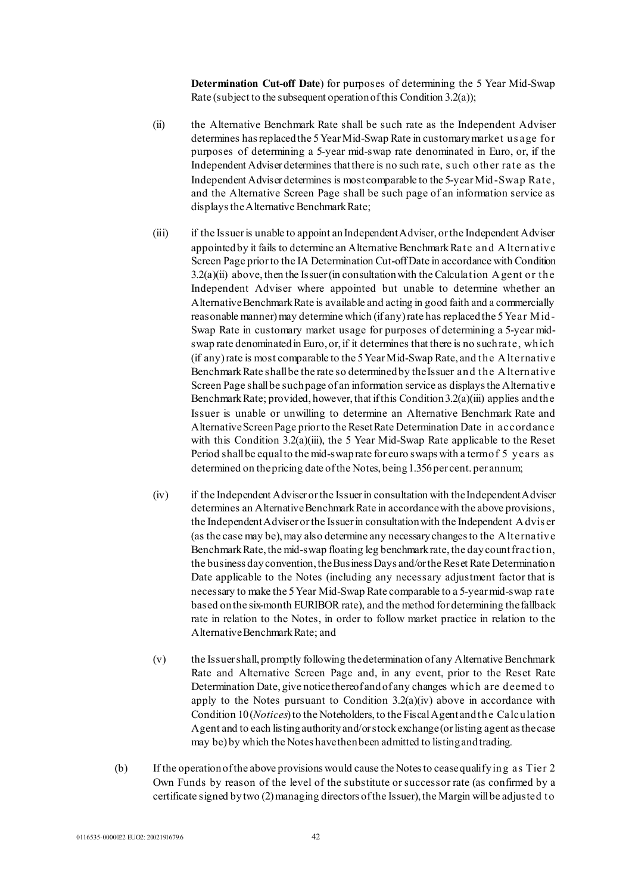**Determination Cut-off Date**) for purposes of determining the 5 Year Mid-Swap Rate (subject to the subsequent operation of this Condition 3.2(a));

(ii) the Alternative Benchmark Rate shall be such rate as the Independent Adviser determines has replaced the 5 Year Mid-Swap Rate in customary market usage for purposes of determining a 5-year mid-swap rate denominated in Euro, or, if the Independent Adviser determines that there is no such rate, such other rate as the Independent Adviser determines is most comparable to the 5-year Mid-Swap Rate, and the Alternative Screen Page shall be such page of an information service as displays the Alternative Benchmark Rate;

(iii) if the Issuer is unable to appoint an Independent Adviser, or the Independent Adviser appointed by it fails to determine an Alternative Benchmark Rate and Alternative Screen Page prior to the IA Determination Cut-off Date in accordance with Condition 3.2(a)(ii) above, then the Issuer (in consultation with the Calculation Agent or the Independent Adviser where appointed but unable to determine whether an Alternative Benchmark Rate is available and acting in good faith and a commercially reasonable manner) may determine which (if any) rate has replaced the 5 Year Mid-Swap Rate in customary market usage for purposes of determining a 5-year mid-swap rate denominated in Euro, or, if it determines that there is no such rate, which (if any) rate is most comparable to the 5 Year Mid-Swap Rate, and the Alternative Benchmark Rate shall be the rate so determined by the Issuer and the Alternative Screen Page shall be such page of an information service as displays the Alternative Benchmark Rate; provided, however, that if this Condition 3.2(a)(iii) applies and the Issuer is unable or unwilling to determine an Alternative Benchmark Rate and Alternative Screen Page prior to the Reset Rate Determination Date in accordance with this Condition 3.2(a)(iii), the 5 Year Mid-Swap Rate applicable to the Reset Period shall be equal to the mid-swap rate for euro swaps with a term of 5 years as determined on the pricing date of the Notes, being 1.356 per cent. per annum;

(iv) if the Independent Adviser or the Issuer in consultation with the Independent Adviser determines an Alternative Benchmark Rate in accordance with the above provisions, the Independent Adviser or the Issuer in consultation with the Independent Adviser (as the case may be), may also determine any necessary changes to the Alternative Benchmark Rate, the mid-swap floating leg benchmark rate, the day count fraction, the business day convention, the Business Days and/or the Reset Rate Determination Date applicable to the Notes (including any necessary adjustment factor that is necessary to make the 5 Year Mid-Swap Rate comparable to a 5-year mid-swap rate based on the six-month EURIBOR rate), and the method for determining the fallback rate in relation to the Notes, in order to follow market practice in relation to the Alternative Benchmark Rate; and

(v) the Issuer shall, promptly following the determination of any Alternative Benchmark Rate and Alternative Screen Page and, in any event, prior to the Reset Rate Determination Date, give notice thereof and of any changes which are deemed to apply to the Notes pursuant to Condition 3.2(a)(iv) above in accordance with Condition 10 (*Notices*) to the Noteholders, to the Fiscal Agent and the Calculation Agent and to each listing authority and/or stock exchange (or listing agent as the case may be) by which the Notes have then been admitted to listing and trading.

(b) If the operation of the above provisions would cause the Notes to cease qualifying as Tier 2 Own Funds by reason of the level of the substitute or successor rate (as confirmed by a certificate signed by two (2) managing directors of the Issuer), the Margin will be adjusted to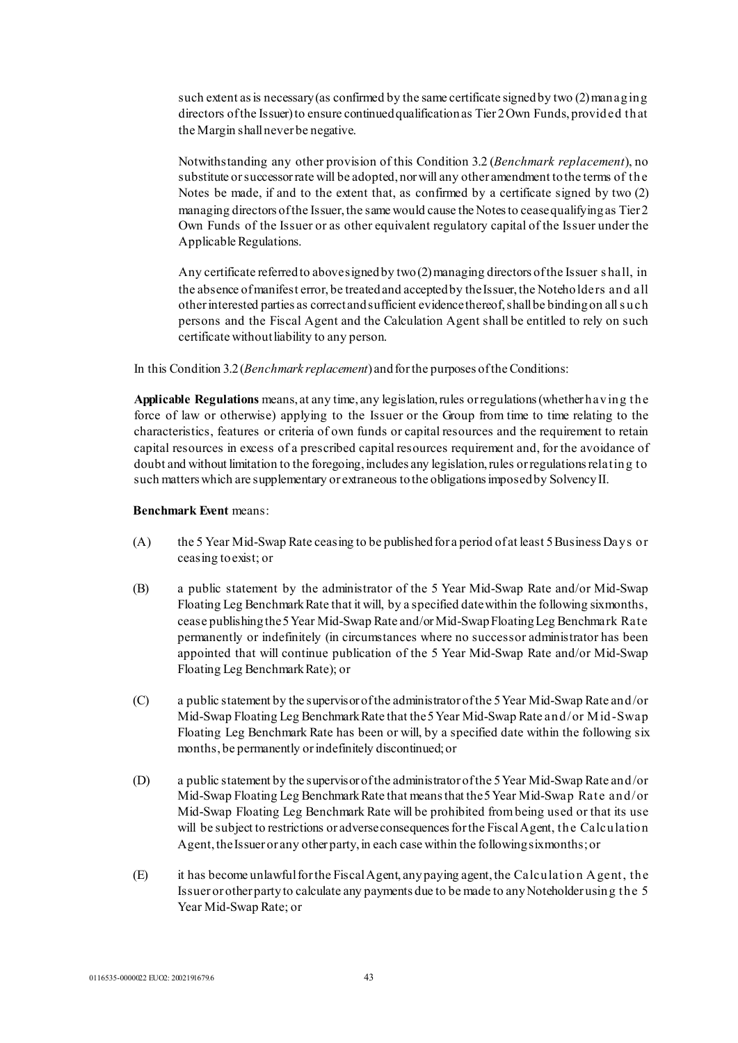such extent as is necessary (as confirmed by the same certificate signed by two (2) managing directors of the Issuer) to ensure continued qualification as Tier 2 Own Funds, provided that the Margin shall never be negative.

Notwithstanding any other provision of this Condition 3.2 (*Benchmark replacement*), no substitute or successor rate will be adopted, nor will any other amendment to the terms of the Notes be made, if and to the extent that, as confirmed by a certificate signed by two (2) managing directors of the Issuer, the same would cause the Notes to cease qualifying as Tier 2 Own Funds of the Issuer or as other equivalent regulatory capital of the Issuer under the Applicable Regulations.

Any certificate referred to above signed by two (2) managing directors of the Issuer shall, in the absence of manifest error, be treated and accepted by the Issuer, the Noteholders and all other interested parties as correct and sufficient evidence thereof, shall be binding on all such persons and the Fiscal Agent and the Calculation Agent shall be entitled to rely on such certificate without liability to any person.

In this Condition 3.2 (*Benchmark replacement*) and for the purposes of the Conditions:

**Applicable Regulations** means, at any time, any legislation, rules or regulations (whether having the force of law or otherwise) applying to the Issuer or the Group from time to time relating to the characteristics, features or criteria of own funds or capital resources and the requirement to retain capital resources in excess of a prescribed capital resources requirement and, for the avoidance of doubt and without limitation to the foregoing, includes any legislation, rules or regulations relating to such matters which are supplementary or extraneous to the obligations imposed by Solvency II.

**Benchmark Event** means:

(A) the 5 Year Mid-Swap Rate ceasing to be published for a period of at least 5 Business Days or ceasing to exist; or

(B) a public statement by the administrator of the 5 Year Mid-Swap Rate and/or Mid-Swap Floating Leg Benchmark Rate that it will, by a specified date within the following six months, cease publishing the 5 Year Mid-Swap Rate and/or Mid-Swap Floating Leg Benchmark Rate permanently or indefinitely (in circumstances where no successor administrator has been appointed that will continue publication of the 5 Year Mid-Swap Rate and/or Mid-Swap Floating Leg Benchmark Rate); or

(C) a public statement by the supervisor of the administrator of the 5 Year Mid-Swap Rate and/or Mid-Swap Floating Leg Benchmark Rate that the 5 Year Mid-Swap Rate and/or Mid-Swap Floating Leg Benchmark Rate has been or will, by a specified date within the following six months, be permanently or indefinitely discontinued; or

(D) a public statement by the supervisor of the administrator of the 5 Year Mid-Swap Rate and/or Mid-Swap Floating Leg Benchmark Rate that means that the 5 Year Mid-Swap Rate and/or Mid-Swap Floating Leg Benchmark Rate will be prohibited from being used or that its use will be subject to restrictions or adverse consequences for the Fiscal Agent, the Calculation Agent, the Issuer or any other party, in each case within the following six months; or

(E) it has become unlawful for the Fiscal Agent, any paying agent, the Calculation Agent, the Issuer or other party to calculate any payments due to be made to any Noteholder using the 5 Year Mid-Swap Rate; or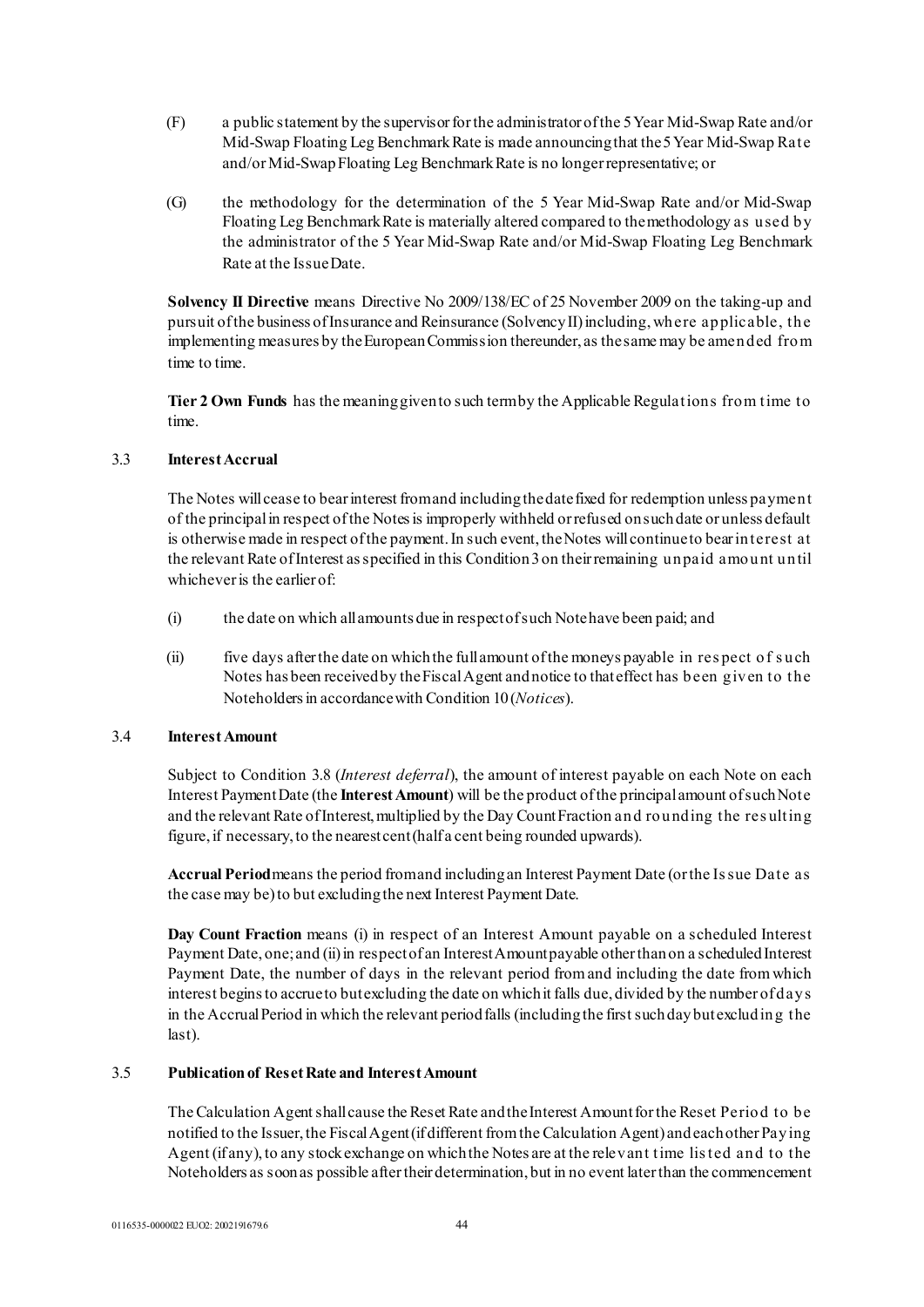(F) a public statement by the supervisor for the administrator of the 5 Year Mid-Swap Rate and/or Mid-Swap Floating Leg Benchmark Rate is made announcing that the 5 Year Mid-Swap Rate and/or Mid-Swap Floating Leg Benchmark Rate is no longer representative; or

(G) the methodology for the determination of the 5 Year Mid-Swap Rate and/or Mid-Swap Floating Leg Benchmark Rate is materially altered compared to the methodology as used by the administrator of the 5 Year Mid-Swap Rate and/or Mid-Swap Floating Leg Benchmark Rate at the Issue Date.

**Solvency II Directive** means Directive No 2009/138/EC of 25 November 2009 on the taking-up and pursuit of the business of Insurance and Reinsurance (Solvency II) including, where applicable, the implementing measures by the European Commission thereunder, as the same may be amended from time to time.

**Tier 2 Own Funds** has the meaning given to such term by the Applicable Regulations from time to time.

### 3.3 Interest Accrual

The Notes will cease to bear interest from and including the date fixed for redemption unless payment of the principal in respect of the Notes is improperly withheld or refused on such date or unless default is otherwise made in respect of the payment. In such event, the Notes will continue to bear interest at the relevant Rate of Interest as specified in this Condition 3 on their remaining unpaid amount until whichever is the earlier of:

(i) the date on which all amounts due in respect of such Note have been paid; and

(ii) five days after the date on which the full amount of the moneys payable in respect of such Notes has been received by the Fiscal Agent and notice to that effect has been given to the Noteholders in accordance with Condition 10 (*Notices*).

### 3.4 Interest Amount

Subject to Condition 3.8 (*Interest deferral*), the amount of interest payable on each Note on each Interest Payment Date (the **Interest Amount**) will be the product of the principal amount of such Note and the relevant Rate of Interest, multiplied by the Day Count Fraction and rounding the resulting figure, if necessary, to the nearest cent (half a cent being rounded upwards).

**Accrual Period** means the period from and including an Interest Payment Date (or the Issue Date as the case may be) to but excluding the next Interest Payment Date.

**Day Count Fraction** means (i) in respect of an Interest Amount payable on a scheduled Interest Payment Date, one; and (ii) in respect of an Interest Amount payable other than on a scheduled Interest Payment Date, the number of days in the relevant period from and including the date from which interest begins to accrue to but excluding the date on which it falls due, divided by the number of days in the Accrual Period in which the relevant period falls (including the first such day but excluding the last).

### 3.5 Publication of Reset Rate and Interest Amount

The Calculation Agent shall cause the Reset Rate and the Interest Amount for the Reset Period to be notified to the Issuer, the Fiscal Agent (if different from the Calculation Agent) and each other Paying Agent (if any), to any stock exchange on which the Notes are at the relevant time listed and to the Noteholders as soon as possible after their determination, but in no event later than the commencement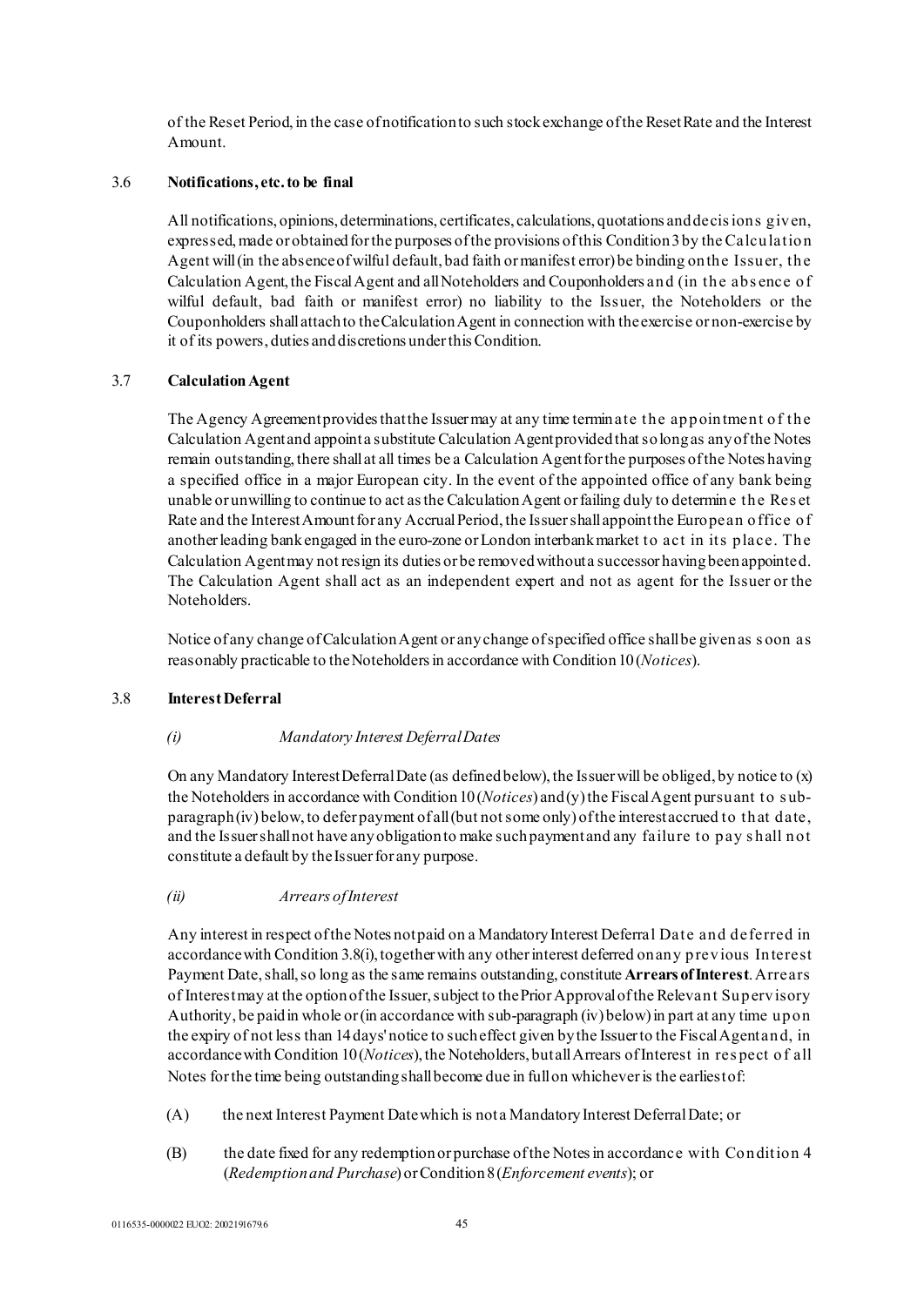of the Reset Period, in the case of notification to such stock exchange of the Reset Rate and the Interest Amount.

### 3.6 **Notifications, etc. to be final**

All notifications, opinions, determinations, certificates, calculations, quotations and decisions given, expressed, made or obtained for the purposes of the provisions of this Condition 3 by the Calculation Agent will (in the absence of wilful default, bad faith or manifest error) be binding on the Issuer, the Calculation Agent, the Fiscal Agent and all Noteholders and Couponholders and (in the absence of wilful default, bad faith or manifest error) no liability to the Issuer, the Noteholders or the Couponholders shall attach to the Calculation Agent in connection with the exercise or non-exercise by it of its powers, duties and discretions under this Condition.

### 3.7 **Calculation Agent**

The Agency Agreement provides that the Issuer may at any time terminate the appointment of the Calculation Agent and appoint a substitute Calculation Agent provided that so long as any of the Notes remain outstanding, there shall at all times be a Calculation Agent for the purposes of the Notes having a specified office in a major European city. In the event of the appointed office of any bank being unable or unwilling to continue to act as the Calculation Agent or failing duly to determine the Reset Rate and the Interest Amount for any Accrual Period, the Issuer shall appoint the European office of another leading bank engaged in the euro-zone or London interbank market to act in its place. The Calculation Agent may not resign its duties or be removed without a successor having been appointed. The Calculation Agent shall act as an independent expert and not as agent for the Issuer or the Noteholders.

Notice of any change of Calculation Agent or any change of specified office shall be given as soon as reasonably practicable to the Noteholders in accordance with Condition 10 (*Notices*).

### 3.8 **Interest Deferral**

*(i) Mandatory Interest Deferral Dates*

On any Mandatory Interest Deferral Date (as defined below), the Issuer will be obliged, by notice to (x) the Noteholders in accordance with Condition 10 (*Notices*) and (y) the Fiscal Agent pursuant to sub-paragraph (iv) below, to defer payment of all (but not some only) of the interest accrued to that date, and the Issuer shall not have any obligation to make such payment and any failure to pay shall not constitute a default by the Issuer for any purpose.

*(ii) Arrears of Interest*

Any interest in respect of the Notes not paid on a Mandatory Interest Deferral Date and deferred in accordance with Condition 3.8(i), together with any other interest deferred on any previous Interest Payment Date, shall, so long as the same remains outstanding, constitute **Arrears of Interest**. Arrears of Interest may at the option of the Issuer, subject to the Prior Approval of the Relevant Supervisory Authority, be paid in whole or (in accordance with sub-paragraph (iv) below) in part at any time upon the expiry of not less than 14 days' notice to such effect given by the Issuer to the Fiscal Agent and, in accordance with Condition 10 (*Notices*), the Noteholders, but all Arrears of Interest in respect of all Notes for the time being outstanding shall become due in full on whichever is the earliest of:

(A) the next Interest Payment Date which is not a Mandatory Interest Deferral Date; or

(B) the date fixed for any redemption or purchase of the Notes in accordance with Condition 4 (*Redemption and Purchase*) or Condition 8 (*Enforcement events*); or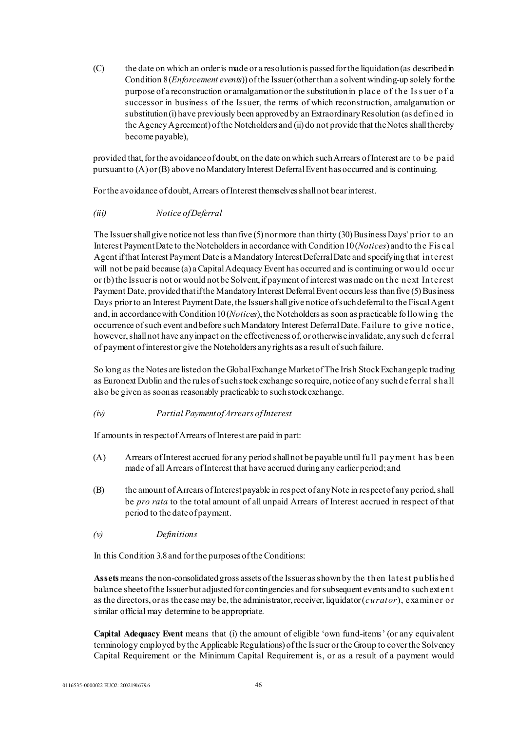(C) the date on which an order is made or a resolution is passed for the liquidation (as described in Condition 8 (*Enforcement events*)) of the Issuer (other than a solvent winding-up solely for the purpose of a reconstruction or amalgamation or the substitution in place of the Issuer of a successor in business of the Issuer, the terms of which reconstruction, amalgamation or substitution (i) have previously been approved by an Extraordinary Resolution (as defined in the Agency Agreement) of the Noteholders and (ii) do not provide that the Notes shall thereby become payable),

provided that, for the avoidance of doubt, on the date on which such Arrears of Interest are to be paid pursuant to (A) or (B) above no Mandatory Interest Deferral Event has occurred and is continuing.

For the avoidance of doubt, Arrears of Interest themselves shall not bear interest.

*(iii) Notice of Deferral*

The Issuer shall give notice not less than five (5) nor more than thirty (30) Business Days' prior to an Interest Payment Date to the Noteholders in accordance with Condition 10 (*Notices*) and to the Fiscal Agent if that Interest Payment Date is a Mandatory Interest Deferral Date and specifying that interest will not be paid because (a) a Capital Adequacy Event has occurred and is continuing or would occur or (b) the Issuer is not or would not be Solvent, if payment of interest was made on the next Interest Payment Date, provided that if the Mandatory Interest Deferral Event occurs less than five (5) Business Days prior to an Interest Payment Date, the Issuer shall give notice of such deferral to the Fiscal Agent and, in accordance with Condition 10 (*Notices*), the Noteholders as soon as practicable following the occurrence of such event and before such Mandatory Interest Deferral Date. Failure to give notice, however, shall not have any impact on the effectiveness of, or otherwise invalidate, any such deferral of payment of interest or give the Noteholders any rights as a result of such failure.

So long as the Notes are listed on the Global Exchange Market of The Irish Stock Exchange plc trading as Euronext Dublin and the rules of such stock exchange so require, notice of any such deferral shall also be given as soon as reasonably practicable to such stock exchange.

*(iv) Partial Payment of Arrears of Interest*

If amounts in respect of Arrears of Interest are paid in part:

(A) Arrears of Interest accrued for any period shall not be payable until full payment has been made of all Arrears of Interest that have accrued during any earlier period; and

(B) the amount of Arrears of Interest payable in respect of any Note in respect of any period, shall be *pro rata* to the total amount of all unpaid Arrears of Interest accrued in respect of that period to the date of payment.

*(v) Definitions*

In this Condition 3.8 and for the purposes of the Conditions:

**Assets** means the non-consolidated gross assets of the Issuer as shown by the then latest published balance sheet of the Issuer but adjusted for contingencies and for subsequent events and to such extent as the directors, or as the case may be, the administrator, receiver, liquidator (*curator*), examiner or similar official may determine to be appropriate.

**Capital Adequacy Event** means that (i) the amount of eligible 'own fund-items' (or any equivalent terminology employed by the Applicable Regulations) of the Issuer or the Group to cover the Solvency Capital Requirement or the Minimum Capital Requirement is, or as a result of a payment would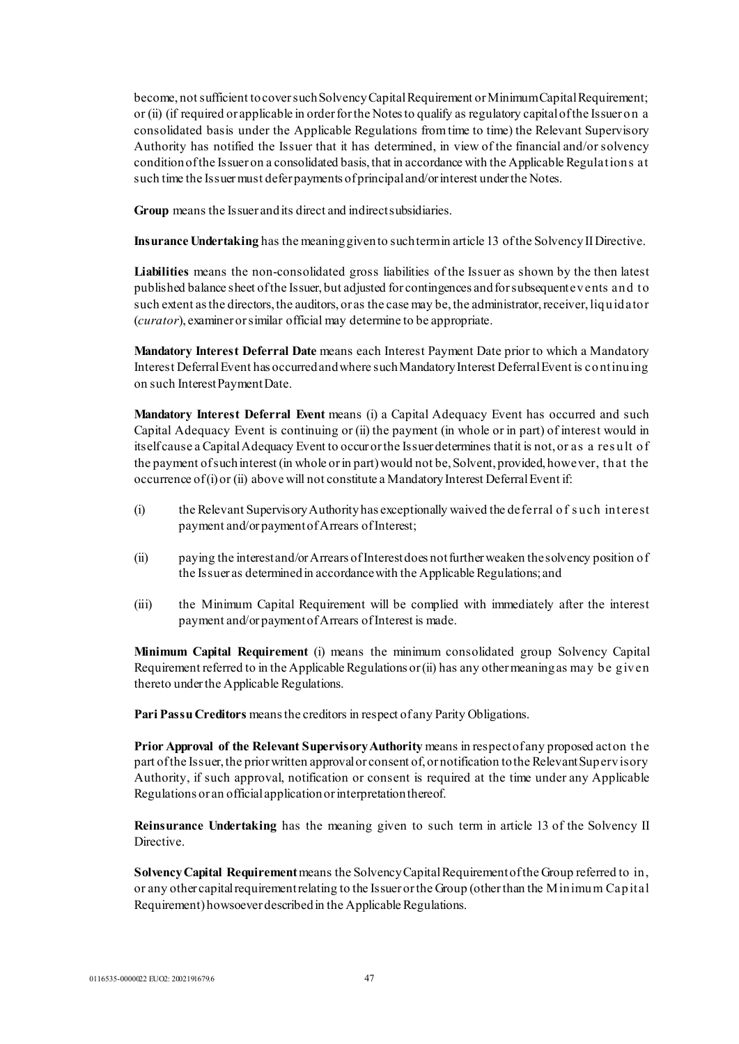become, not sufficient to cover such Solvency Capital Requirement or Minimum Capital Requirement; or (ii) (if required or applicable in order for the Notes to qualify as regulatory capital of the Issuer on a consolidated basis under the Applicable Regulations from time to time) the Relevant Supervisory Authority has notified the Issuer that it has determined, in view of the financial and/or solvency condition of the Issuer on a consolidated basis, that in accordance with the Applicable Regulations at such time the Issuer must defer payments of principal and/or interest under the Notes.

**Group** means the Issuer and its direct and indirect subsidiaries.

**Insurance Undertaking** has the meaning given to such term in article 13 of the Solvency II Directive.

**Liabilities** means the non-consolidated gross liabilities of the Issuer as shown by the then latest published balance sheet of the Issuer, but adjusted for contingences and for subsequent events and to such extent as the directors, the auditors, or as the case may be, the administrator, receiver, liquidator (*curator*), examiner or similar official may determine to be appropriate.

**Mandatory Interest Deferral Date** means each Interest Payment Date prior to which a Mandatory Interest Deferral Event has occurred and where such Mandatory Interest Deferral Event is continuing on such Interest Payment Date.

**Mandatory Interest Deferral Event** means (i) a Capital Adequacy Event has occurred and such Capital Adequacy Event is continuing or (ii) the payment (in whole or in part) of interest would in itself cause a Capital Adequacy Event to occur or the Issuer determines that it is not, or as a result of the payment of such interest (in whole or in part) would not be, Solvent, provided, however, that the occurrence of (i) or (ii) above will not constitute a Mandatory Interest Deferral Event if:

(i) the Relevant Supervisory Authority has exceptionally waived the deferral of such interest payment and/or payment of Arrears of Interest;

(ii) paying the interest and/or Arrears of Interest does not further weaken the solvency position of the Issuer as determined in accordance with the Applicable Regulations; and

(iii) the Minimum Capital Requirement will be complied with immediately after the interest payment and/or payment of Arrears of Interest is made.

**Minimum Capital Requirement** (i) means the minimum consolidated group Solvency Capital Requirement referred to in the Applicable Regulations or (ii) has any other meaning as may be given thereto under the Applicable Regulations.

**Pari Passu Creditors** means the creditors in respect of any Parity Obligations.

**Prior Approval of the Relevant Supervisory Authority** means in respect of any proposed act on the part of the Issuer, the prior written approval or consent of, or notification to the Relevant Supervisory Authority, if such approval, notification or consent is required at the time under any Applicable Regulations or an official application or interpretation thereof.

**Reinsurance Undertaking** has the meaning given to such term in article 13 of the Solvency II Directive.

**Solvency Capital Requirement** means the Solvency Capital Requirement of the Group referred to in, or any other capital requirement relating to the Issuer or the Group (other than the Minimum Capital Requirement) howsoever described in the Applicable Regulations.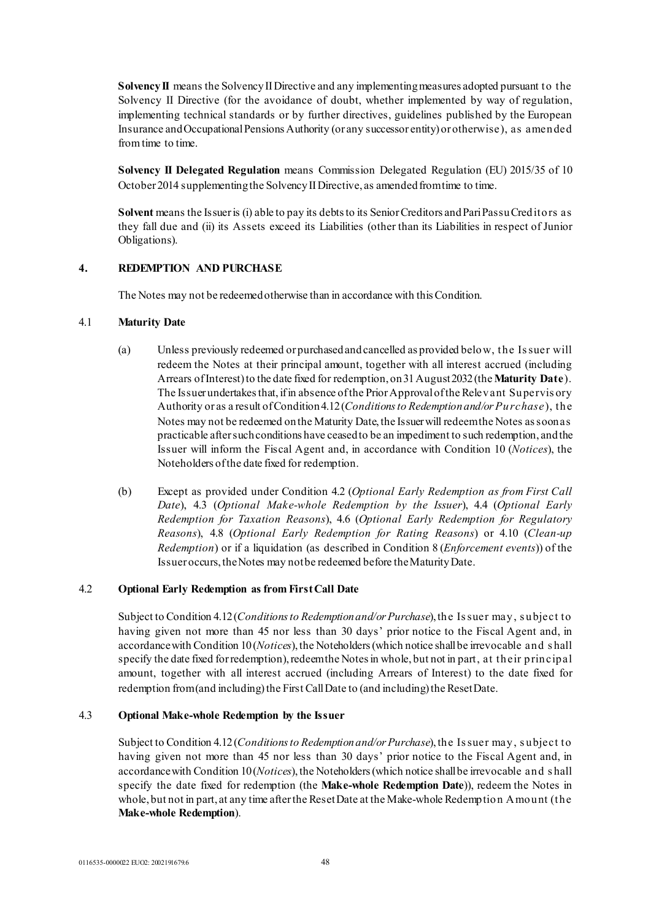**Solvency II** means the Solvency II Directive and any implementing measures adopted pursuant to the Solvency II Directive (for the avoidance of doubt, whether implemented by way of regulation, implementing technical standards or by further directives, guidelines published by the European Insurance and Occupational Pensions Authority (or any successor entity) or otherwise), as amended from time to time.

**Solvency II Delegated Regulation** means Commission Delegated Regulation (EU) 2015/35 of 10 October 2014 supplementing the Solvency II Directive, as amended from time to time.

**Solvent** means the Issuer is (i) able to pay its debts to its Senior Creditors and Pari Passu Creditors as they fall due and (ii) its Assets exceed its Liabilities (other than its Liabilities in respect of Junior Obligations).

## 4. REDEMPTION AND PURCHASE

The Notes may not be redeemed otherwise than in accordance with this Condition.

### 4.1 Maturity Date

(a) Unless previously redeemed or purchased and cancelled as provided below, the Issuer will redeem the Notes at their principal amount, together with all interest accrued (including Arrears of Interest) to the date fixed for redemption, on 31 August 2032 (the **Maturity Date**). The Issuer undertakes that, if in absence of the Prior Approval of the Relevant Supervisory Authority or as a result of Condition 4.12 (*Conditions to Redemption and/or Purchase*), the Notes may not be redeemed on the Maturity Date, the Issuer will redeem the Notes as soon as practicable after such conditions have ceased to be an impediment to such redemption, and the Issuer will inform the Fiscal Agent and, in accordance with Condition 10 (*Notices*), the Noteholders of the date fixed for redemption.

(b) Except as provided under Condition 4.2 (*Optional Early Redemption as from First Call Date*), 4.3 (*Optional Make-whole Redemption by the Issuer*), 4.4 (*Optional Early Redemption for Taxation Reasons*), 4.6 (*Optional Early Redemption for Regulatory Reasons*), 4.8 (*Optional Early Redemption for Rating Reasons*) or 4.10 (*Clean-up Redemption*) or if a liquidation (as described in Condition 8 (*Enforcement events*)) of the Issuer occurs, the Notes may not be redeemed before the Maturity Date.

### 4.2 Optional Early Redemption as from First Call Date

Subject to Condition 4.12 (*Conditions to Redemption and/or Purchase*), the Issuer may, subject to having given not more than 45 nor less than 30 days' prior notice to the Fiscal Agent and, in accordance with Condition 10 (*Notices*), the Noteholders (which notice shall be irrevocable and shall specify the date fixed for redemption), redeem the Notes in whole, but not in part, at their principal amount, together with all interest accrued (including Arrears of Interest) to the date fixed for redemption from (and including) the First Call Date to (and including) the Reset Date.

### 4.3 Optional Make-whole Redemption by the Issuer

Subject to Condition 4.12 (*Conditions to Redemption and/or Purchase*), the Issuer may, subject to having given not more than 45 nor less than 30 days' prior notice to the Fiscal Agent and, in accordance with Condition 10 (*Notices*), the Noteholders (which notice shall be irrevocable and shall specify the date fixed for redemption (the **Make-whole Redemption Date**)), redeem the Notes in whole, but not in part, at any time after the Reset Date at the Make-whole Redemption Amount (the **Make-whole Redemption**).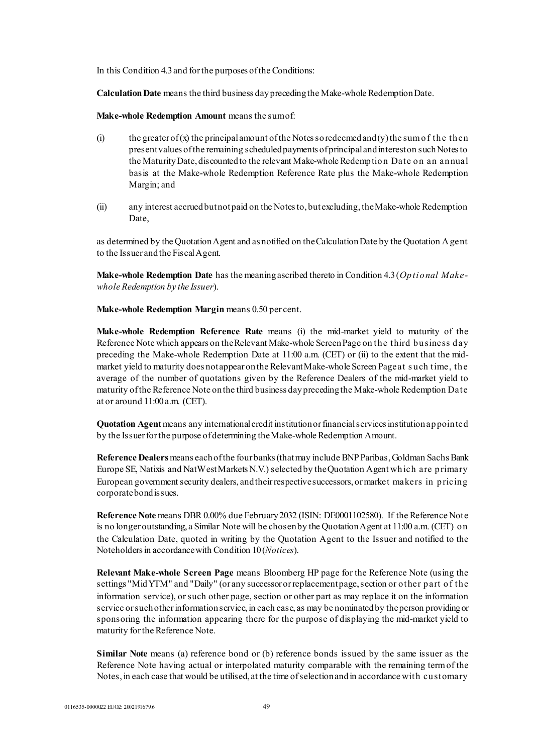In this Condition 4.3 and for the purposes of the Conditions:

**Calculation Date** means the third business day preceding the Make-whole Redemption Date.

**Make-whole Redemption Amount** means the sum of:

(i) the greater of (x) the principal amount of the Notes so redeemed and (y) the sum of the then present values of the remaining scheduled payments of principal and interest on such Notes to the Maturity Date, discounted to the relevant Make-whole Redemption Date on an annual basis at the Make-whole Redemption Reference Rate plus the Make-whole Redemption Margin; and

(ii) any interest accrued but not paid on the Notes to, but excluding, the Make-whole Redemption Date,

as determined by the Quotation Agent and as notified on the Calculation Date by the Quotation Agent to the Issuer and the Fiscal Agent.

**Make-whole Redemption Date** has the meaning ascribed thereto in Condition 4.3 (*Optional Make-whole Redemption by the Issuer*).

**Make-whole Redemption Margin** means 0.50 per cent.

**Make-whole Redemption Reference Rate** means (i) the mid-market yield to maturity of the Reference Note which appears on the Relevant Make-whole Screen Page on the third business day preceding the Make-whole Redemption Date at 11:00 a.m. (CET) or (ii) to the extent that the mid-market yield to maturity does not appear on the Relevant Make-whole Screen Page at such time, the average of the number of quotations given by the Reference Dealers of the mid-market yield to maturity of the Reference Note on the third business day preceding the Make-whole Redemption Date at or around 11:00 a.m. (CET).

**Quotation Agent** means any international credit institution or financial services institution appointed by the Issuer for the purpose of determining the Make-whole Redemption Amount.

**Reference Dealers** means each of the four banks (that may include BNP Paribas, Goldman Sachs Bank Europe SE, Natixis and NatWest Markets N.V.) selected by the Quotation Agent which are primary European government security dealers, and their respective successors, or market makers in pricing corporate bond issues.

**Reference Note** means DBR 0.00% due February 2032 (ISIN: DE0001102580). If the Reference Note is no longer outstanding, a Similar Note will be chosen by the Quotation Agent at 11:00 a.m. (CET) on the Calculation Date, quoted in writing by the Quotation Agent to the Issuer and notified to the Noteholders in accordance with Condition 10 (*Notices*).

**Relevant Make-whole Screen Page** means Bloomberg HP page for the Reference Note (using the settings "Mid YTM" and "Daily" (or any successor or replacement page, section or other part of the information service), or such other page, section or other part as may replace it on the information service or such other information service, in each case, as may be nominated by the person providing or sponsoring the information appearing there for the purpose of displaying the mid-market yield to maturity for the Reference Note.

**Similar Note** means (a) reference bond or (b) reference bonds issued by the same issuer as the Reference Note having actual or interpolated maturity comparable with the remaining term of the Notes, in each case that would be utilised, at the time of selection and in accordance with customary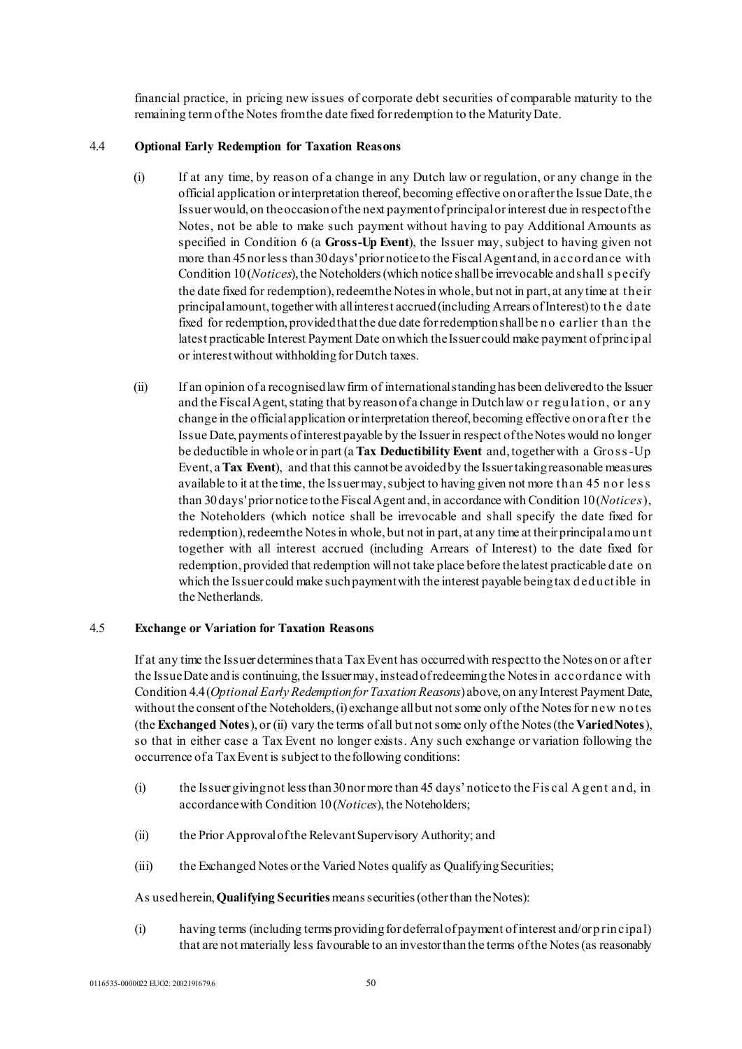financial practice, in pricing new issues of corporate debt securities of comparable maturity to the remaining term of the Notes from the date fixed for redemption to the Maturity Date.

#### 4.4 Optional Early Redemption for Taxation Reasons

(i) If at any time, by reason of a change in any Dutch law or regulation, or any change in the official application or interpretation thereof, becoming effective on or after the Issue Date, the Issuer would, on the occasion of the next payment of principal or interest due in respect of the Notes, not be able to make such payment without having to pay Additional Amounts as specified in Condition 6 (a **Gross-Up Event**), the Issuer may, subject to having given not more than 45 nor less than 30 days' prior notice to the Fiscal Agent and, in accordance with Condition 10 (*Notices*), the Noteholders (which notice shall be irrevocable and shall specify the date fixed for redemption), redeem the Notes in whole, but not in part, at any time at their principal amount, together with all interest accrued (including Arrears of Interest) to the date fixed for redemption, provided that the due date for redemption shall be no earlier than the latest practicable Interest Payment Date on which the Issuer could make payment of principal or interest without withholding for Dutch taxes.

(ii) If an opinion of a recognised law firm of international standing has been delivered to the Issuer and the Fiscal Agent, stating that by reason of a change in Dutch law or regulation, or any change in the official application or interpretation thereof, becoming effective on or after the Issue Date, payments of interest payable by the Issuer in respect of the Notes would no longer be deductible in whole or in part (a **Tax Deductibility Event** and, together with a Gross-Up Event, a **Tax Event**), and that this cannot be avoided by the Issuer taking reasonable measures available to it at the time, the Issuer may, subject to having given not more than 45 nor less than 30 days' prior notice to the Fiscal Agent and, in accordance with Condition 10 (*Notices*), the Noteholders (which notice shall be irrevocable and shall specify the date fixed for redemption), redeem the Notes in whole, but not in part, at any time at their principal amount together with all interest accrued (including Arrears of Interest) to the date fixed for redemption, provided that redemption will not take place before the latest practicable date on which the Issuer could make such payment with the interest payable being tax deductible in the Netherlands.

#### 4.5 Exchange or Variation for Taxation Reasons

If at any time the Issuer determines that a Tax Event has occurred with respect to the Notes on or after the Issue Date and is continuing, the Issuer may, instead of redeeming the Notes in accordance with Condition 4.4 (*Optional Early Redemption for Taxation Reasons*) above, on any Interest Payment Date, without the consent of the Noteholders, (i) exchange all but not some only of the Notes for new notes (the **Exchanged Notes**), or (ii) vary the terms of all but not some only of the Notes (the **Varied Notes**), so that in either case a Tax Event no longer exists. Any such exchange or variation following the occurrence of a Tax Event is subject to the following conditions:

(i) the Issuer giving not less than 30 nor more than 45 days' notice to the Fiscal Agent and, in accordance with Condition 10 (*Notices*), the Noteholders;

(ii) the Prior Approval of the Relevant Supervisory Authority; and

(iii) the Exchanged Notes or the Varied Notes qualify as Qualifying Securities;

As used herein, **Qualifying Securities** means securities (other than the Notes):

(i) having terms (including terms providing for deferral of payment of interest and/or principal) that are not materially less favourable to an investor than the terms of the Notes (as reasonably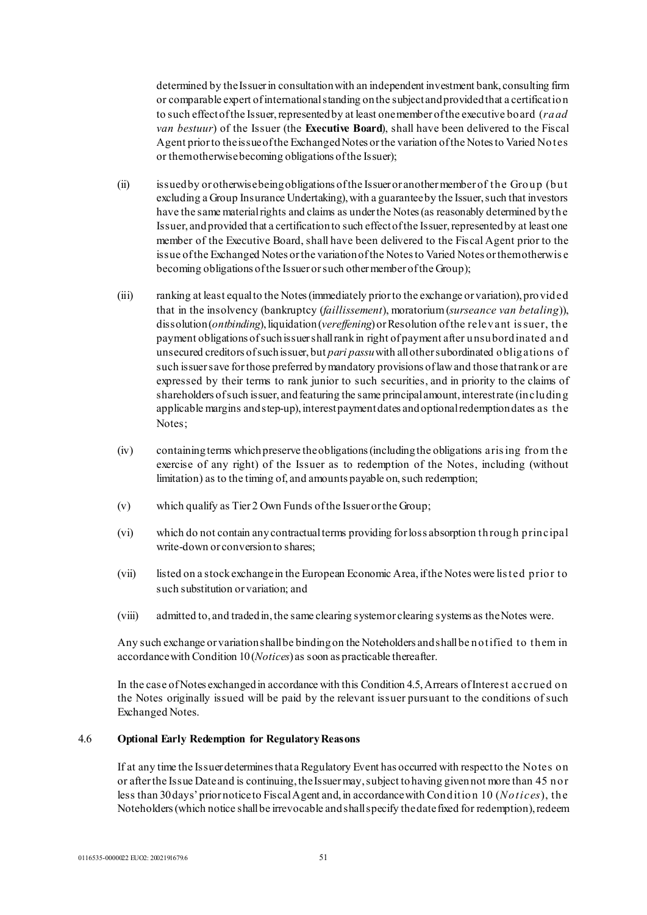determined by the Issuer in consultation with an independent investment bank, consulting firm or comparable expert of international standing on the subject and provided that a certification to such effect of the Issuer, represented by at least one member of the executive board (*raad van bestuur*) of the Issuer (the **Executive Board**), shall have been delivered to the Fiscal Agent prior to the issue of the Exchanged Notes or the variation of the Notes to Varied Notes or them otherwise becoming obligations of the Issuer);

(ii) issued by or otherwise being obligations of the Issuer or another member of the Group (but excluding a Group Insurance Undertaking), with a guarantee by the Issuer, such that investors have the same material rights and claims as under the Notes (as reasonably determined by the Issuer, and provided that a certification to such effect of the Issuer, represented by at least one member of the Executive Board, shall have been delivered to the Fiscal Agent prior to the issue of the Exchanged Notes or the variation of the Notes to Varied Notes or them otherwise becoming obligations of the Issuer or such other member of the Group);

(iii) ranking at least equal to the Notes (immediately prior to the exchange or variation), provided that in the insolvency (bankruptcy (*faillissement*), moratorium (*surseance van betaling*)), dissolution (*ontbinding*), liquidation (*vereffening*) or Resolution of the relevant issuer, the payment obligations of such issuer shall rank in right of payment after unsubordinated and unsecured creditors of such issuer, but *pari passu* with all other subordinated obligations of such issuer save for those preferred by mandatory provisions of law and those that rank or are expressed by their terms to rank junior to such securities, and in priority to the claims of shareholders of such issuer, and featuring the same principal amount, interest rate (including applicable margins and step-up), interest payment dates and optional redemption dates as the Notes;

(iv) containing terms which preserve the obligations (including the obligations arising from the exercise of any right) of the Issuer as to redemption of the Notes, including (without limitation) as to the timing of, and amounts payable on, such redemption;

(v) which qualify as Tier 2 Own Funds of the Issuer or the Group;

(vi) which do not contain any contractual terms providing for loss absorption through principal write-down or conversion to shares;

(vii) listed on a stock exchange in the European Economic Area, if the Notes were listed prior to such substitution or variation; and

(viii) admitted to, and traded in, the same clearing system or clearing systems as the Notes were.

Any such exchange or variation shall be binding on the Noteholders and shall be notified to them in accordance with Condition 10 (*Notices*) as soon as practicable thereafter.

In the case of Notes exchanged in accordance with this Condition 4.5, Arrears of Interest accrued on the Notes originally issued will be paid by the relevant issuer pursuant to the conditions of such Exchanged Notes.

### 4.6 Optional Early Redemption for Regulatory Reasons

If at any time the Issuer determines that a Regulatory Event has occurred with respect to the Notes on or after the Issue Date and is continuing, the Issuer may, subject to having given not more than 45 nor less than 30 days' prior notice to Fiscal Agent and, in accordance with Condition 10 (*Notices*), the Noteholders (which notice shall be irrevocable and shall specify the date fixed for redemption), redeem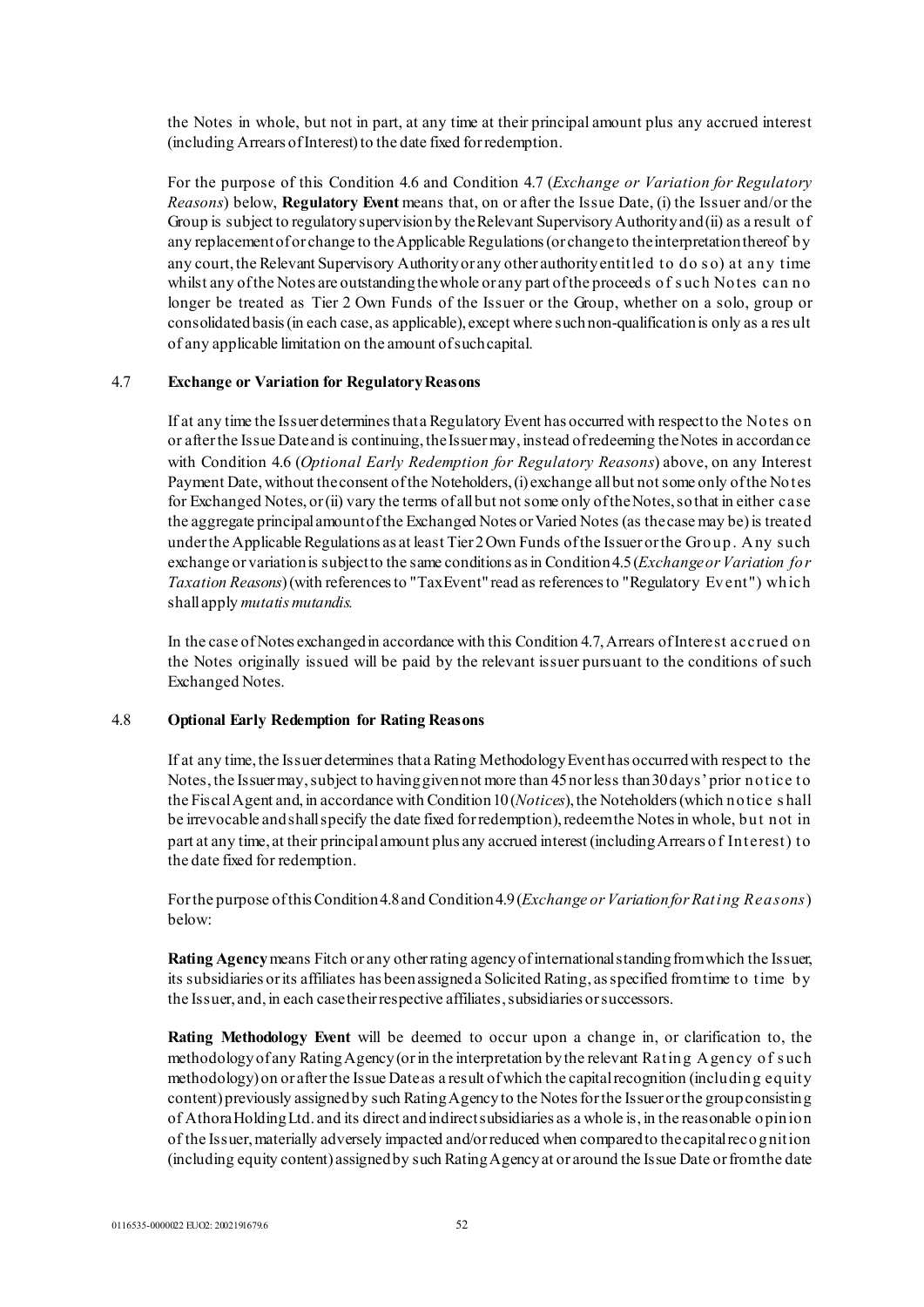the Notes in whole, but not in part, at any time at their principal amount plus any accrued interest (including Arrears of Interest) to the date fixed for redemption.

For the purpose of this Condition 4.6 and Condition 4.7 (*Exchange or Variation for Regulatory Reasons*) below, **Regulatory Event** means that, on or after the Issue Date, (i) the Issuer and/or the Group is subject to regulatory supervision by the Relevant Supervisory Authority and (ii) as a result of any replacement of or change to the Applicable Regulations (or change to the interpretation thereof by any court, the Relevant Supervisory Authority or any other authority entitled to do so) at any time whilst any of the Notes are outstanding the whole or any part of the proceeds of such Notes can no longer be treated as Tier 2 Own Funds of the Issuer or the Group, whether on a solo, group or consolidated basis (in each case, as applicable), except where such non-qualification is only as a result of any applicable limitation on the amount of such capital.

### 4.7 Exchange or Variation for Regulatory Reasons

If at any time the Issuer determines that a Regulatory Event has occurred with respect to the Notes on or after the Issue Date and is continuing, the Issuer may, instead of redeeming the Notes in accordance with Condition 4.6 (*Optional Early Redemption for Regulatory Reasons*) above, on any Interest Payment Date, without the consent of the Noteholders, (i) exchange all but not some only of the Notes for Exchanged Notes, or (ii) vary the terms of all but not some only of the Notes, so that in either case the aggregate principal amount of the Exchanged Notes or Varied Notes (as the case may be) is treated under the Applicable Regulations as at least Tier 2 Own Funds of the Issuer or the Group. Any such exchange or variation is subject to the same conditions as in Condition 4.5 (*Exchange or Variation for Taxation Reasons*) (with references to "Tax Event" read as references to "Regulatory Event") which shall apply *mutatis mutandis.*

In the case of Notes exchanged in accordance with this Condition 4.7, Arrears of Interest accrued on the Notes originally issued will be paid by the relevant issuer pursuant to the conditions of such Exchanged Notes.

### 4.8 Optional Early Redemption for Rating Reasons

If at any time, the Issuer determines that a Rating Methodology Event has occurred with respect to the Notes, the Issuer may, subject to having given not more than 45 nor less than 30 days' prior notice to the Fiscal Agent and, in accordance with Condition 10 (*Notices*), the Noteholders (which notice shall be irrevocable and shall specify the date fixed for redemption), redeem the Notes in whole, but not in part at any time, at their principal amount plus any accrued interest (including Arrears of Interest) to the date fixed for redemption.

For the purpose of this Condition 4.8 and Condition 4.9 (*Exchange or Variation for Rating Reasons*) below:

**Rating Agency** means Fitch or any other rating agency of international standing from which the Issuer, its subsidiaries or its affiliates has been assigned a Solicited Rating, as specified from time to time by the Issuer, and, in each case their respective affiliates, subsidiaries or successors.

**Rating Methodology Event** will be deemed to occur upon a change in, or clarification to, the methodology of any Rating Agency (or in the interpretation by the relevant Rating Agency of such methodology) on or after the Issue Date as a result of which the capital recognition (including equity content) previously assigned by such Rating Agency to the Notes for the Issuer or the group consisting of Athora Holding Ltd. and its direct and indirect subsidiaries as a whole is, in the reasonable opinion of the Issuer, materially adversely impacted and/or reduced when compared to the capital recognition (including equity content) assigned by such Rating Agency at or around the Issue Date or from the date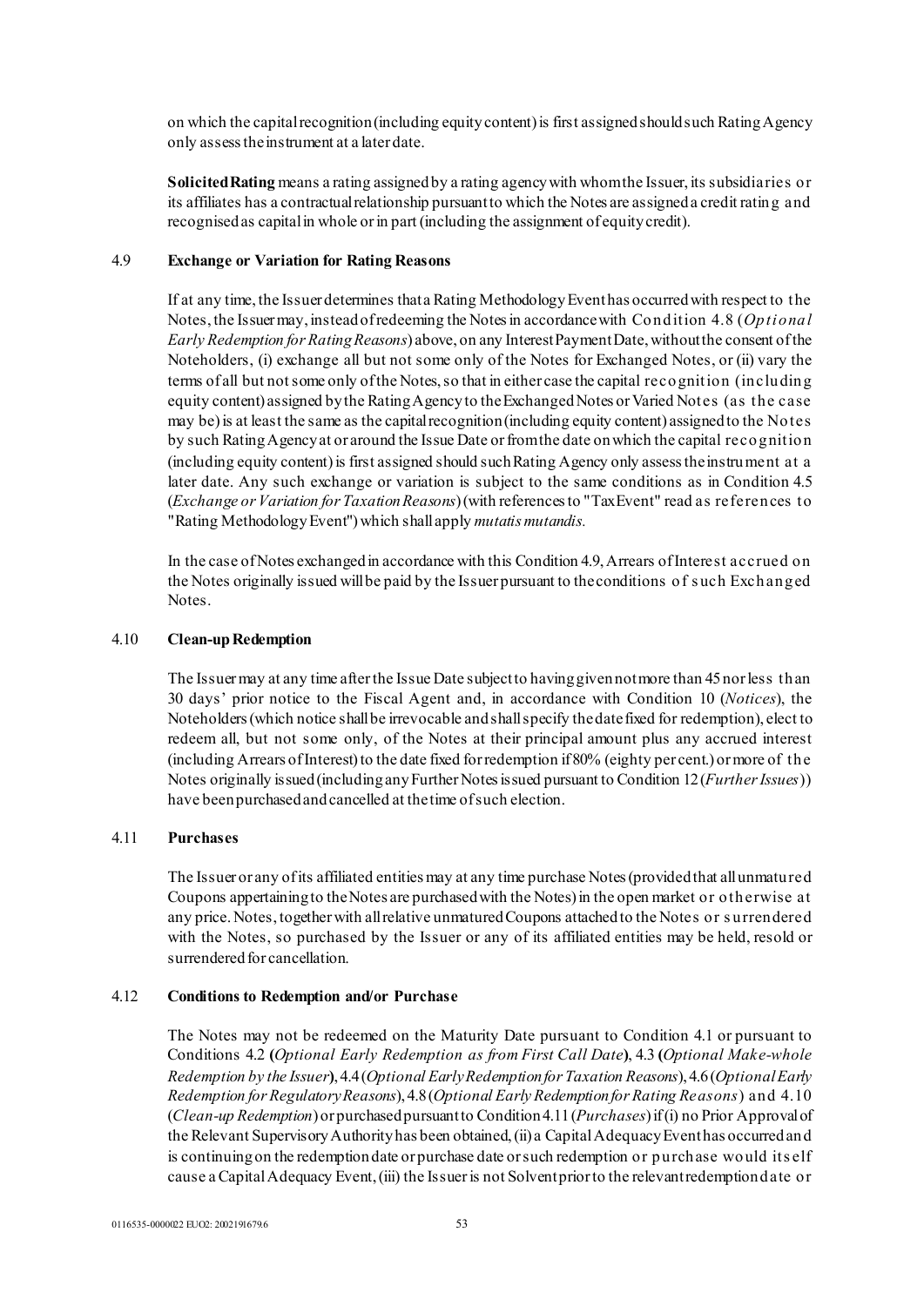on which the capital recognition (including equity content) is first assigned should such Rating Agency only assess the instrument at a later date.

**Solicited Rating** means a rating assigned by a rating agency with whom the Issuer, its subsidiaries or its affiliates has a contractual relationship pursuant to which the Notes are assigned a credit rating and recognised as capital in whole or in part (including the assignment of equity credit).

### 4.9 Exchange or Variation for Rating Reasons

If at any time, the Issuer determines that a Rating Methodology Event has occurred with respect to the Notes, the Issuer may, instead of redeeming the Notes in accordance with Condition 4.8 (*Optional Early Redemption for Rating Reasons*) above, on any Interest Payment Date, without the consent of the Noteholders, (i) exchange all but not some only of the Notes for Exchanged Notes, or (ii) vary the terms of all but not some only of the Notes, so that in either case the capital recognition (including equity content) assigned by the Rating Agency to the Exchanged Notes or Varied Notes (as the case may be) is at least the same as the capital recognition (including equity content) assigned to the Notes by such Rating Agency at or around the Issue Date or from the date on which the capital recognition (including equity content) is first assigned should such Rating Agency only assess the instrument at a later date. Any such exchange or variation is subject to the same conditions as in Condition 4.5 (*Exchange or Variation for Taxation Reasons*) (with references to "Tax Event" read as references to "Rating Methodology Event") which shall apply *mutatis mutandis.*

In the case of Notes exchanged in accordance with this Condition 4.9, Arrears of Interest accrued on the Notes originally issued will be paid by the Issuer pursuant to the conditions of such Exchanged Notes.

### 4.10 Clean-up Redemption

The Issuer may at any time after the Issue Date subject to having given not more than 45 nor less than 30 days' prior notice to the Fiscal Agent and, in accordance with Condition 10 (*Notices*), the Noteholders (which notice shall be irrevocable and shall specify the date fixed for redemption), elect to redeem all, but not some only, of the Notes at their principal amount plus any accrued interest (including Arrears of Interest) to the date fixed for redemption if 80% (eighty per cent.) or more of the Notes originally issued (including any Further Notes issued pursuant to Condition 12 (*Further Issues*)) have been purchased and cancelled at the time of such election.

### 4.11 Purchases

The Issuer or any of its affiliated entities may at any time purchase Notes (provided that all unmatured Coupons appertaining to the Notes are purchased with the Notes) in the open market or otherwise at any price. Notes, together with all relative unmatured Coupons attached to the Notes or surrendered with the Notes, so purchased by the Issuer or any of its affiliated entities may be held, resold or surrendered for cancellation.

### 4.12 Conditions to Redemption and/or Purchase

The Notes may not be redeemed on the Maturity Date pursuant to Condition 4.1 or pursuant to Conditions 4.2 (*Optional Early Redemption as from First Call Date*), 4.3 (*Optional Make-whole Redemption by the Issuer*), 4.4 (*Optional Early Redemption for Taxation Reasons*), 4.6 (*Optional Early Redemption for Regulatory Reasons*), 4.8 (*Optional Early Redemption for Rating Reasons*) and 4.10 (*Clean-up Redemption*) or purchased pursuant to Condition 4.11 (*Purchases*) if (i) no Prior Approval of the Relevant Supervisory Authority has been obtained, (ii) a Capital Adequacy Event has occurred and is continuing on the redemption date or purchase date or such redemption or purchase would itself cause a Capital Adequacy Event, (iii) the Issuer is not Solvent prior to the relevant redemption date or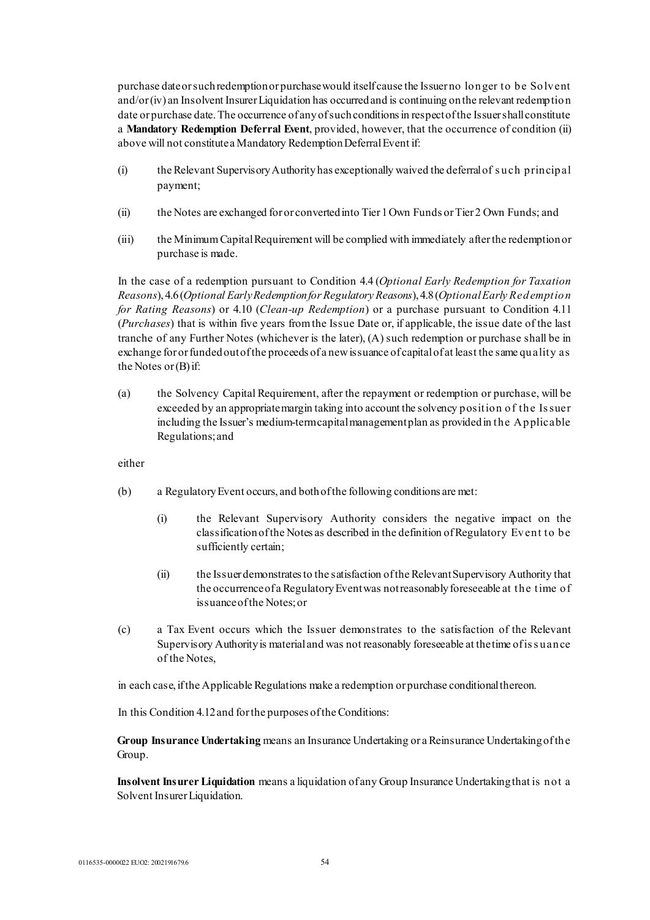purchase date or such redemption or purchase would itself cause the Issuer no longer to be Solvent and/or (iv) an Insolvent Insurer Liquidation has occurred and is continuing on the relevant redemption date or purchase date. The occurrence of any of such conditions in respect of the Issuer shall constitute a **Mandatory Redemption Deferral Event**, provided, however, that the occurrence of condition (ii) above will not constitute a Mandatory Redemption Deferral Event if:

(i) the Relevant Supervisory Authority has exceptionally waived the deferral of such principal payment;

(ii) the Notes are exchanged for or converted into Tier 1 Own Funds or Tier 2 Own Funds; and

(iii) the Minimum Capital Requirement will be complied with immediately after the redemption or purchase is made.

In the case of a redemption pursuant to Condition 4.4 (*Optional Early Redemption for Taxation Reasons*), 4.6 (*Optional Early Redemption for Regulatory Reasons*), 4.8 (*Optional Early Redemption for Rating Reasons*) or 4.10 (*Clean-up Redemption*) or a purchase pursuant to Condition 4.11 (*Purchases*) that is within five years from the Issue Date or, if applicable, the issue date of the last tranche of any Further Notes (whichever is the later), (A) such redemption or purchase shall be in exchange for or funded out of the proceeds of a new issuance of capital of at least the same quality as the Notes or (B) if:

(a) the Solvency Capital Requirement, after the repayment or redemption or purchase, will be exceeded by an appropriate margin taking into account the solvency position of the Issuer including the Issuer's medium-term capital management plan as provided in the Applicable Regulations; and

either

(b) a Regulatory Event occurs, and both of the following conditions are met:

(i) the Relevant Supervisory Authority considers the negative impact on the classification of the Notes as described in the definition of Regulatory Event to be sufficiently certain;

(ii) the Issuer demonstrates to the satisfaction of the Relevant Supervisory Authority that the occurrence of a Regulatory Event was not reasonably foreseeable at the time of issuance of the Notes; or

(c) a Tax Event occurs which the Issuer demonstrates to the satisfaction of the Relevant Supervisory Authority is material and was not reasonably foreseeable at the time of issuance of the Notes,

in each case, if the Applicable Regulations make a redemption or purchase conditional thereon.

In this Condition 4.12 and for the purposes of the Conditions:

**Group Insurance Undertaking** means an Insurance Undertaking or a Reinsurance Undertaking of the Group.

**Insolvent Insurer Liquidation** means a liquidation of any Group Insurance Undertaking that is not a Solvent Insurer Liquidation.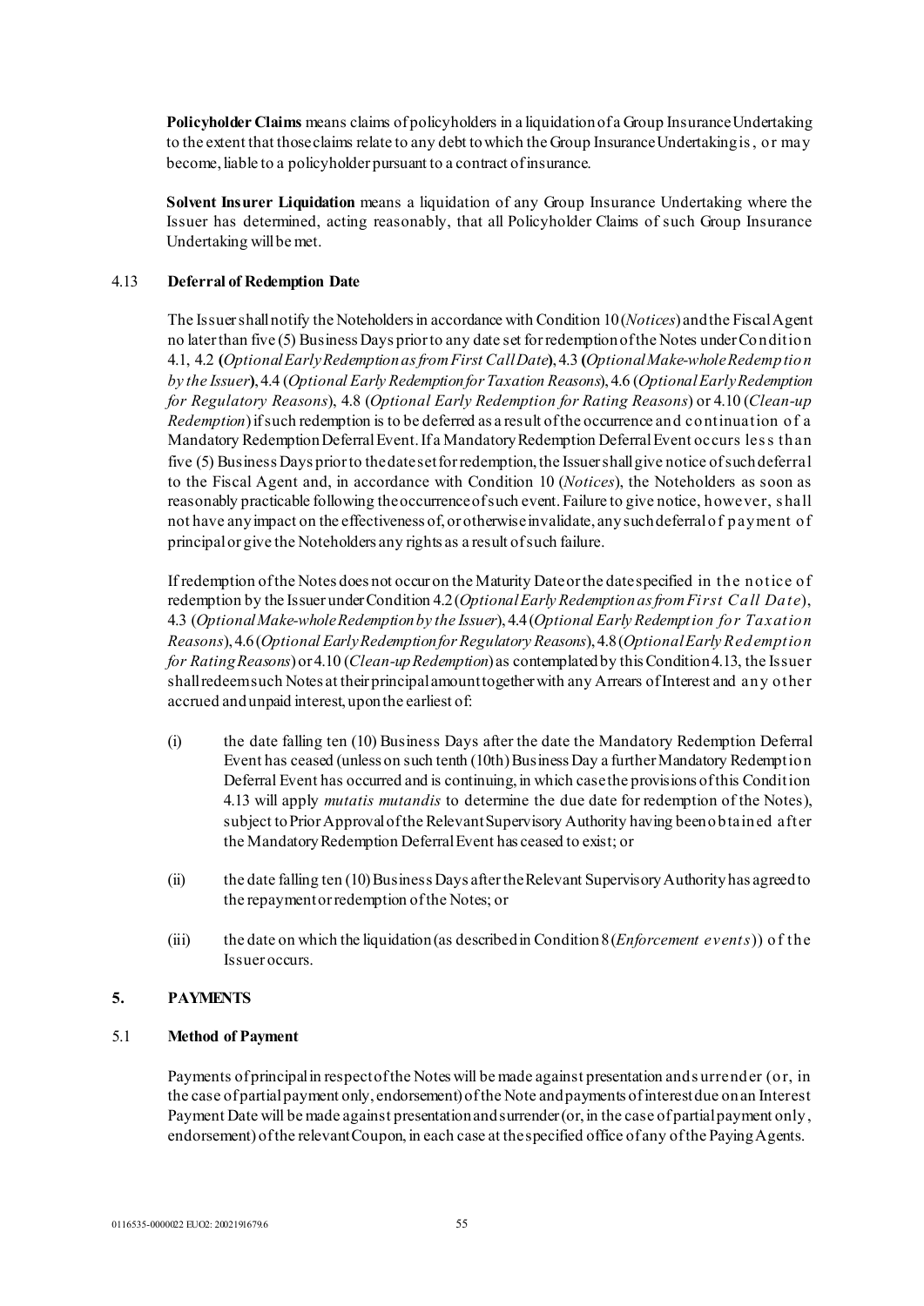**Policyholder Claims** means claims of policyholders in a liquidation of a Group Insurance Undertaking to the extent that those claims relate to any debt to which the Group Insurance Undertaking is, or may become, liable to a policyholder pursuant to a contract of insurance.

**Solvent Insurer Liquidation** means a liquidation of any Group Insurance Undertaking where the Issuer has determined, acting reasonably, that all Policyholder Claims of such Group Insurance Undertaking will be met.

### 4.13 Deferral of Redemption Date

The Issuer shall notify the Noteholders in accordance with Condition 10 (*Notices*) and the Fiscal Agent no later than five (5) Business Days prior to any date set for redemption of the Notes under Condition 4.1, 4.2 **(***Optional Early Redemption as from First Call Date***)**, 4.3 **(***Optional Make-whole Redemption by the Issuer***)**, 4.4 (*Optional Early Redemption for Taxation Reasons*), 4.6 (*Optional Early Redemption for Regulatory Reasons*), 4.8 (*Optional Early Redemption for Rating Reasons*) or 4.10 (*Clean-up Redemption*) if such redemption is to be deferred as a result of the occurrence and continuation of a Mandatory Redemption Deferral Event. If a Mandatory Redemption Deferral Event occurs less than five (5) Business Days prior to the date set for redemption, the Issuer shall give notice of such deferral to the Fiscal Agent and, in accordance with Condition 10 (*Notices*), the Noteholders as soon as reasonably practicable following the occurrence of such event. Failure to give notice, however, shall not have any impact on the effectiveness of, or otherwise invalidate, any such deferral of payment of principal or give the Noteholders any rights as a result of such failure.

If redemption of the Notes does not occur on the Maturity Date or the date specified in the notice of redemption by the Issuer under Condition 4.2 (*Optional Early Redemption as from First Call Date*), 4.3 (*Optional Make-whole Redemption by the Issuer*), 4.4 (*Optional Early Redemption for Taxation Reasons*), 4.6 (*Optional Early Redemption for Regulatory Reasons*), 4.8 (*Optional Early Redemption for Rating Reasons*) or 4.10 (*Clean-up Redemption*) as contemplated by this Condition 4.13, the Issuer shall redeem such Notes at their principal amount together with any Arrears of Interest and any other accrued and unpaid interest, upon the earliest of:

(i) the date falling ten (10) Business Days after the date the Mandatory Redemption Deferral Event has ceased (unless on such tenth (10th) Business Day a further Mandatory Redemption Deferral Event has occurred and is continuing, in which case the provisions of this Condition 4.13 will apply *mutatis mutandis* to determine the due date for redemption of the Notes), subject to Prior Approval of the Relevant Supervisory Authority having been obtained after the Mandatory Redemption Deferral Event has ceased to exist; or

(ii) the date falling ten (10) Business Days after the Relevant Supervisory Authority has agreed to the repayment or redemption of the Notes; or

(iii) the date on which the liquidation (as described in Condition 8 (*Enforcement events*)) of the Issuer occurs.

## 5. PAYMENTS

### 5.1 Method of Payment

Payments of principal in respect of the Notes will be made against presentation and surrender (or, in the case of partial payment only, endorsement) of the Note and payments of interest due on an Interest Payment Date will be made against presentation and surrender (or, in the case of partial payment only, endorsement) of the relevant Coupon, in each case at the specified office of any of the Paying Agents.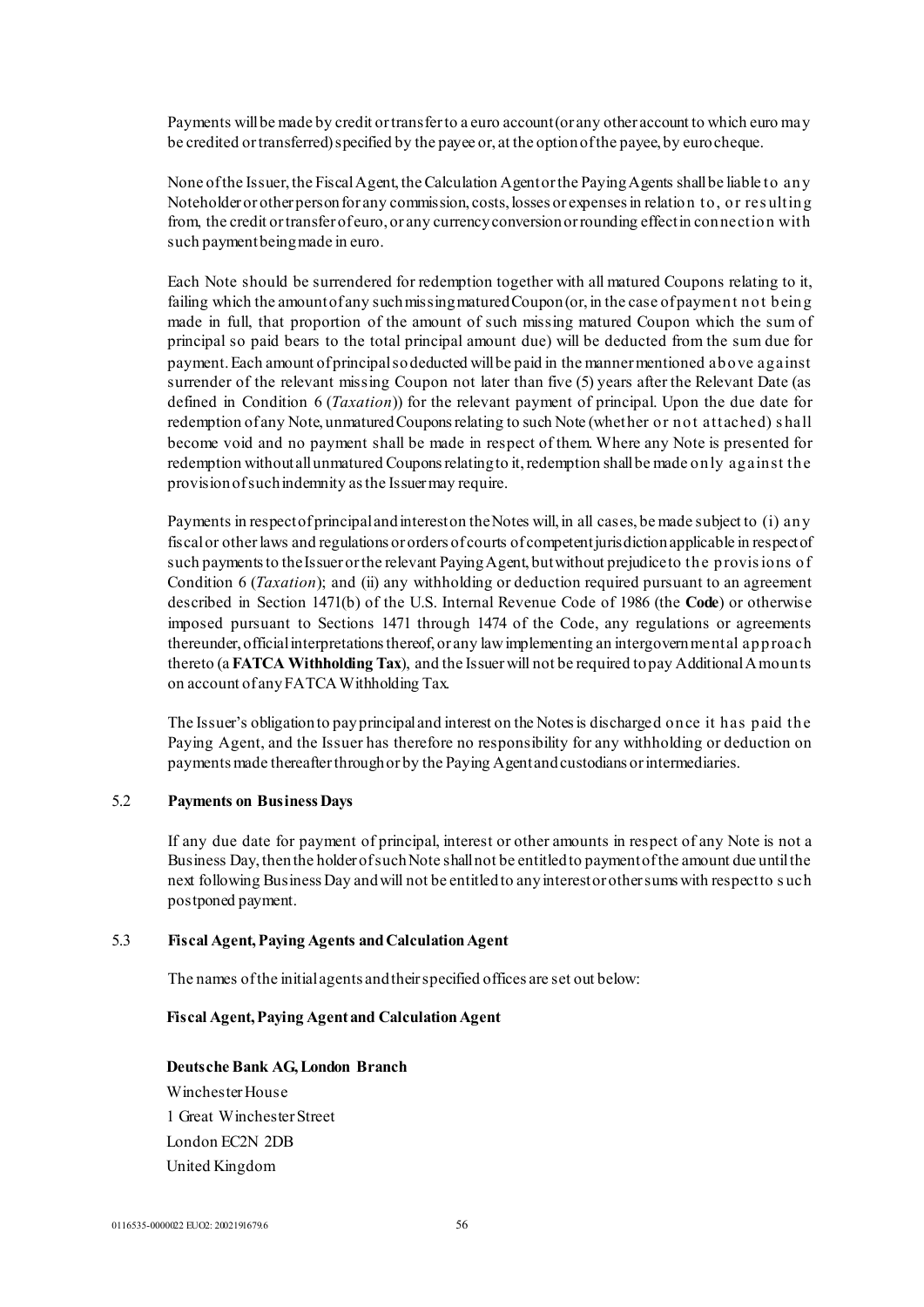Payments will be made by credit or transfer to a euro account (or any other account to which euro may be credited or transferred) specified by the payee or, at the option of the payee, by euro cheque.

None of the Issuer, the Fiscal Agent, the Calculation Agent or the Paying Agents shall be liable to any Noteholder or other person for any commission, costs, losses or expenses in relation to, or resulting from, the credit or transfer of euro, or any currency conversion or rounding effect in connection with such payment being made in euro.

Each Note should be surrendered for redemption together with all matured Coupons relating to it, failing which the amount of any such missing matured Coupon (or, in the case of payment not being made in full, that proportion of the amount of such missing matured Coupon which the sum of principal so paid bears to the total principal amount due) will be deducted from the sum due for payment. Each amount of principal so deducted will be paid in the manner mentioned above against surrender of the relevant missing Coupon not later than five (5) years after the Relevant Date (as defined in Condition 6 (*Taxation*)) for the relevant payment of principal. Upon the due date for redemption of any Note, unmatured Coupons relating to such Note (whether or not attached) shall become void and no payment shall be made in respect of them. Where any Note is presented for redemption without all unmatured Coupons relating to it, redemption shall be made only against the provision of such indemnity as the Issuer may require.

Payments in respect of principal and interest on the Notes will, in all cases, be made subject to (i) any fiscal or other laws and regulations or orders of courts of competent jurisdiction applicable in respect of such payments to the Issuer or the relevant Paying Agent, but without prejudice to the provisions of Condition 6 (*Taxation*); and (ii) any withholding or deduction required pursuant to an agreement described in Section 1471(b) of the U.S. Internal Revenue Code of 1986 (the **Code**) or otherwise imposed pursuant to Sections 1471 through 1474 of the Code, any regulations or agreements thereunder, official interpretations thereof, or any law implementing an intergovernmental approach thereto (a **FATCA Withholding Tax**), and the Issuer will not be required to pay Additional Amounts on account of any FATCA Withholding Tax.

The Issuer's obligation to pay principal and interest on the Notes is discharged once it has paid the Paying Agent, and the Issuer has therefore no responsibility for any withholding or deduction on payments made thereafter through or by the Paying Agent and custodians or intermediaries.

## 5.2 Payments on Business Days

If any due date for payment of principal, interest or other amounts in respect of any Note is not a Business Day, then the holder of such Note shall not be entitled to payment of the amount due until the next following Business Day and will not be entitled to any interest or other sums with respect to such postponed payment.

## 5.3 Fiscal Agent, Paying Agents and Calculation Agent

The names of the initial agents and their specified offices are set out below:

**Fiscal Agent, Paying Agent and Calculation Agent**

**Deutsche Bank AG, London Branch**
Winchester House
1 Great Winchester Street
London EC2N 2DB
United Kingdom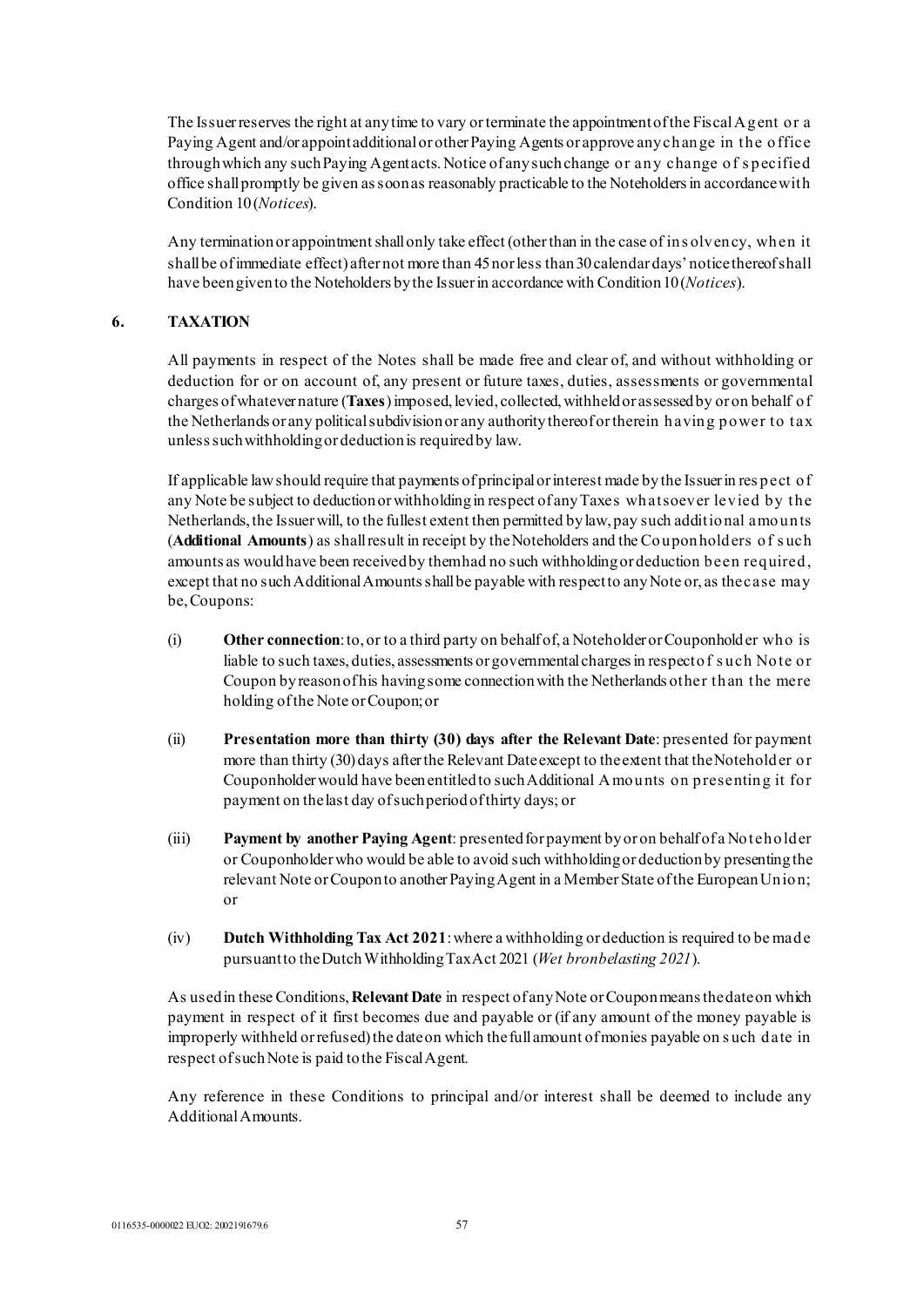The Issuer reserves the right at any time to vary or terminate the appointment of the Fiscal Agent or a Paying Agent and/or appoint additional or other Paying Agents or approve any change in the office through which any such Paying Agent acts. Notice of any such change or any change of specified office shall promptly be given as soon as reasonably practicable to the Noteholders in accordance with Condition 10 (*Notices*).

Any termination or appointment shall only take effect (other than in the case of insolvency, when it shall be of immediate effect) after not more than 45 nor less than 30 calendar days' notice thereof shall have been given to the Noteholders by the Issuer in accordance with Condition 10 (*Notices*).

## 6. TAXATION

All payments in respect of the Notes shall be made free and clear of, and without withholding or deduction for or on account of, any present or future taxes, duties, assessments or governmental charges of whatever nature (**Taxes**) imposed, levied, collected, withheld or assessed by or on behalf of the Netherlands or any political subdivision or any authority thereof or therein having power to tax unless such withholding or deduction is required by law.

If applicable law should require that payments of principal or interest made by the Issuer in respect of any Note be subject to deduction or withholding in respect of any Taxes whatsoever levied by the Netherlands, the Issuer will, to the fullest extent then permitted by law, pay such additional amounts (**Additional Amounts**) as shall result in receipt by the Noteholders and the Couponholders of such amounts as would have been received by them had no such withholding or deduction been required, except that no such Additional Amounts shall be payable with respect to any Note or, as the case may be, Coupons:

(i) **Other connection**: to, or to a third party on behalf of, a Noteholder or Couponholder who is liable to such taxes, duties, assessments or governmental charges in respect of such Note or Coupon by reason of his having some connection with the Netherlands other than the mere holding of the Note or Coupon; or

(ii) **Presentation more than thirty (30) days after the Relevant Date**: presented for payment more than thirty (30) days after the Relevant Date except to the extent that the Noteholder or Couponholder would have been entitled to such Additional Amounts on presenting it for payment on the last day of such period of thirty days; or

(iii) **Payment by another Paying Agent**: presented for payment by or on behalf of a Noteholder or Couponholder who would be able to avoid such withholding or deduction by presenting the relevant Note or Coupon to another Paying Agent in a Member State of the European Union; or

(iv) **Dutch Withholding Tax Act 2021**: where a withholding or deduction is required to be made pursuant to the Dutch Withholding Tax Act 2021 (*Wet bronbelasting 2021*).

As used in these Conditions, **Relevant Date** in respect of any Note or Coupon means the date on which payment in respect of it first becomes due and payable or (if any amount of the money payable is improperly withheld or refused) the date on which the full amount of monies payable on such date in respect of such Note is paid to the Fiscal Agent.

Any reference in these Conditions to principal and/or interest shall be deemed to include any Additional Amounts.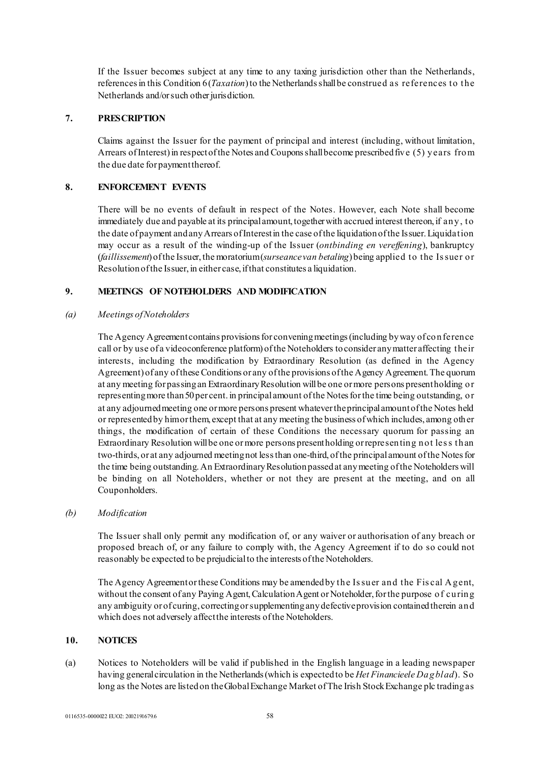If the Issuer becomes subject at any time to any taxing jurisdiction other than the Netherlands, references in this Condition 6 (*Taxation*) to the Netherlands shall be construed as references to the Netherlands and/or such other jurisdiction.

## 7. PRESCRIPTION

Claims against the Issuer for the payment of principal and interest (including, without limitation, Arrears of Interest) in respect of the Notes and Coupons shall become prescribed five (5) years from the due date for payment thereof.

## 8. ENFORCEMENT EVENTS

There will be no events of default in respect of the Notes. However, each Note shall become immediately due and payable at its principal amount, together with accrued interest thereon, if any, to the date of payment and any Arrears of Interest in the case of the liquidation of the Issuer. Liquidation may occur as a result of the winding-up of the Issuer (*ontbinding en vereffening*), bankruptcy (*faillissement*) of the Issuer, the moratorium (*surseance van betaling*) being applied to the Issuer or Resolution of the Issuer, in either case, if that constitutes a liquidation.

## 9. MEETINGS OF NOTEHOLDERS AND MODIFICATION

*(a) Meetings of Noteholders*

The Agency Agreement contains provisions for convening meetings (including by way of conference call or by use of a videoconference platform) of the Noteholders to consider any matter affecting their interests, including the modification by Extraordinary Resolution (as defined in the Agency Agreement) of any of these Conditions or any of the provisions of the Agency Agreement. The quorum at any meeting for passing an Extraordinary Resolution will be one or more persons present holding or representing more than 50 per cent. in principal amount of the Notes for the time being outstanding, or at any adjourned meeting one or more persons present whatever the principal amount of the Notes held or represented by him or them, except that at any meeting the business of which includes, among other things, the modification of certain of these Conditions the necessary quorum for passing an Extraordinary Resolution will be one or more persons present holding or representing not less than two-thirds, or at any adjourned meeting not less than one-third, of the principal amount of the Notes for the time being outstanding. An Extraordinary Resolution passed at any meeting of the Noteholders will be binding on all Noteholders, whether or not they are present at the meeting, and on all Couponholders.

*(b) Modification*

The Issuer shall only permit any modification of, or any waiver or authorisation of any breach or proposed breach of, or any failure to comply with, the Agency Agreement if to do so could not reasonably be expected to be prejudicial to the interests of the Noteholders.

The Agency Agreement or these Conditions may be amended by the Issuer and the Fiscal Agent, without the consent of any Paying Agent, Calculation Agent or Noteholder, for the purpose of curing any ambiguity or of curing, correcting or supplementing any defective provision contained therein and which does not adversely affect the interests of the Noteholders.

## 10. NOTICES

(a) Notices to Noteholders will be valid if published in the English language in a leading newspaper having general circulation in the Netherlands (which is expected to be *Het Financieele Dagblad*). So long as the Notes are listed on the Global Exchange Market of The Irish Stock Exchange plc trading as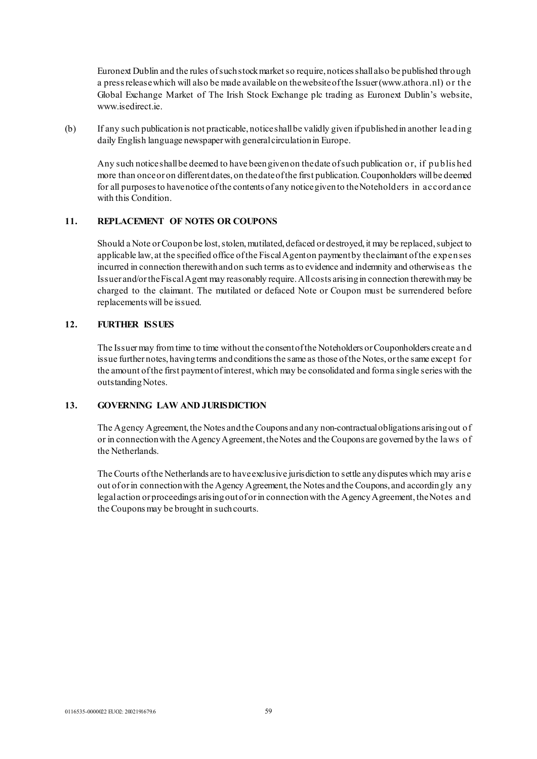Euronext Dublin and the rules of such stock market so require, notices shall also be published through a press release which will also be made available on the website of the Issuer (www.athora.nl) or the Global Exchange Market of The Irish Stock Exchange plc trading as Euronext Dublin's website, www.isedirect.ie.

(b) If any such publication is not practicable, notice shall be validly given if published in another leading daily English language newspaper with general circulation in Europe.

Any such notice shall be deemed to have been given on the date of such publication or, if published more than once or on different dates, on the date of the first publication. Couponholders will be deemed for all purposes to have notice of the contents of any notice given to the Noteholders in accordance with this Condition.

## 11. REPLACEMENT OF NOTES OR COUPONS

Should a Note or Coupon be lost, stolen, mutilated, defaced or destroyed, it may be replaced, subject to applicable law, at the specified office of the Fiscal Agent on payment by the claimant of the expenses incurred in connection therewith and on such terms as to evidence and indemnity and otherwise as the Issuer and/or the Fiscal Agent may reasonably require. All costs arising in connection therewith may be charged to the claimant. The mutilated or defaced Note or Coupon must be surrendered before replacements will be issued.

## 12. FURTHER ISSUES

The Issuer may from time to time without the consent of the Noteholders or Couponholders create and issue further notes, having terms and conditions the same as those of the Notes, or the same except for the amount of the first payment of interest, which may be consolidated and form a single series with the outstanding Notes.

## 13. GOVERNING LAW AND JURISDICTION

The Agency Agreement, the Notes and the Coupons and any non-contractual obligations arising out of or in connection with the Agency Agreement, the Notes and the Coupons are governed by the laws of the Netherlands.

The Courts of the Netherlands are to have exclusive jurisdiction to settle any disputes which may arise out of or in connection with the Agency Agreement, the Notes and the Coupons, and accordingly any legal action or proceedings arising out of or in connection with the Agency Agreement, the Notes and the Coupons may be brought in such courts.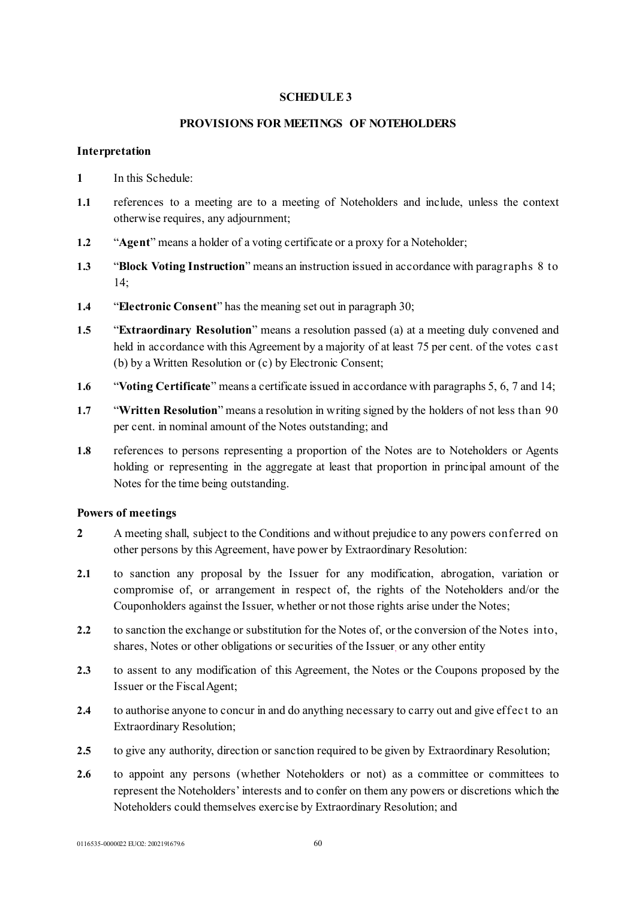## SCHEDULE 3

## PROVISIONS FOR MEETINGS OF NOTEHOLDERS

### Interpretation

**1** In this Schedule:

**1.1** references to a meeting are to a meeting of Noteholders and include, unless the context otherwise requires, any adjournment;

**1.2** "**Agent**" means a holder of a voting certificate or a proxy for a Noteholder;

**1.3** "**Block Voting Instruction**" means an instruction issued in accordance with paragraphs 8 to 14;

**1.4** "**Electronic Consent**" has the meaning set out in paragraph 30;

**1.5** "**Extraordinary Resolution**" means a resolution passed (a) at a meeting duly convened and held in accordance with this Agreement by a majority of at least 75 per cent. of the votes cast (b) by a Written Resolution or (c) by Electronic Consent;

**1.6** "**Voting Certificate**" means a certificate issued in accordance with paragraphs 5, 6, 7 and 14;

**1.7** "**Written Resolution**" means a resolution in writing signed by the holders of not less than 90 per cent. in nominal amount of the Notes outstanding; and

**1.8** references to persons representing a proportion of the Notes are to Noteholders or Agents holding or representing in the aggregate at least that proportion in principal amount of the Notes for the time being outstanding.

### Powers of meetings

**2** A meeting shall, subject to the Conditions and without prejudice to any powers conferred on other persons by this Agreement, have power by Extraordinary Resolution:

**2.1** to sanction any proposal by the Issuer for any modification, abrogation, variation or compromise of, or arrangement in respect of, the rights of the Noteholders and/or the Couponholders against the Issuer, whether or not those rights arise under the Notes;

**2.2** to sanction the exchange or substitution for the Notes of, or the conversion of the Notes into, shares, Notes or other obligations or securities of the Issuer, or any other entity

**2.3** to assent to any modification of this Agreement, the Notes or the Coupons proposed by the Issuer or the Fiscal Agent;

**2.4** to authorise anyone to concur in and do anything necessary to carry out and give effect to an Extraordinary Resolution;

**2.5** to give any authority, direction or sanction required to be given by Extraordinary Resolution;

**2.6** to appoint any persons (whether Noteholders or not) as a committee or committees to represent the Noteholders' interests and to confer on them any powers or discretions which the Noteholders could themselves exercise by Extraordinary Resolution; and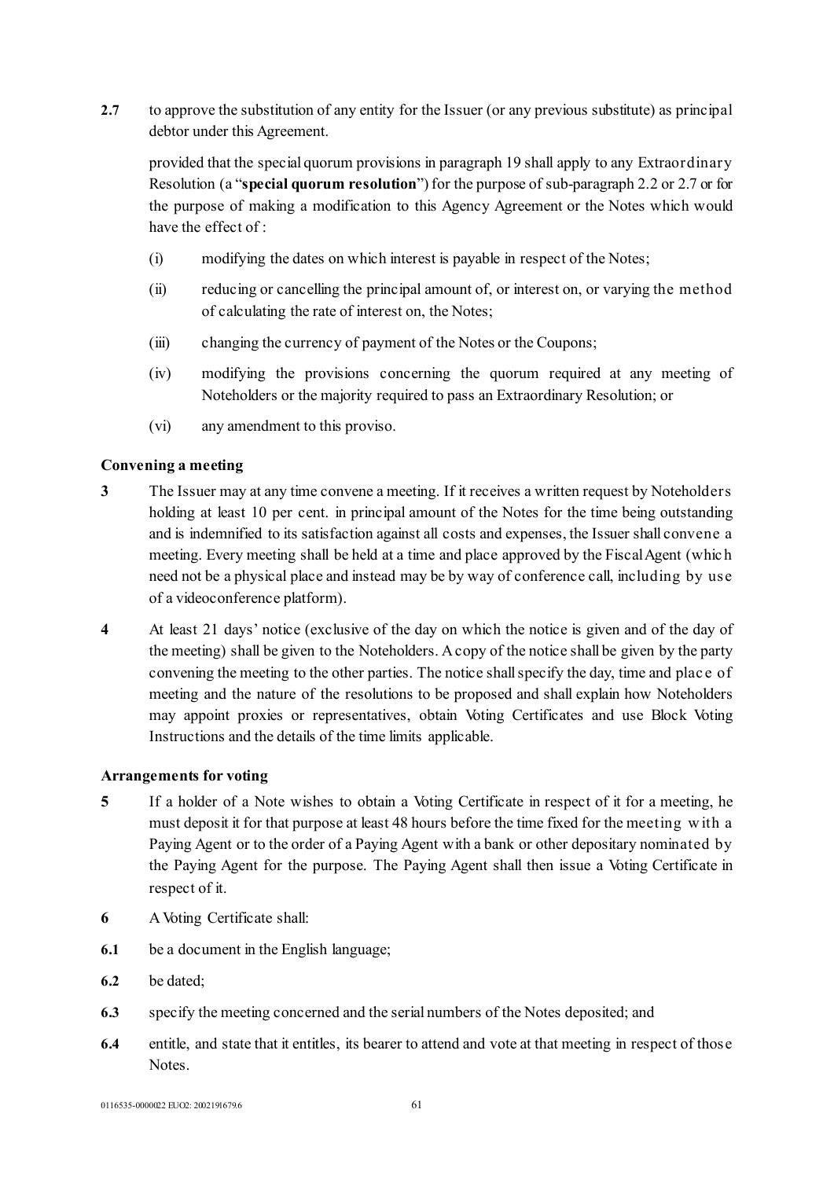**2.7** to approve the substitution of any entity for the Issuer (or any previous substitute) as principal debtor under this Agreement.

provided that the special quorum provisions in paragraph 19 shall apply to any Extraordinary Resolution (a "**special quorum resolution**") for the purpose of sub-paragraph 2.2 or 2.7 or for the purpose of making a modification to this Agency Agreement or the Notes which would have the effect of :

(i) modifying the dates on which interest is payable in respect of the Notes;

(ii) reducing or cancelling the principal amount of, or interest on, or varying the method of calculating the rate of interest on, the Notes;

(iii) changing the currency of payment of the Notes or the Coupons;

(iv) modifying the provisions concerning the quorum required at any meeting of Noteholders or the majority required to pass an Extraordinary Resolution; or

(vi) any amendment to this proviso.

**Convening a meeting**

**3** The Issuer may at any time convene a meeting. If it receives a written request by Noteholders holding at least 10 per cent. in principal amount of the Notes for the time being outstanding and is indemnified to its satisfaction against all costs and expenses, the Issuer shall convene a meeting. Every meeting shall be held at a time and place approved by the Fiscal Agent (which need not be a physical place and instead may be by way of conference call, including by use of a videoconference platform).

**4** At least 21 days' notice (exclusive of the day on which the notice is given and of the day of the meeting) shall be given to the Noteholders. A copy of the notice shall be given by the party convening the meeting to the other parties. The notice shall specify the day, time and place of meeting and the nature of the resolutions to be proposed and shall explain how Noteholders may appoint proxies or representatives, obtain Voting Certificates and use Block Voting Instructions and the details of the time limits applicable.

**Arrangements for voting**

**5** If a holder of a Note wishes to obtain a Voting Certificate in respect of it for a meeting, he must deposit it for that purpose at least 48 hours before the time fixed for the meeting with a Paying Agent or to the order of a Paying Agent with a bank or other depositary nominated by the Paying Agent for the purpose. The Paying Agent shall then issue a Voting Certificate in respect of it.

**6** A Voting Certificate shall:

**6.1** be a document in the English language;

**6.2** be dated;

**6.3** specify the meeting concerned and the serial numbers of the Notes deposited; and

**6.4** entitle, and state that it entitles, its bearer to attend and vote at that meeting in respect of those Notes.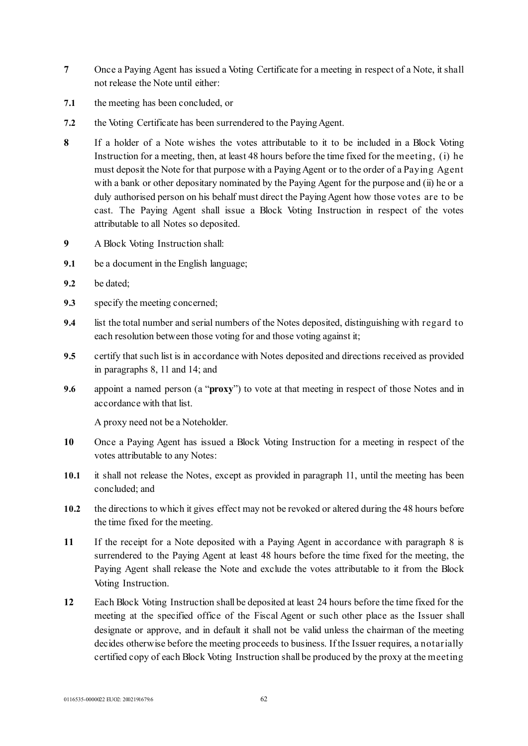**7** Once a Paying Agent has issued a Voting Certificate for a meeting in respect of a Note, it shall not release the Note until either:

**7.1** the meeting has been concluded, or

**7.2** the Voting Certificate has been surrendered to the Paying Agent.

**8** If a holder of a Note wishes the votes attributable to it to be included in a Block Voting Instruction for a meeting, then, at least 48 hours before the time fixed for the meeting, (i) he must deposit the Note for that purpose with a Paying Agent or to the order of a Paying Agent with a bank or other depositary nominated by the Paying Agent for the purpose and (ii) he or a duly authorised person on his behalf must direct the Paying Agent how those votes are to be cast. The Paying Agent shall issue a Block Voting Instruction in respect of the votes attributable to all Notes so deposited.

**9** A Block Voting Instruction shall:

**9.1** be a document in the English language;

**9.2** be dated;

**9.3** specify the meeting concerned;

**9.4** list the total number and serial numbers of the Notes deposited, distinguishing with regard to each resolution between those voting for and those voting against it;

**9.5** certify that such list is in accordance with Notes deposited and directions received as provided in paragraphs 8, 11 and 14; and

**9.6** appoint a named person (a "**proxy**") to vote at that meeting in respect of those Notes and in accordance with that list.

A proxy need not be a Noteholder.

**10** Once a Paying Agent has issued a Block Voting Instruction for a meeting in respect of the votes attributable to any Notes:

**10.1** it shall not release the Notes, except as provided in paragraph 11, until the meeting has been concluded; and

**10.2** the directions to which it gives effect may not be revoked or altered during the 48 hours before the time fixed for the meeting.

**11** If the receipt for a Note deposited with a Paying Agent in accordance with paragraph 8 is surrendered to the Paying Agent at least 48 hours before the time fixed for the meeting, the Paying Agent shall release the Note and exclude the votes attributable to it from the Block Voting Instruction.

**12** Each Block Voting Instruction shall be deposited at least 24 hours before the time fixed for the meeting at the specified office of the Fiscal Agent or such other place as the Issuer shall designate or approve, and in default it shall not be valid unless the chairman of the meeting decides otherwise before the meeting proceeds to business. If the Issuer requires, a notarially certified copy of each Block Voting Instruction shall be produced by the proxy at the meeting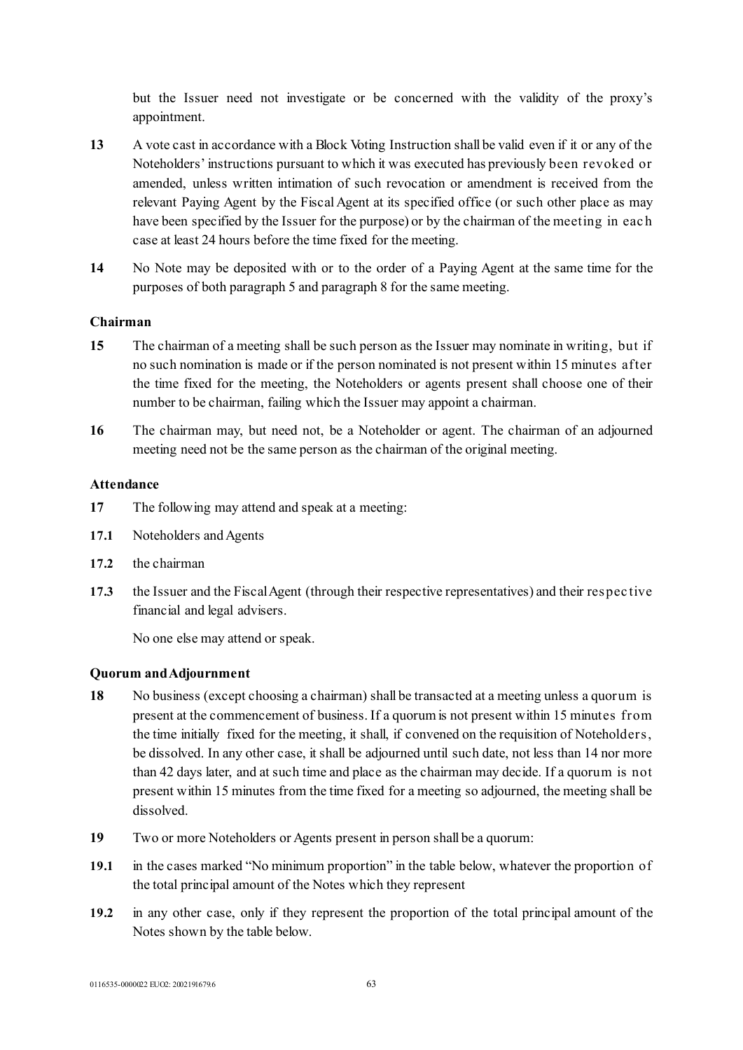but the Issuer need not investigate or be concerned with the validity of the proxy's appointment.

**13** A vote cast in accordance with a Block Voting Instruction shall be valid even if it or any of the Noteholders' instructions pursuant to which it was executed has previously been revoked or amended, unless written intimation of such revocation or amendment is received from the relevant Paying Agent by the Fiscal Agent at its specified office (or such other place as may have been specified by the Issuer for the purpose) or by the chairman of the meeting in each case at least 24 hours before the time fixed for the meeting.

**14** No Note may be deposited with or to the order of a Paying Agent at the same time for the purposes of both paragraph 5 and paragraph 8 for the same meeting.

**Chairman**

**15** The chairman of a meeting shall be such person as the Issuer may nominate in writing, but if no such nomination is made or if the person nominated is not present within 15 minutes after the time fixed for the meeting, the Noteholders or agents present shall choose one of their number to be chairman, failing which the Issuer may appoint a chairman.

**16** The chairman may, but need not, be a Noteholder or agent. The chairman of an adjourned meeting need not be the same person as the chairman of the original meeting.

**Attendance**

**17** The following may attend and speak at a meeting:

**17.1** Noteholders and Agents

**17.2** the chairman

**17.3** the Issuer and the Fiscal Agent (through their respective representatives) and their respective financial and legal advisers.

No one else may attend or speak.

**Quorum and Adjournment**

**18** No business (except choosing a chairman) shall be transacted at a meeting unless a quorum is present at the commencement of business. If a quorum is not present within 15 minutes from the time initially fixed for the meeting, it shall, if convened on the requisition of Noteholders, be dissolved. In any other case, it shall be adjourned until such date, not less than 14 nor more than 42 days later, and at such time and place as the chairman may decide. If a quorum is not present within 15 minutes from the time fixed for a meeting so adjourned, the meeting shall be dissolved.

**19** Two or more Noteholders or Agents present in person shall be a quorum:

**19.1** in the cases marked "No minimum proportion" in the table below, whatever the proportion of the total principal amount of the Notes which they represent

**19.2** in any other case, only if they represent the proportion of the total principal amount of the Notes shown by the table below.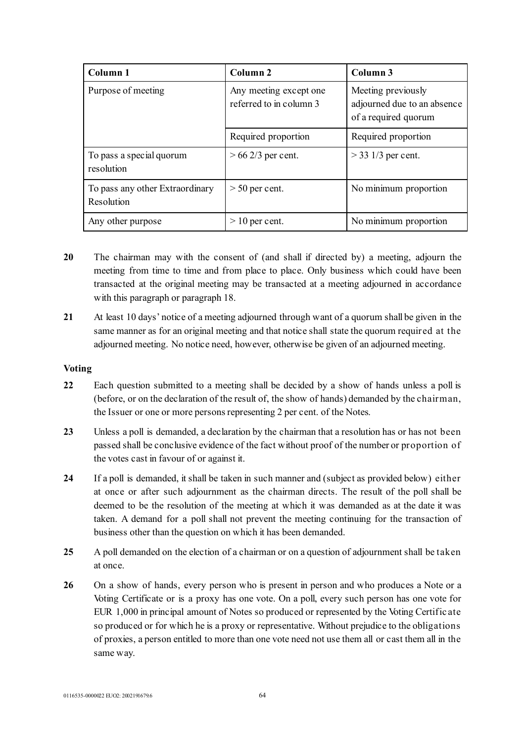| Column 1 | Column 2 | Column 3 |
| --- | --- | --- |
| Purpose of meeting | Any meeting except one referred to in column 3 | Meeting previously adjourned due to an absence of a required quorum |
| | Required proportion | Required proportion |
| To pass a special quorum resolution | > 66 2/3 per cent. | > 33 1/3 per cent. |
| To pass any other Extraordinary Resolution | > 50 per cent. | No minimum proportion |
| Any other purpose | > 10 per cent. | No minimum proportion |

**20** The chairman may with the consent of (and shall if directed by) a meeting, adjourn the meeting from time to time and from place to place. Only business which could have been transacted at the original meeting may be transacted at a meeting adjourned in accordance with this paragraph or paragraph 18.

**21** At least 10 days' notice of a meeting adjourned through want of a quorum shall be given in the same manner as for an original meeting and that notice shall state the quorum required at the adjourned meeting. No notice need, however, otherwise be given of an adjourned meeting.

**Voting**

**22** Each question submitted to a meeting shall be decided by a show of hands unless a poll is (before, or on the declaration of the result of, the show of hands) demanded by the chairman, the Issuer or one or more persons representing 2 per cent. of the Notes.

**23** Unless a poll is demanded, a declaration by the chairman that a resolution has or has not been passed shall be conclusive evidence of the fact without proof of the number or proportion of the votes cast in favour of or against it.

**24** If a poll is demanded, it shall be taken in such manner and (subject as provided below) either at once or after such adjournment as the chairman directs. The result of the poll shall be deemed to be the resolution of the meeting at which it was demanded as at the date it was taken. A demand for a poll shall not prevent the meeting continuing for the transaction of business other than the question on which it has been demanded.

**25** A poll demanded on the election of a chairman or on a question of adjournment shall be taken at once.

**26** On a show of hands, every person who is present in person and who produces a Note or a Voting Certificate or is a proxy has one vote. On a poll, every such person has one vote for EUR 1,000 in principal amount of Notes so produced or represented by the Voting Certificate so produced or for which he is a proxy or representative. Without prejudice to the obligations of proxies, a person entitled to more than one vote need not use them all or cast them all in the same way.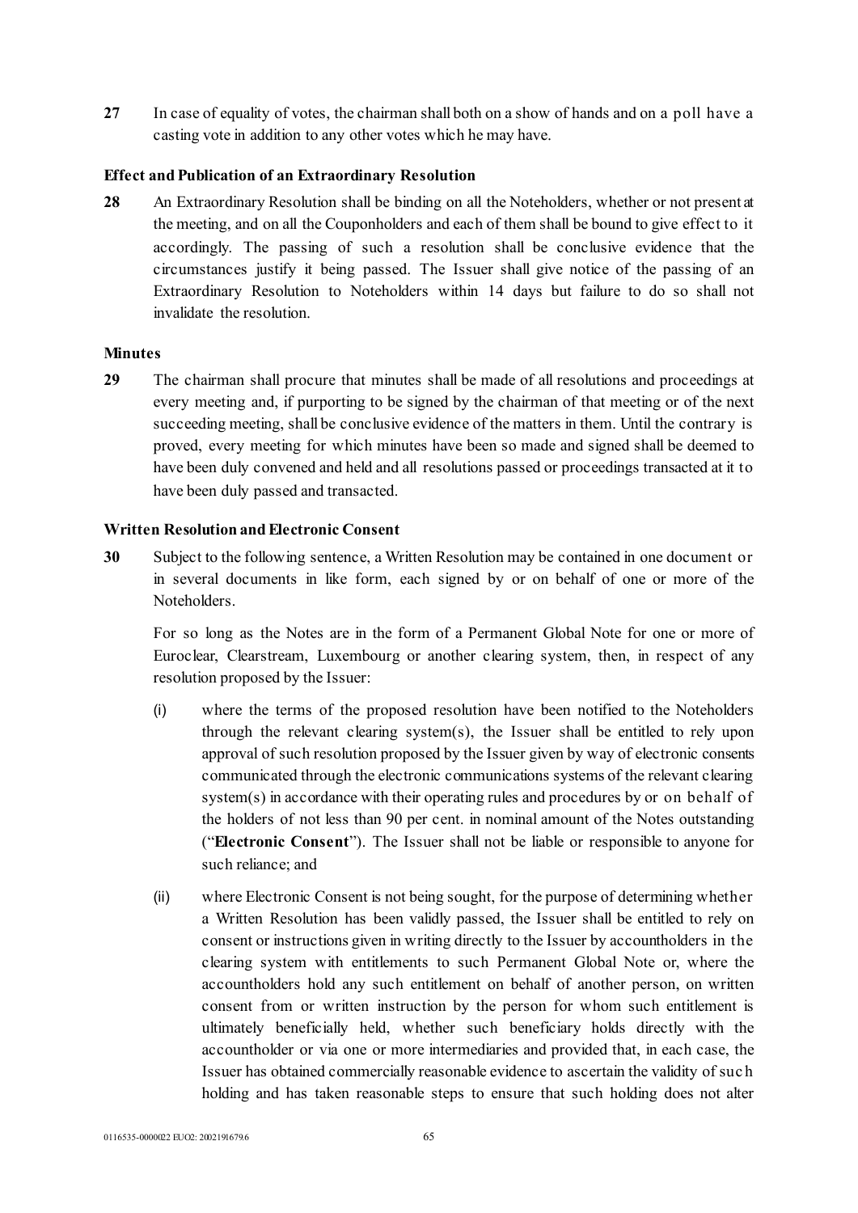**27** In case of equality of votes, the chairman shall both on a show of hands and on a poll have a casting vote in addition to any other votes which he may have.

**Effect and Publication of an Extraordinary Resolution**

**28** An Extraordinary Resolution shall be binding on all the Noteholders, whether or not present at the meeting, and on all the Couponholders and each of them shall be bound to give effect to it accordingly. The passing of such a resolution shall be conclusive evidence that the circumstances justify it being passed. The Issuer shall give notice of the passing of an Extraordinary Resolution to Noteholders within 14 days but failure to do so shall not invalidate the resolution.

**Minutes**

**29** The chairman shall procure that minutes shall be made of all resolutions and proceedings at every meeting and, if purporting to be signed by the chairman of that meeting or of the next succeeding meeting, shall be conclusive evidence of the matters in them. Until the contrary is proved, every meeting for which minutes have been so made and signed shall be deemed to have been duly convened and held and all resolutions passed or proceedings transacted at it to have been duly passed and transacted.

**Written Resolution and Electronic Consent**

**30** Subject to the following sentence, a Written Resolution may be contained in one document or in several documents in like form, each signed by or on behalf of one or more of the Noteholders.

For so long as the Notes are in the form of a Permanent Global Note for one or more of Euroclear, Clearstream, Luxembourg or another clearing system, then, in respect of any resolution proposed by the Issuer:

(i) where the terms of the proposed resolution have been notified to the Noteholders through the relevant clearing system(s), the Issuer shall be entitled to rely upon approval of such resolution proposed by the Issuer given by way of electronic consents communicated through the electronic communications systems of the relevant clearing system(s) in accordance with their operating rules and procedures by or on behalf of the holders of not less than 90 per cent. in nominal amount of the Notes outstanding ("**Electronic Consent**"). The Issuer shall not be liable or responsible to anyone for such reliance; and

(ii) where Electronic Consent is not being sought, for the purpose of determining whether a Written Resolution has been validly passed, the Issuer shall be entitled to rely on consent or instructions given in writing directly to the Issuer by accountholders in the clearing system with entitlements to such Permanent Global Note or, where the accountholders hold any such entitlement on behalf of another person, on written consent from or written instruction by the person for whom such entitlement is ultimately beneficially held, whether such beneficiary holds directly with the accountholder or via one or more intermediaries and provided that, in each case, the Issuer has obtained commercially reasonable evidence to ascertain the validity of such holding and has taken reasonable steps to ensure that such holding does not alter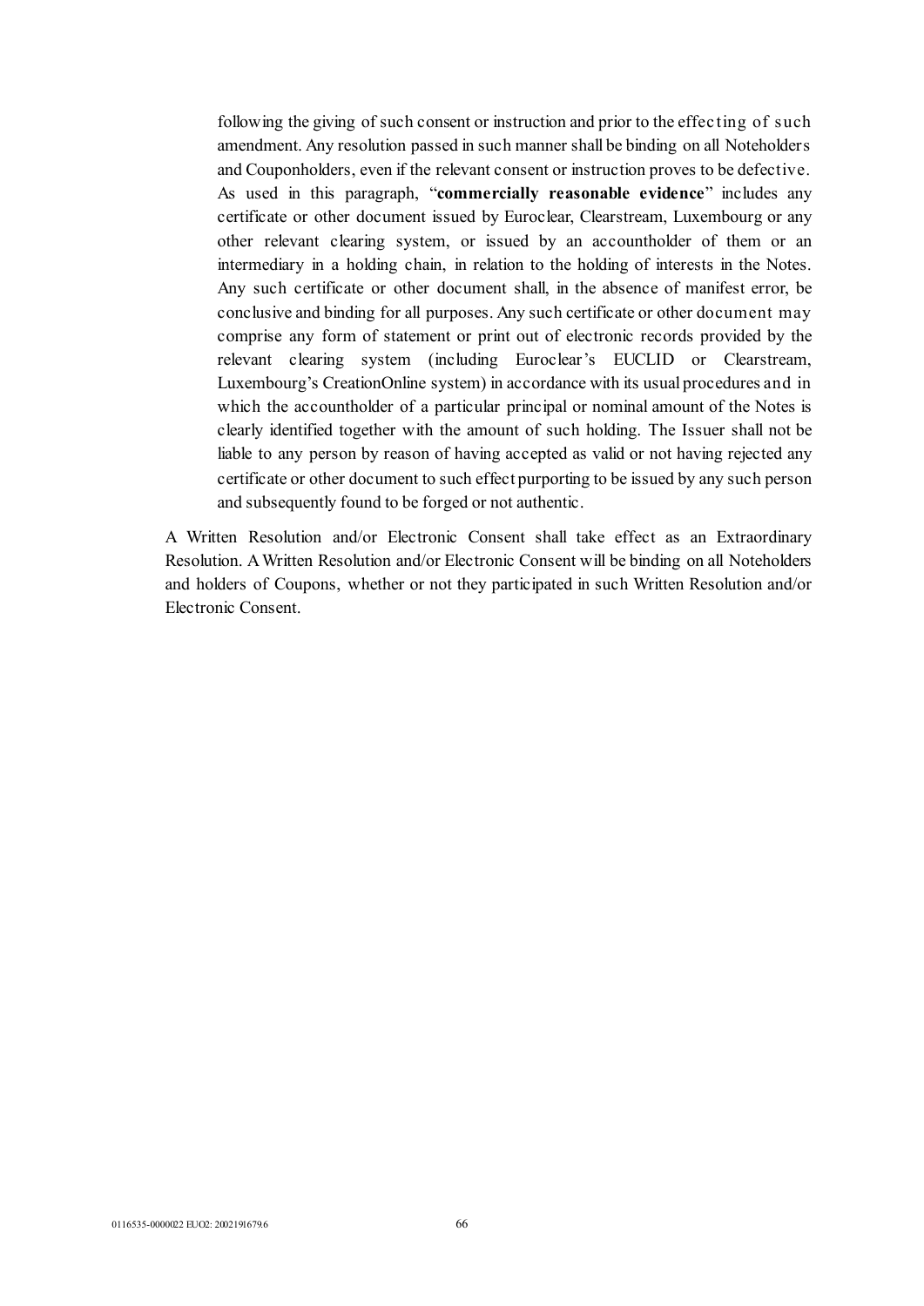following the giving of such consent or instruction and prior to the effecting of such amendment. Any resolution passed in such manner shall be binding on all Noteholders and Couponholders, even if the relevant consent or instruction proves to be defective. As used in this paragraph, "**commercially reasonable evidence**" includes any certificate or other document issued by Euroclear, Clearstream, Luxembourg or any other relevant clearing system, or issued by an accountholder of them or an intermediary in a holding chain, in relation to the holding of interests in the Notes. Any such certificate or other document shall, in the absence of manifest error, be conclusive and binding for all purposes. Any such certificate or other document may comprise any form of statement or print out of electronic records provided by the relevant clearing system (including Euroclear's EUCLID or Clearstream, Luxembourg's CreationOnline system) in accordance with its usual procedures and in which the accountholder of a particular principal or nominal amount of the Notes is clearly identified together with the amount of such holding. The Issuer shall not be liable to any person by reason of having accepted as valid or not having rejected any certificate or other document to such effect purporting to be issued by any such person and subsequently found to be forged or not authentic.

A Written Resolution and/or Electronic Consent shall take effect as an Extraordinary Resolution. A Written Resolution and/or Electronic Consent will be binding on all Noteholders and holders of Coupons, whether or not they participated in such Written Resolution and/or Electronic Consent.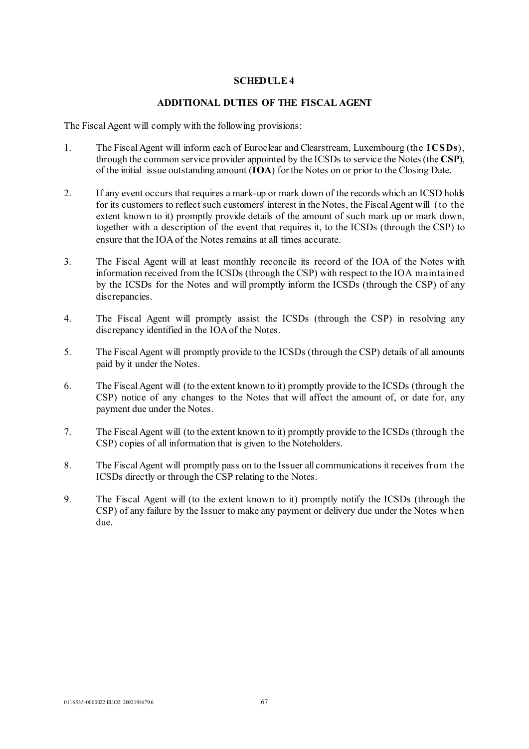# SCHEDULE 4

## ADDITIONAL DUTIES OF THE FISCAL AGENT

The Fiscal Agent will comply with the following provisions:

1. The Fiscal Agent will inform each of Euroclear and Clearstream, Luxembourg (the **ICSDs**), through the common service provider appointed by the ICSDs to service the Notes (the **CSP**), of the initial issue outstanding amount (**IOA**) for the Notes on or prior to the Closing Date.

2. If any event occurs that requires a mark-up or mark down of the records which an ICSD holds for its customers to reflect such customers' interest in the Notes, the Fiscal Agent will (to the extent known to it) promptly provide details of the amount of such mark up or mark down, together with a description of the event that requires it, to the ICSDs (through the CSP) to ensure that the IOA of the Notes remains at all times accurate.

3. The Fiscal Agent will at least monthly reconcile its record of the IOA of the Notes with information received from the ICSDs (through the CSP) with respect to the IOA maintained by the ICSDs for the Notes and will promptly inform the ICSDs (through the CSP) of any discrepancies.

4. The Fiscal Agent will promptly assist the ICSDs (through the CSP) in resolving any discrepancy identified in the IOA of the Notes.

5. The Fiscal Agent will promptly provide to the ICSDs (through the CSP) details of all amounts paid by it under the Notes.

6. The Fiscal Agent will (to the extent known to it) promptly provide to the ICSDs (through the CSP) notice of any changes to the Notes that will affect the amount of, or date for, any payment due under the Notes.

7. The Fiscal Agent will (to the extent known to it) promptly provide to the ICSDs (through the CSP) copies of all information that is given to the Noteholders.

8. The Fiscal Agent will promptly pass on to the Issuer all communications it receives from the ICSDs directly or through the CSP relating to the Notes.

9. The Fiscal Agent will (to the extent known to it) promptly notify the ICSDs (through the CSP) of any failure by the Issuer to make any payment or delivery due under the Notes when due.